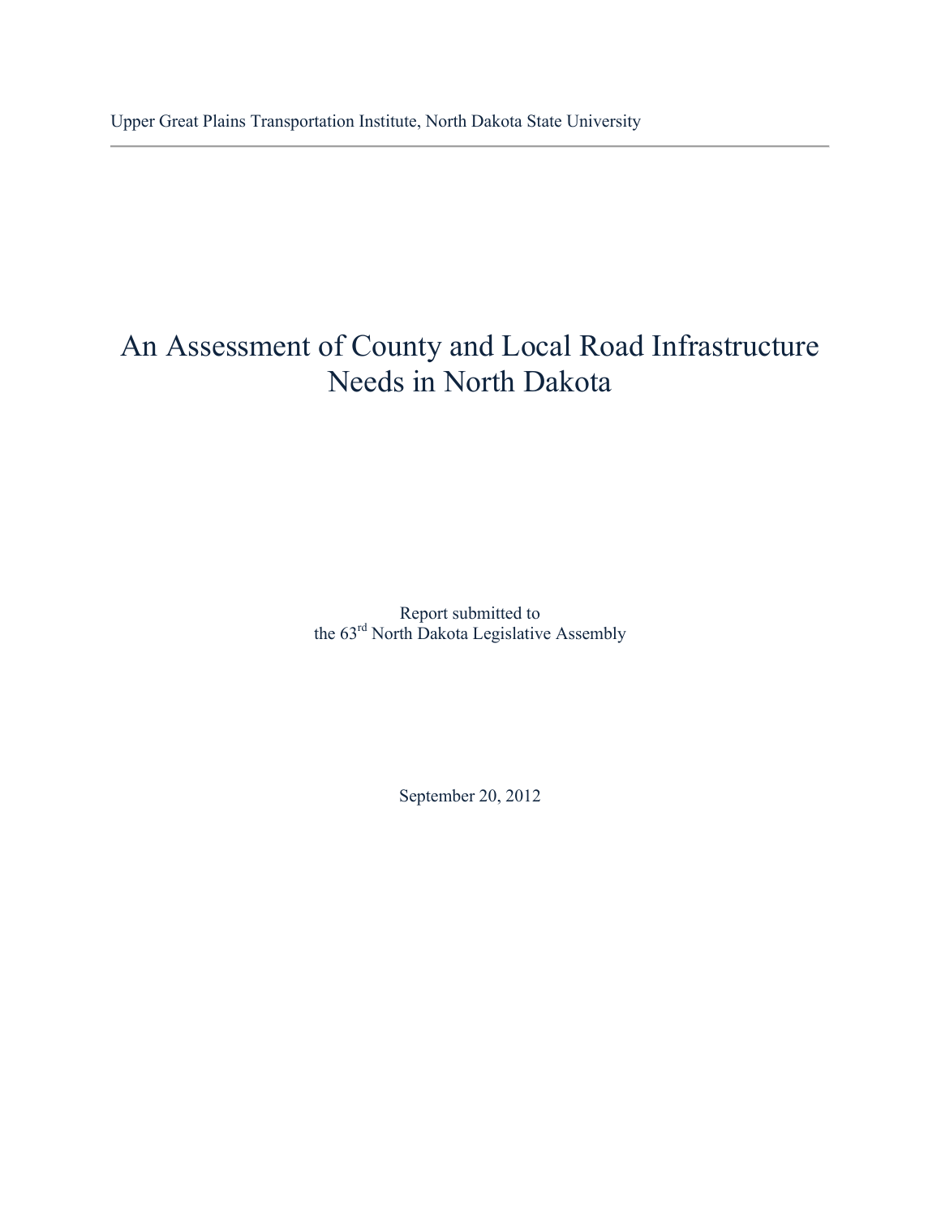Upper Great Plains Transportation Institute, North Dakota State University

# An Assessment of County and Local Road Infrastructure Needs in North Dakota

Report submitted to
the 63rd North Dakota Legislative Assembly

September 20, 2012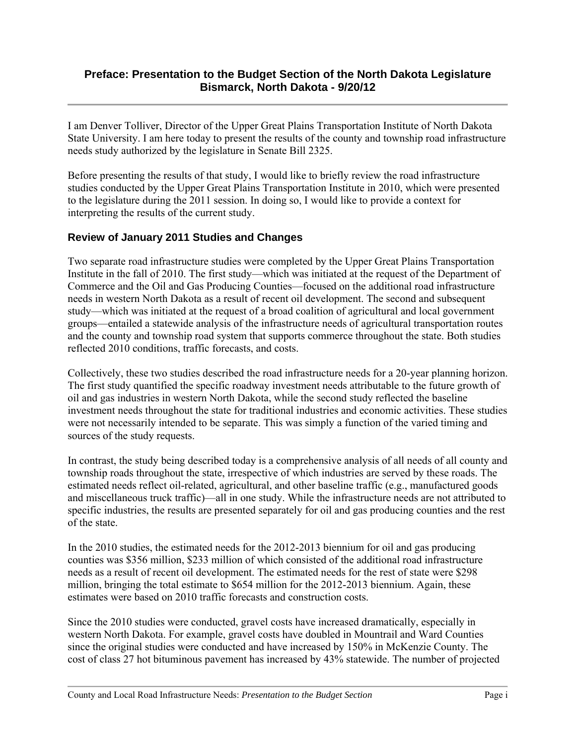## Preface: Presentation to the Budget Section of the North Dakota Legislature Bismarck, North Dakota - 9/20/12

I am Denver Tolliver, Director of the Upper Great Plains Transportation Institute of North Dakota State University. I am here today to present the results of the county and township road infrastructure needs study authorized by the legislature in Senate Bill 2325.

Before presenting the results of that study, I would like to briefly review the road infrastructure studies conducted by the Upper Great Plains Transportation Institute in 2010, which were presented to the legislature during the 2011 session. In doing so, I would like to provide a context for interpreting the results of the current study.

### Review of January 2011 Studies and Changes

Two separate road infrastructure studies were completed by the Upper Great Plains Transportation Institute in the fall of 2010. The first study—which was initiated at the request of the Department of Commerce and the Oil and Gas Producing Counties—focused on the additional road infrastructure needs in western North Dakota as a result of recent oil development. The second and subsequent study—which was initiated at the request of a broad coalition of agricultural and local government groups—entailed a statewide analysis of the infrastructure needs of agricultural transportation routes and the county and township road system that supports commerce throughout the state. Both studies reflected 2010 conditions, traffic forecasts, and costs.

Collectively, these two studies described the road infrastructure needs for a 20-year planning horizon. The first study quantified the specific roadway investment needs attributable to the future growth of oil and gas industries in western North Dakota, while the second study reflected the baseline investment needs throughout the state for traditional industries and economic activities. These studies were not necessarily intended to be separate. This was simply a function of the varied timing and sources of the study requests.

In contrast, the study being described today is a comprehensive analysis of all needs of all county and township roads throughout the state, irrespective of which industries are served by these roads. The estimated needs reflect oil-related, agricultural, and other baseline traffic (e.g., manufactured goods and miscellaneous truck traffic)—all in one study. While the infrastructure needs are not attributed to specific industries, the results are presented separately for oil and gas producing counties and the rest of the state.

In the 2010 studies, the estimated needs for the 2012-2013 biennium for oil and gas producing counties was $356 million, $233 million of which consisted of the additional road infrastructure needs as a result of recent oil development. The estimated needs for the rest of state were $298 million, bringing the total estimate to $654 million for the 2012-2013 biennium. Again, these estimates were based on 2010 traffic forecasts and construction costs.

Since the 2010 studies were conducted, gravel costs have increased dramatically, especially in western North Dakota. For example, gravel costs have doubled in Mountrail and Ward Counties since the original studies were conducted and have increased by 150% in McKenzie County. The cost of class 27 hot bituminous pavement has increased by 43% statewide. The number of projected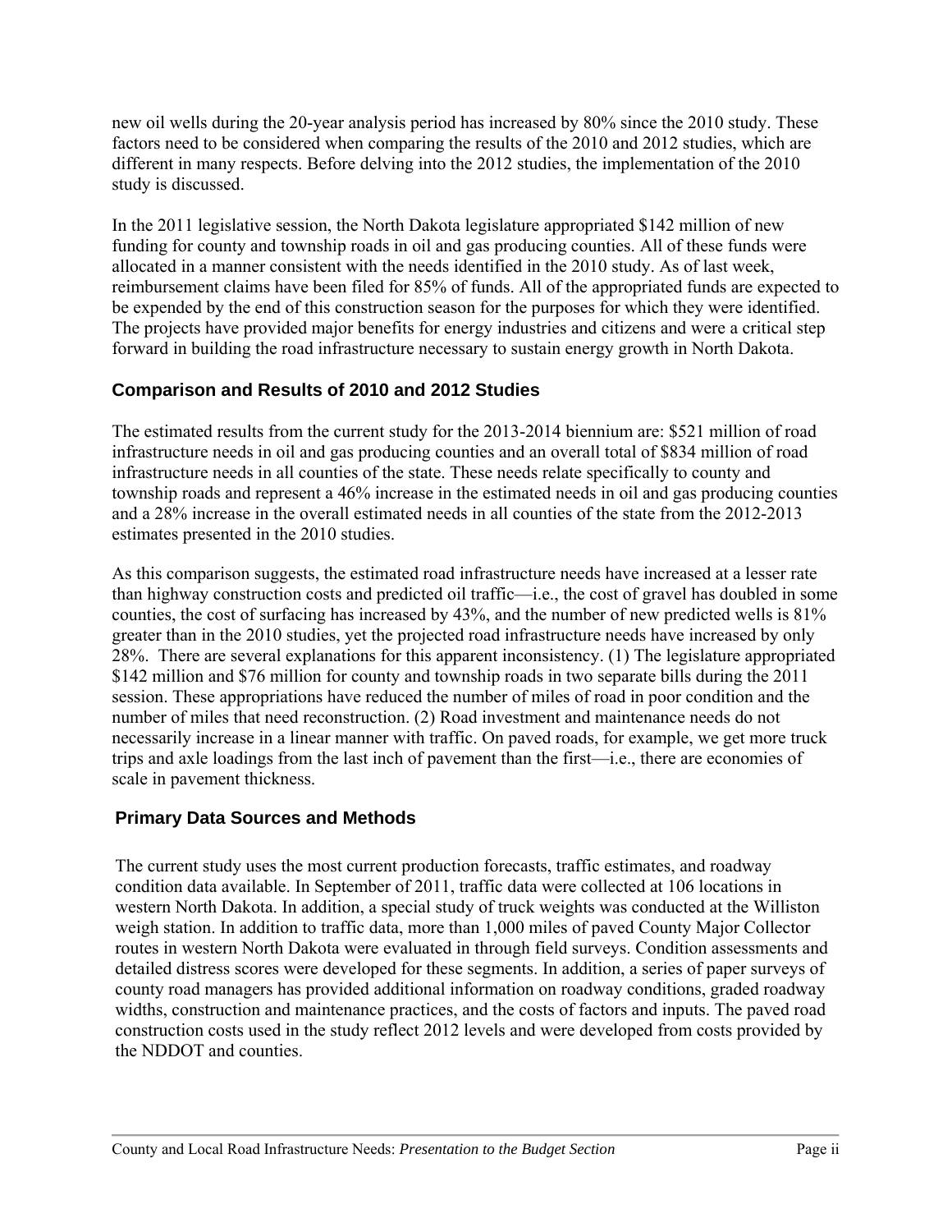new oil wells during the 20-year analysis period has increased by 80% since the 2010 study. These factors need to be considered when comparing the results of the 2010 and 2012 studies, which are different in many respects. Before delving into the 2012 studies, the implementation of the 2010 study is discussed.

In the 2011 legislative session, the North Dakota legislature appropriated $142 million of new funding for county and township roads in oil and gas producing counties. All of these funds were allocated in a manner consistent with the needs identified in the 2010 study. As of last week, reimbursement claims have been filed for 85% of funds. All of the appropriated funds are expected to be expended by the end of this construction season for the purposes for which they were identified. The projects have provided major benefits for energy industries and citizens and were a critical step forward in building the road infrastructure necessary to sustain energy growth in North Dakota.

## Comparison and Results of 2010 and 2012 Studies

The estimated results from the current study for the 2013-2014 biennium are: $521 million of road infrastructure needs in oil and gas producing counties and an overall total of $834 million of road infrastructure needs in all counties of the state. These needs relate specifically to county and township roads and represent a 46% increase in the estimated needs in oil and gas producing counties and a 28% increase in the overall estimated needs in all counties of the state from the 2012-2013 estimates presented in the 2010 studies.

As this comparison suggests, the estimated road infrastructure needs have increased at a lesser rate than highway construction costs and predicted oil traffic—i.e., the cost of gravel has doubled in some counties, the cost of surfacing has increased by 43%, and the number of new predicted wells is 81% greater than in the 2010 studies, yet the projected road infrastructure needs have increased by only 28%. There are several explanations for this apparent inconsistency. (1) The legislature appropriated $142 million and $76 million for county and township roads in two separate bills during the 2011 session. These appropriations have reduced the number of miles of road in poor condition and the number of miles that need reconstruction. (2) Road investment and maintenance needs do not necessarily increase in a linear manner with traffic. On paved roads, for example, we get more truck trips and axle loadings from the last inch of pavement than the first—i.e., there are economies of scale in pavement thickness.

## Primary Data Sources and Methods

The current study uses the most current production forecasts, traffic estimates, and roadway condition data available. In September of 2011, traffic data were collected at 106 locations in western North Dakota. In addition, a special study of truck weights was conducted at the Williston weigh station. In addition to traffic data, more than 1,000 miles of paved County Major Collector routes in western North Dakota were evaluated in through field surveys. Condition assessments and detailed distress scores were developed for these segments. In addition, a series of paper surveys of county road managers has provided additional information on roadway conditions, graded roadway widths, construction and maintenance practices, and the costs of factors and inputs. The paved road construction costs used in the study reflect 2012 levels and were developed from costs provided by the NDDOT and counties.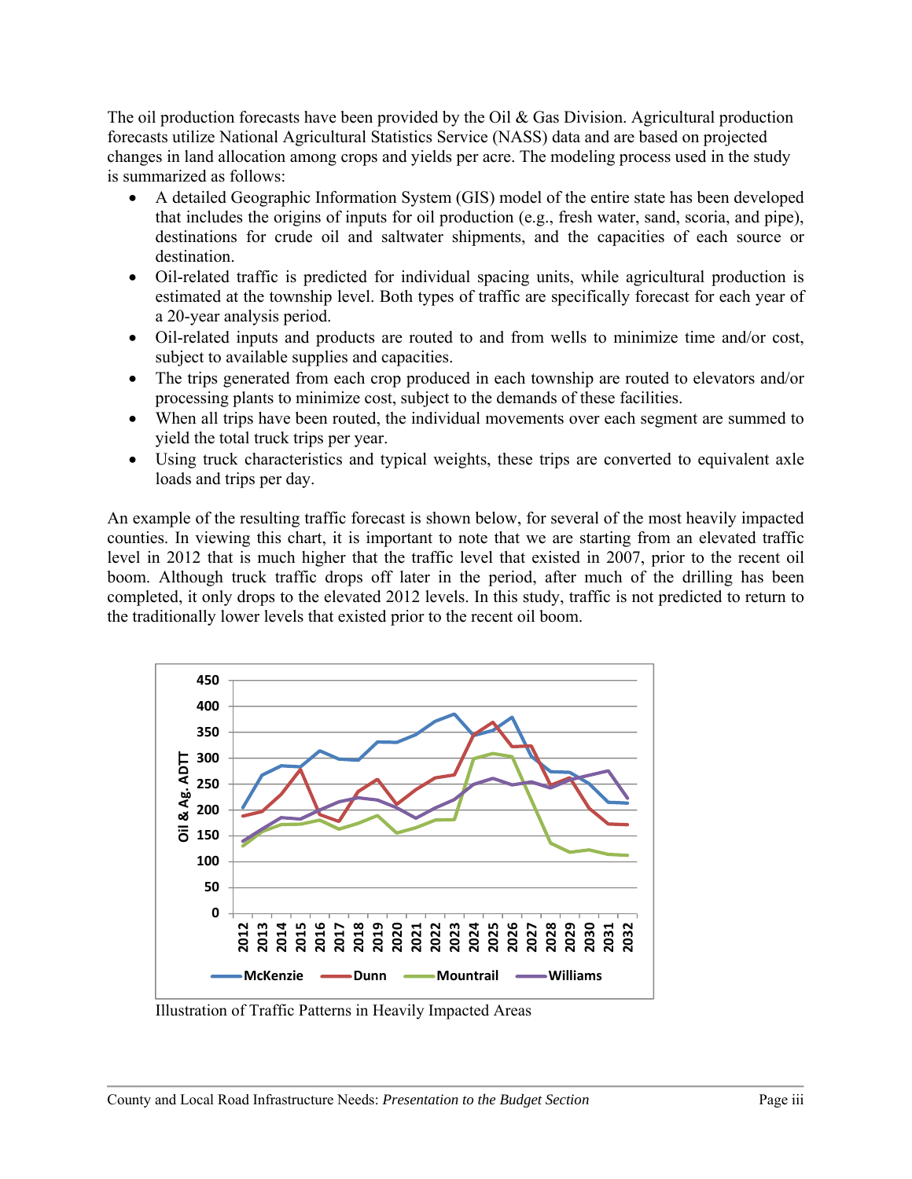The oil production forecasts have been provided by the Oil & Gas Division. Agricultural production forecasts utilize National Agricultural Statistics Service (NASS) data and are based on projected changes in land allocation among crops and yields per acre. The modeling process used in the study is summarized as follows:

- A detailed Geographic Information System (GIS) model of the entire state has been developed that includes the origins of inputs for oil production (e.g., fresh water, sand, scoria, and pipe), destinations for crude oil and saltwater shipments, and the capacities of each source or destination.
- Oil-related traffic is predicted for individual spacing units, while agricultural production is estimated at the township level. Both types of traffic are specifically forecast for each year of a 20-year analysis period.
- Oil-related inputs and products are routed to and from wells to minimize time and/or cost, subject to available supplies and capacities.
- The trips generated from each crop produced in each township are routed to elevators and/or processing plants to minimize cost, subject to the demands of these facilities.
- When all trips have been routed, the individual movements over each segment are summed to yield the total truck trips per year.
- Using truck characteristics and typical weights, these trips are converted to equivalent axle loads and trips per day.

An example of the resulting traffic forecast is shown below, for several of the most heavily impacted counties. In viewing this chart, it is important to note that we are starting from an elevated traffic level in 2012 that is much higher that the traffic level that existed in 2007, prior to the recent oil boom. Although truck traffic drops off later in the period, after much of the drilling has been completed, it only drops to the elevated 2012 levels. In this study, traffic is not predicted to return to the traditionally lower levels that existed prior to the recent oil boom.

Illustration of Traffic Patterns in Heavily Impacted Areas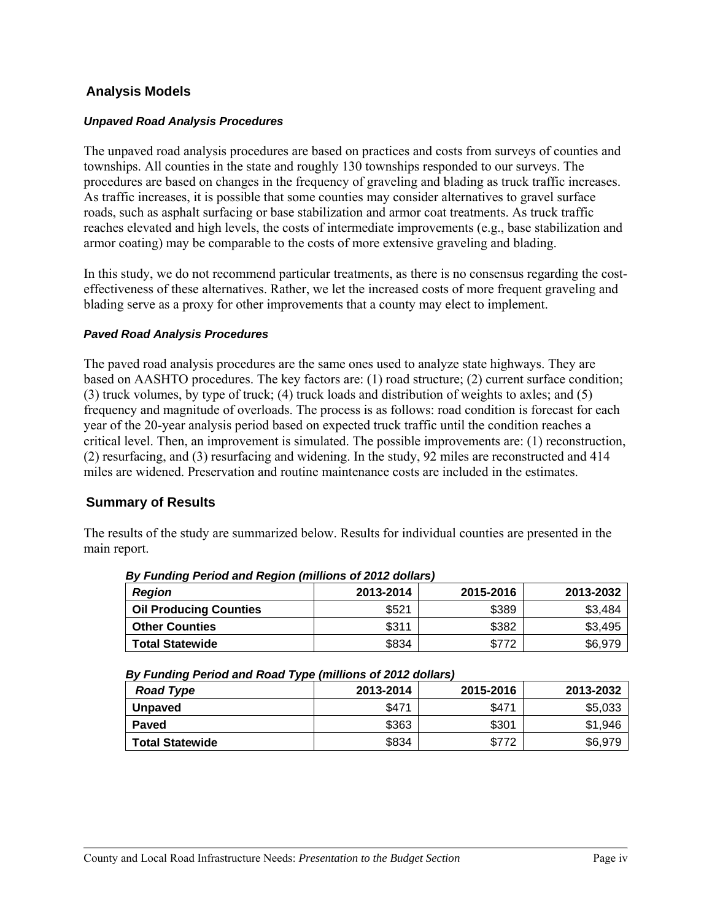## Analysis Models

### *Unpaved Road Analysis Procedures*

The unpaved road analysis procedures are based on practices and costs from surveys of counties and townships. All counties in the state and roughly 130 townships responded to our surveys. The procedures are based on changes in the frequency of graveling and blading as truck traffic increases. As traffic increases, it is possible that some counties may consider alternatives to gravel surface roads, such as asphalt surfacing or base stabilization and armor coat treatments. As truck traffic reaches elevated and high levels, the costs of intermediate improvements (e.g., base stabilization and armor coating) may be comparable to the costs of more extensive graveling and blading.

In this study, we do not recommend particular treatments, as there is no consensus regarding the cost-effectiveness of these alternatives. Rather, we let the increased costs of more frequent graveling and blading serve as a proxy for other improvements that a county may elect to implement.

### *Paved Road Analysis Procedures*

The paved road analysis procedures are the same ones used to analyze state highways. They are based on AASHTO procedures. The key factors are: (1) road structure; (2) current surface condition; (3) truck volumes, by type of truck; (4) truck loads and distribution of weights to axles; and (5) frequency and magnitude of overloads. The process is as follows: road condition is forecast for each year of the 20-year analysis period based on expected truck traffic until the condition reaches a critical level. Then, an improvement is simulated. The possible improvements are: (1) reconstruction, (2) resurfacing, and (3) resurfacing and widening. In the study, 92 miles are reconstructed and 414 miles are widened. Preservation and routine maintenance costs are included in the estimates.

## Summary of Results

The results of the study are summarized below. Results for individual counties are presented in the main report.

***By Funding Period and Region (millions of 2012 dollars)***

| ***Region*** | **2013-2014** | **2015-2016** | **2013-2032** |
|---|---:|---:|---:|
| **Oil Producing Counties** | $521 | $389 | $3,484 |
| **Other Counties** | $311 | $382 | $3,495 |
| **Total Statewide** | $834 | $772 | $6,979 |

***By Funding Period and Road Type (millions of 2012 dollars)***

| ***Road Type*** | **2013-2014** | **2015-2016** | **2013-2032** |
|---|---:|---:|---:|
| **Unpaved** | $471 | $471 | $5,033 |
| **Paved** | $363 | $301 | $1,946 |
| **Total Statewide** | $834 | $772 | $6,979 |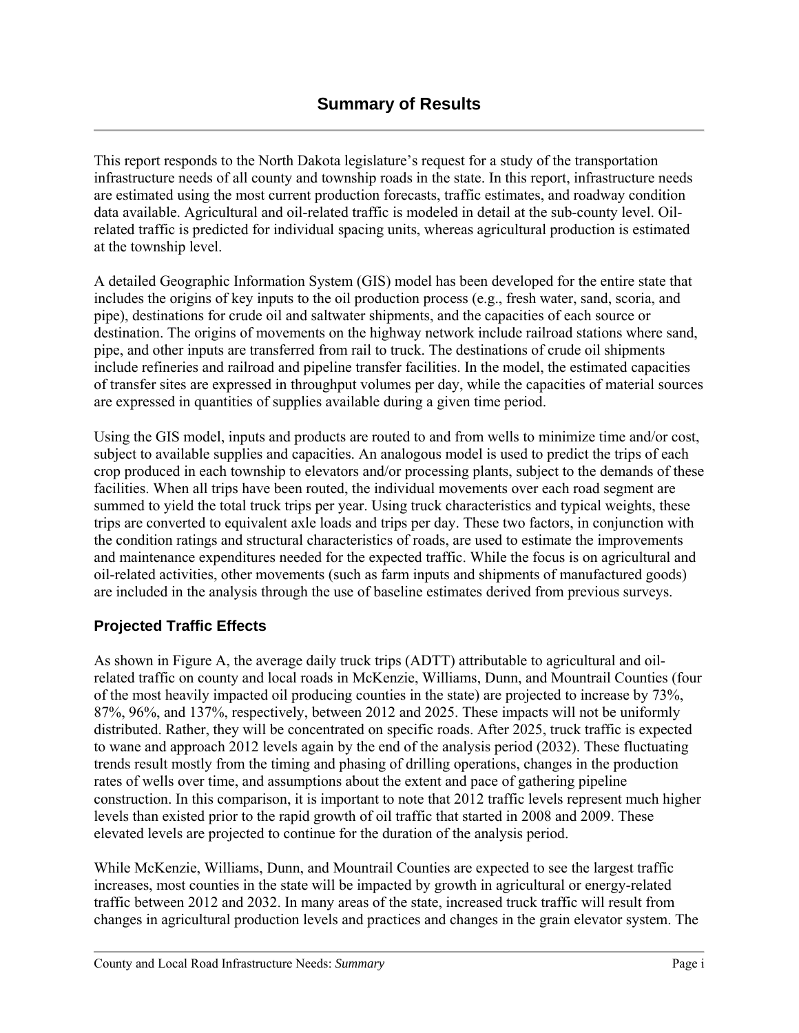# Summary of Results

This report responds to the North Dakota legislature's request for a study of the transportation infrastructure needs of all county and township roads in the state. In this report, infrastructure needs are estimated using the most current production forecasts, traffic estimates, and roadway condition data available. Agricultural and oil-related traffic is modeled in detail at the sub-county level. Oil-related traffic is predicted for individual spacing units, whereas agricultural production is estimated at the township level.

A detailed Geographic Information System (GIS) model has been developed for the entire state that includes the origins of key inputs to the oil production process (e.g., fresh water, sand, scoria, and pipe), destinations for crude oil and saltwater shipments, and the capacities of each source or destination. The origins of movements on the highway network include railroad stations where sand, pipe, and other inputs are transferred from rail to truck. The destinations of crude oil shipments include refineries and railroad and pipeline transfer facilities. In the model, the estimated capacities of transfer sites are expressed in throughput volumes per day, while the capacities of material sources are expressed in quantities of supplies available during a given time period.

Using the GIS model, inputs and products are routed to and from wells to minimize time and/or cost, subject to available supplies and capacities. An analogous model is used to predict the trips of each crop produced in each township to elevators and/or processing plants, subject to the demands of these facilities. When all trips have been routed, the individual movements over each road segment are summed to yield the total truck trips per year. Using truck characteristics and typical weights, these trips are converted to equivalent axle loads and trips per day. These two factors, in conjunction with the condition ratings and structural characteristics of roads, are used to estimate the improvements and maintenance expenditures needed for the expected traffic. While the focus is on agricultural and oil-related activities, other movements (such as farm inputs and shipments of manufactured goods) are included in the analysis through the use of baseline estimates derived from previous surveys.

## Projected Traffic Effects

As shown in Figure A, the average daily truck trips (ADTT) attributable to agricultural and oil-related traffic on county and local roads in McKenzie, Williams, Dunn, and Mountrail Counties (four of the most heavily impacted oil producing counties in the state) are projected to increase by 73%, 87%, 96%, and 137%, respectively, between 2012 and 2025. These impacts will not be uniformly distributed. Rather, they will be concentrated on specific roads. After 2025, truck traffic is expected to wane and approach 2012 levels again by the end of the analysis period (2032). These fluctuating trends result mostly from the timing and phasing of drilling operations, changes in the production rates of wells over time, and assumptions about the extent and pace of gathering pipeline construction. In this comparison, it is important to note that 2012 traffic levels represent much higher levels than existed prior to the rapid growth of oil traffic that started in 2008 and 2009. These elevated levels are projected to continue for the duration of the analysis period.

While McKenzie, Williams, Dunn, and Mountrail Counties are expected to see the largest traffic increases, most counties in the state will be impacted by growth in agricultural or energy-related traffic between 2012 and 2032. In many areas of the state, increased truck traffic will result from changes in agricultural production levels and practices and changes in the grain elevator system. The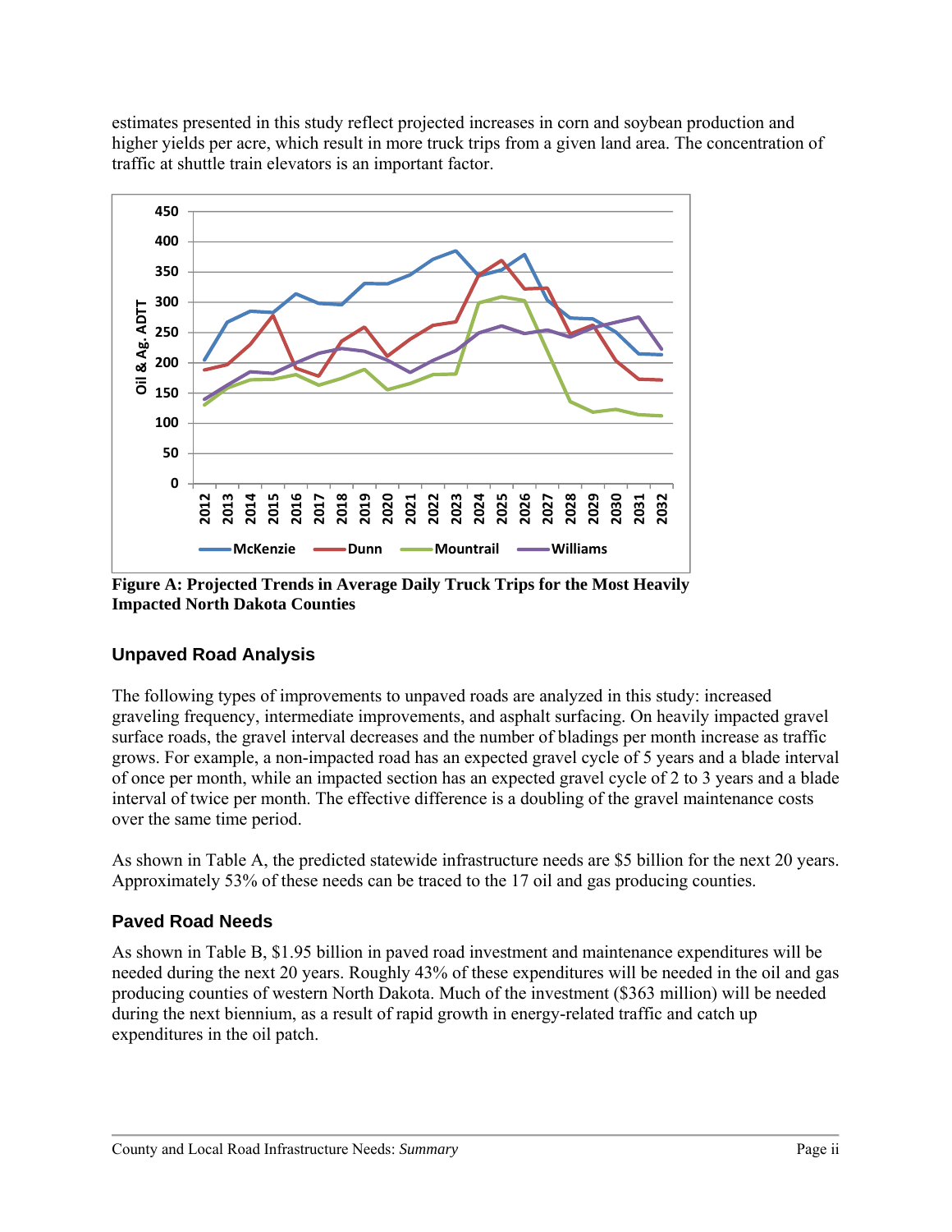estimates presented in this study reflect projected increases in corn and soybean production and higher yields per acre, which result in more truck trips from a given land area. The concentration of traffic at shuttle train elevators is an important factor.

**Figure A: Projected Trends in Average Daily Truck Trips for the Most Heavily Impacted North Dakota Counties**

## Unpaved Road Analysis

The following types of improvements to unpaved roads are analyzed in this study: increased graveling frequency, intermediate improvements, and asphalt surfacing. On heavily impacted gravel surface roads, the gravel interval decreases and the number of bladings per month increase as traffic grows. For example, a non-impacted road has an expected gravel cycle of 5 years and a blade interval of once per month, while an impacted section has an expected gravel cycle of 2 to 3 years and a blade interval of twice per month. The effective difference is a doubling of the gravel maintenance costs over the same time period.

As shown in Table A, the predicted statewide infrastructure needs are $5 billion for the next 20 years. Approximately 53% of these needs can be traced to the 17 oil and gas producing counties.

## Paved Road Needs

As shown in Table B, $1.95 billion in paved road investment and maintenance expenditures will be needed during the next 20 years. Roughly 43% of these expenditures will be needed in the oil and gas producing counties of western North Dakota. Much of the investment ($363 million) will be needed during the next biennium, as a result of rapid growth in energy-related traffic and catch up expenditures in the oil patch.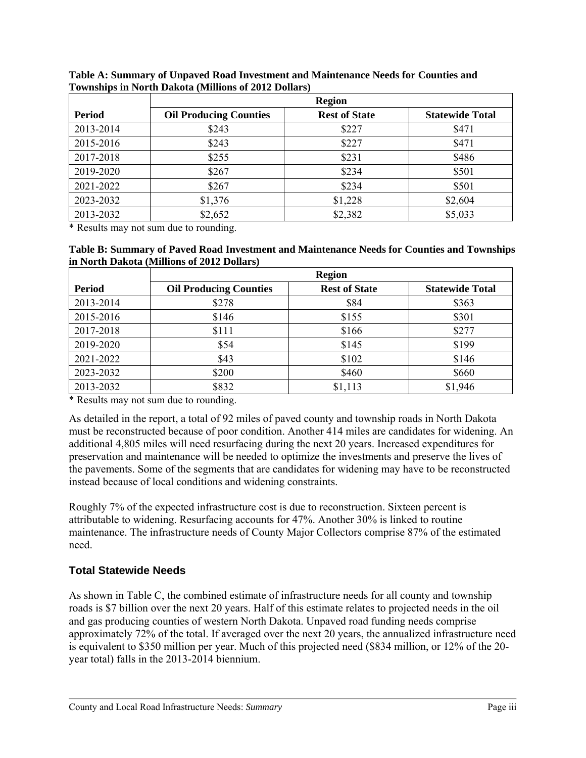**Table A: Summary of Unpaved Road Investment and Maintenance Needs for Counties and Townships in North Dakota (Millions of 2012 Dollars)**

| | Region | | |
|---|---|---|---|
| **Period** | **Oil Producing Counties** | **Rest of State** | **Statewide Total** |
| 2013-2014 | $243 | $227 | $471 |
| 2015-2016 | $243 | $227 | $471 |
| 2017-2018 | $255 | $231 | $486 |
| 2019-2020 | $267 | $234 | $501 |
| 2021-2022 | $267 | $234 | $501 |
| 2023-2032 | $1,376 | $1,228 | $2,604 |
| 2013-2032 | $2,652 | $2,382 | $5,033 |

* Results may not sum due to rounding.

**Table B: Summary of Paved Road Investment and Maintenance Needs for Counties and Townships in North Dakota (Millions of 2012 Dollars)**

| | Region | | |
|---|---|---|---|
| **Period** | **Oil Producing Counties** | **Rest of State** | **Statewide Total** |
| 2013-2014 | $278 | $84 | $363 |
| 2015-2016 | $146 | $155 | $301 |
| 2017-2018 | $111 | $166 | $277 |
| 2019-2020 | $54 | $145 | $199 |
| 2021-2022 | $43 | $102 | $146 |
| 2023-2032 | $200 | $460 | $660 |
| 2013-2032 | $832 | $1,113 | $1,946 |

* Results may not sum due to rounding.

As detailed in the report, a total of 92 miles of paved county and township roads in North Dakota must be reconstructed because of poor condition. Another 414 miles are candidates for widening. An additional 4,805 miles will need resurfacing during the next 20 years. Increased expenditures for preservation and maintenance will be needed to optimize the investments and preserve the lives of the pavements. Some of the segments that are candidates for widening may have to be reconstructed instead because of local conditions and widening constraints.

Roughly 7% of the expected infrastructure cost is due to reconstruction. Sixteen percent is attributable to widening. Resurfacing accounts for 47%. Another 30% is linked to routine maintenance. The infrastructure needs of County Major Collectors comprise 87% of the estimated need.

## Total Statewide Needs

As shown in Table C, the combined estimate of infrastructure needs for all county and township roads is $7 billion over the next 20 years. Half of this estimate relates to projected needs in the oil and gas producing counties of western North Dakota. Unpaved road funding needs comprise approximately 72% of the total. If averaged over the next 20 years, the annualized infrastructure need is equivalent to $350 million per year. Much of this projected need ($834 million, or 12% of the 20-year total) falls in the 2013-2014 biennium.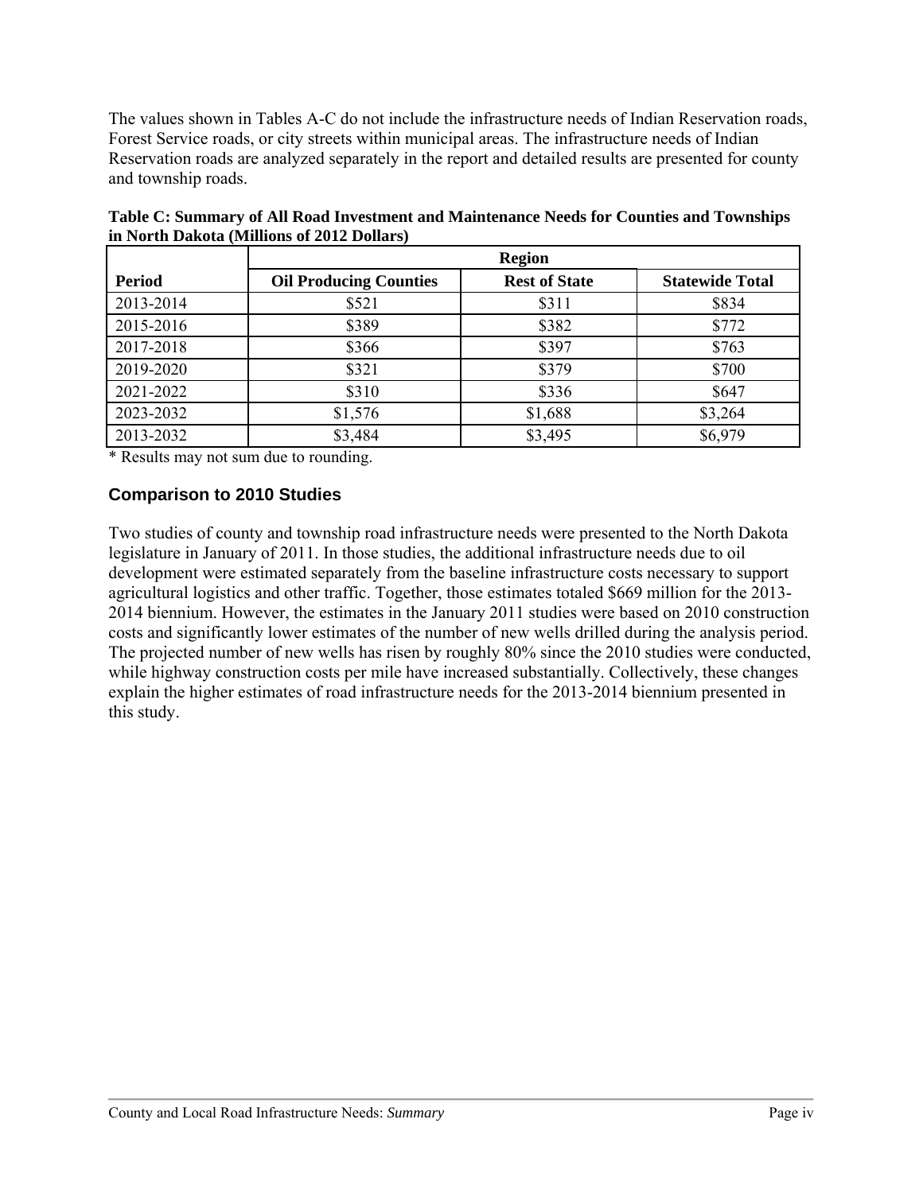The values shown in Tables A-C do not include the infrastructure needs of Indian Reservation roads, Forest Service roads, or city streets within municipal areas. The infrastructure needs of Indian Reservation roads are analyzed separately in the report and detailed results are presented for county and township roads.

**Table C: Summary of All Road Investment and Maintenance Needs for Counties and Townships in North Dakota (Millions of 2012 Dollars)**

| | Region | | |
|---|---|---|---|
| **Period** | **Oil Producing Counties** | **Rest of State** | **Statewide Total** |
| 2013-2014 | $521 | $311 | $834 |
| 2015-2016 | $389 | $382 | $772 |
| 2017-2018 | $366 | $397 | $763 |
| 2019-2020 | $321 | $379 | $700 |
| 2021-2022 | $310 | $336 | $647 |
| 2023-2032 | $1,576 | $1,688 | $3,264 |
| 2013-2032 | $3,484 | $3,495 | $6,979 |

* Results may not sum due to rounding.

## Comparison to 2010 Studies

Two studies of county and township road infrastructure needs were presented to the North Dakota legislature in January of 2011. In those studies, the additional infrastructure needs due to oil development were estimated separately from the baseline infrastructure costs necessary to support agricultural logistics and other traffic. Together, those estimates totaled $669 million for the 2013-2014 biennium. However, the estimates in the January 2011 studies were based on 2010 construction costs and significantly lower estimates of the number of new wells drilled during the analysis period. The projected number of new wells has risen by roughly 80% since the 2010 studies were conducted, while highway construction costs per mile have increased substantially. Collectively, these changes explain the higher estimates of road infrastructure needs for the 2013-2014 biennium presented in this study.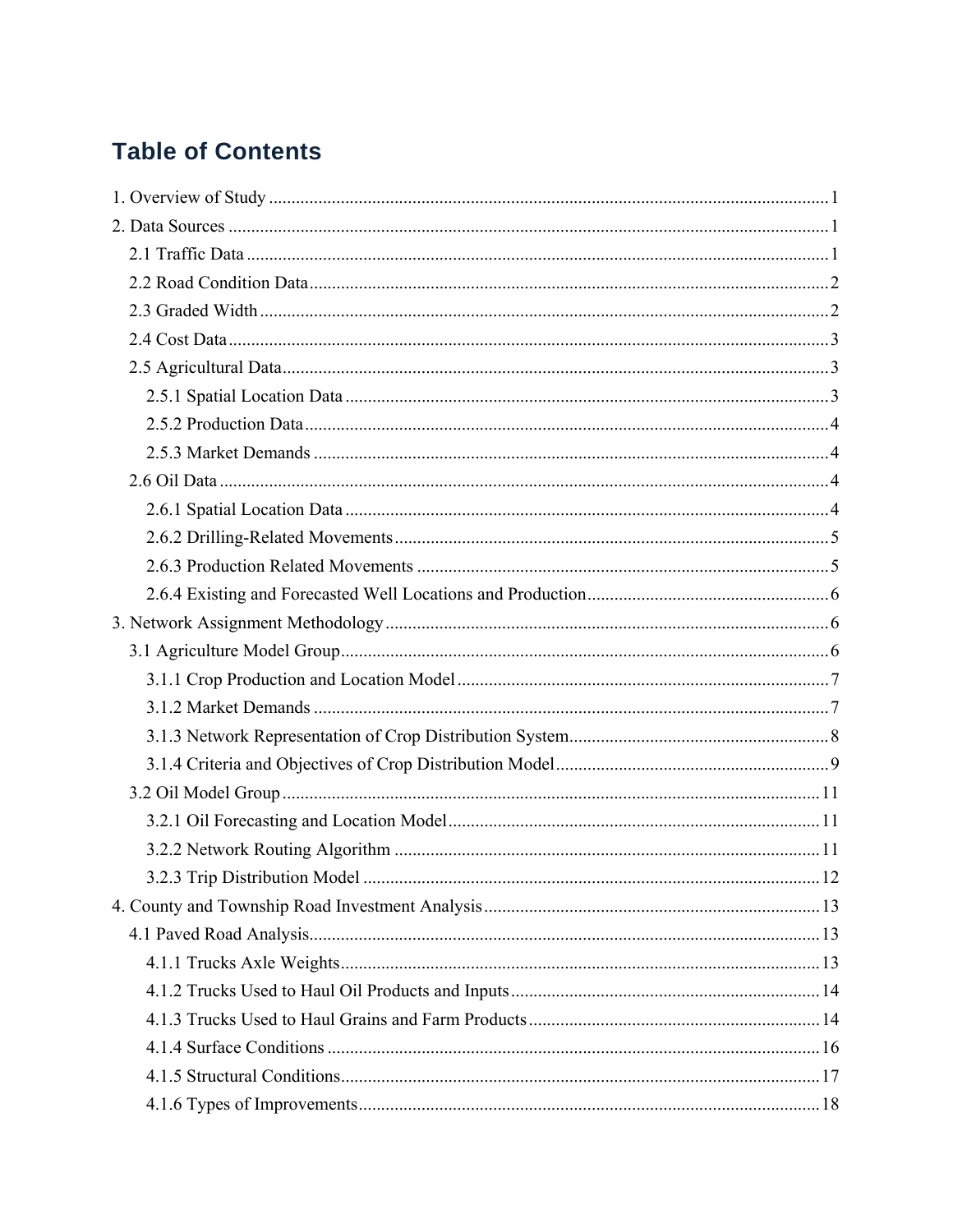# Table of Contents

1. Overview of Study ..... 1
2. Data Sources ..... 1
   - 2.1 Traffic Data ..... 1
   - 2.2 Road Condition Data ..... 2
   - 2.3 Graded Width ..... 2
   - 2.4 Cost Data ..... 3
   - 2.5 Agricultural Data ..... 3
     - 2.5.1 Spatial Location Data ..... 3
     - 2.5.2 Production Data ..... 4
     - 2.5.3 Market Demands ..... 4
   - 2.6 Oil Data ..... 4
     - 2.6.1 Spatial Location Data ..... 4
     - 2.6.2 Drilling-Related Movements ..... 5
     - 2.6.3 Production Related Movements ..... 5
     - 2.6.4 Existing and Forecasted Well Locations and Production ..... 6
3. Network Assignment Methodology ..... 6
   - 3.1 Agriculture Model Group ..... 6
     - 3.1.1 Crop Production and Location Model ..... 7
     - 3.1.2 Market Demands ..... 7
     - 3.1.3 Network Representation of Crop Distribution System ..... 8
     - 3.1.4 Criteria and Objectives of Crop Distribution Model ..... 9
   - 3.2 Oil Model Group ..... 11
     - 3.2.1 Oil Forecasting and Location Model ..... 11
     - 3.2.2 Network Routing Algorithm ..... 11
     - 3.2.3 Trip Distribution Model ..... 12
4. County and Township Road Investment Analysis ..... 13
   - 4.1 Paved Road Analysis ..... 13
     - 4.1.1 Trucks Axle Weights ..... 13
     - 4.1.2 Trucks Used to Haul Oil Products and Inputs ..... 14
     - 4.1.3 Trucks Used to Haul Grains and Farm Products ..... 14
     - 4.1.4 Surface Conditions ..... 16
     - 4.1.5 Structural Conditions ..... 17
     - 4.1.6 Types of Improvements ..... 18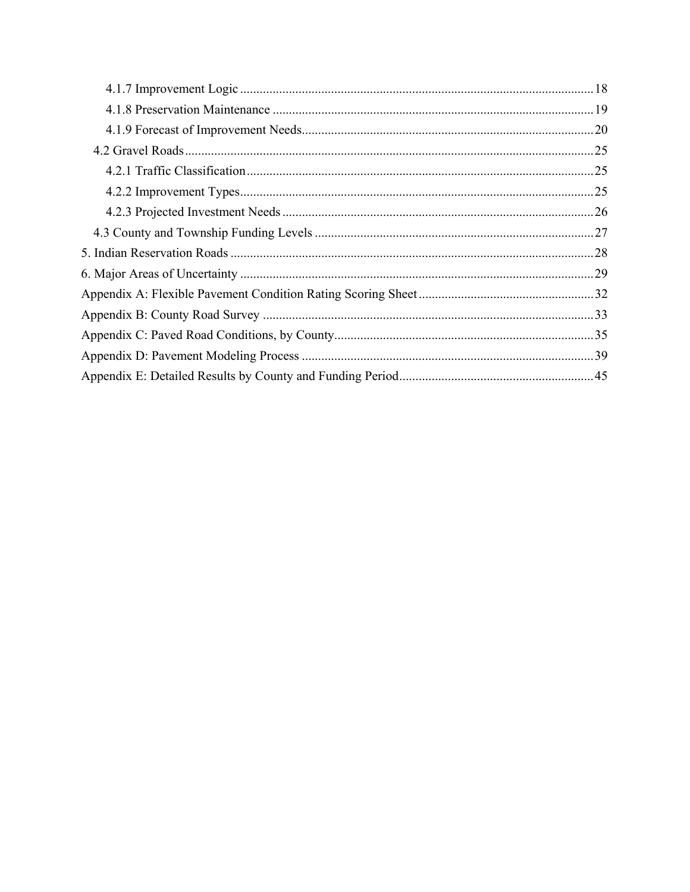4.1.7 Improvement Logic ........................................................................................................... 18

4.1.8 Preservation Maintenance ................................................................................................. 19

4.1.9 Forecast of Improvement Needs........................................................................................ 20

4.2 Gravel Roads ............................................................................................................................ 25

4.2.1 Traffic Classification ......................................................................................................... 25

4.2.2 Improvement Types ........................................................................................................... 25

4.2.3 Projected Investment Needs .............................................................................................. 26

4.3 County and Township Funding Levels .................................................................................... 27

5. Indian Reservation Roads ............................................................................................................... 28

6. Major Areas of Uncertainty ............................................................................................................ 29

Appendix A: Flexible Pavement Condition Rating Scoring Sheet ..................................................... 32

Appendix B: County Road Survey ..................................................................................................... 33

Appendix C: Paved Road Conditions, by County .............................................................................. 35

Appendix D: Pavement Modeling Process ........................................................................................ 39

Appendix E: Detailed Results by County and Funding Period .......................................................... 45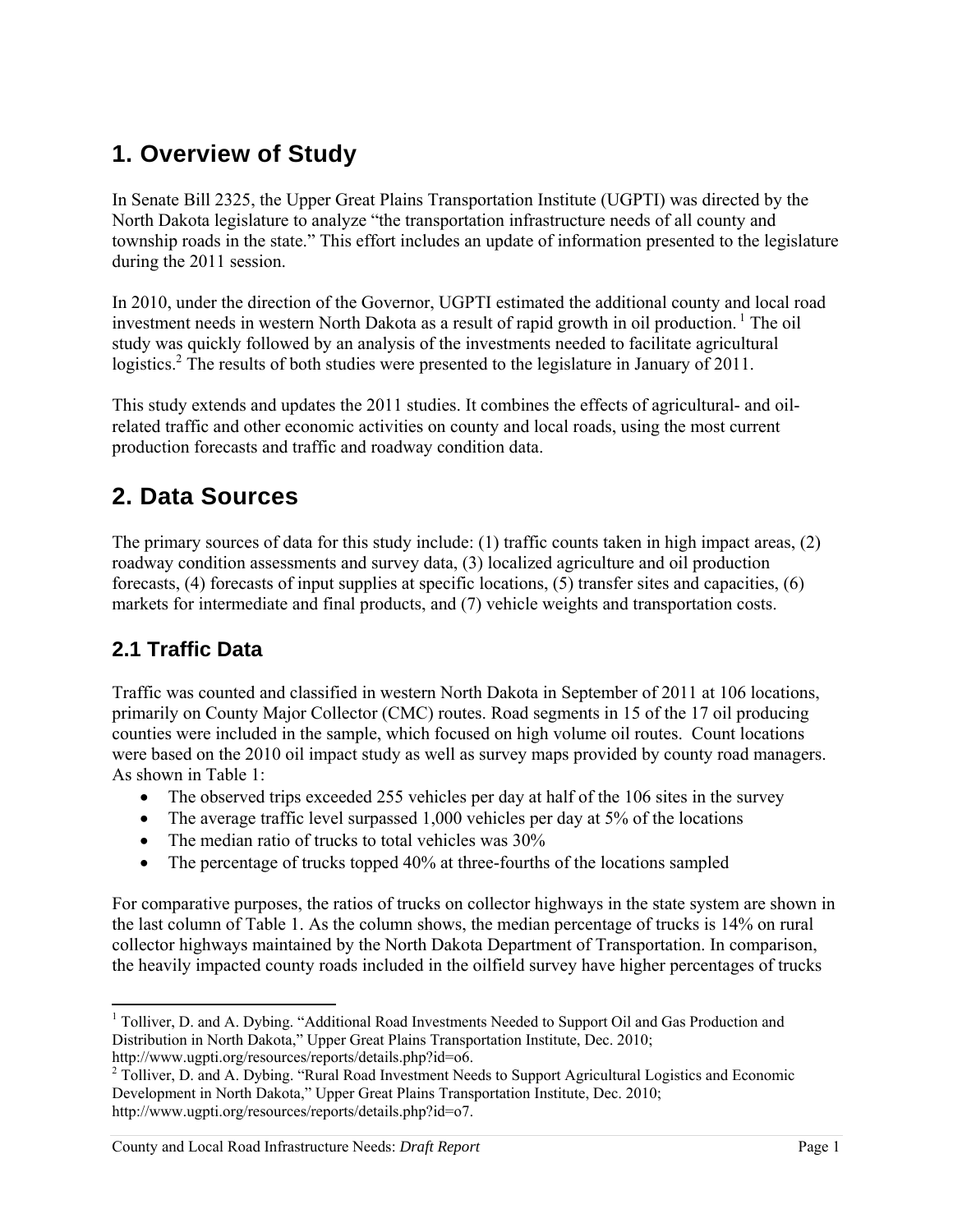# 1. Overview of Study

In Senate Bill 2325, the Upper Great Plains Transportation Institute (UGPTI) was directed by the North Dakota legislature to analyze "the transportation infrastructure needs of all county and township roads in the state." This effort includes an update of information presented to the legislature during the 2011 session.

In 2010, under the direction of the Governor, UGPTI estimated the additional county and local road investment needs in western North Dakota as a result of rapid growth in oil production.[1] The oil study was quickly followed by an analysis of the investments needed to facilitate agricultural logistics.[2] The results of both studies were presented to the legislature in January of 2011.

This study extends and updates the 2011 studies. It combines the effects of agricultural- and oil-related traffic and other economic activities on county and local roads, using the most current production forecasts and traffic and roadway condition data.

# 2. Data Sources

The primary sources of data for this study include: (1) traffic counts taken in high impact areas, (2) roadway condition assessments and survey data, (3) localized agriculture and oil production forecasts, (4) forecasts of input supplies at specific locations, (5) transfer sites and capacities, (6) markets for intermediate and final products, and (7) vehicle weights and transportation costs.

## 2.1 Traffic Data

Traffic was counted and classified in western North Dakota in September of 2011 at 106 locations, primarily on County Major Collector (CMC) routes. Road segments in 15 of the 17 oil producing counties were included in the sample, which focused on high volume oil routes. Count locations were based on the 2010 oil impact study as well as survey maps provided by county road managers. As shown in Table 1:

- The observed trips exceeded 255 vehicles per day at half of the 106 sites in the survey
- The average traffic level surpassed 1,000 vehicles per day at 5% of the locations
- The median ratio of trucks to total vehicles was 30%
- The percentage of trucks topped 40% at three-fourths of the locations sampled

For comparative purposes, the ratios of trucks on collector highways in the state system are shown in the last column of Table 1. As the column shows, the median percentage of trucks is 14% on rural collector highways maintained by the North Dakota Department of Transportation. In comparison, the heavily impacted county roads included in the oilfield survey have higher percentages of trucks

[1] Tolliver, D. and A. Dybing. "Additional Road Investments Needed to Support Oil and Gas Production and Distribution in North Dakota," Upper Great Plains Transportation Institute, Dec. 2010; http://www.ugpti.org/resources/reports/details.php?id=o6.

[2] Tolliver, D. and A. Dybing. "Rural Road Investment Needs to Support Agricultural Logistics and Economic Development in North Dakota," Upper Great Plains Transportation Institute, Dec. 2010; http://www.ugpti.org/resources/reports/details.php?id=o7.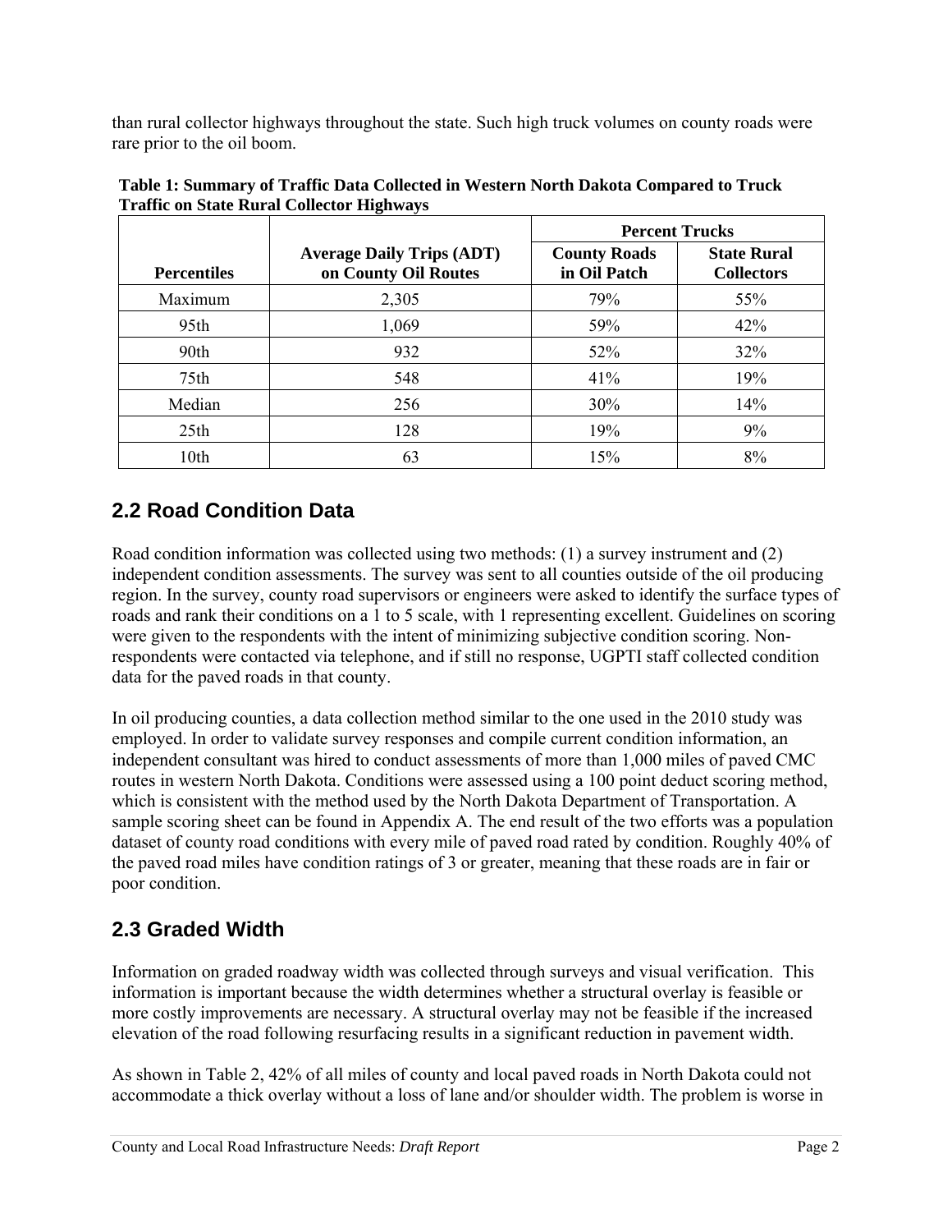than rural collector highways throughout the state. Such high truck volumes on county roads were rare prior to the oil boom.

**Table 1: Summary of Traffic Data Collected in Western North Dakota Compared to Truck Traffic on State Rural Collector Highways**

| | | Percent Trucks | |
|---|---|---|---|
| **Percentiles** | **Average Daily Trips (ADT) on County Oil Routes** | **County Roads in Oil Patch** | **State Rural Collectors** |
| Maximum | 2,305 | 79% | 55% |
| 95th | 1,069 | 59% | 42% |
| 90th | 932 | 52% | 32% |
| 75th | 548 | 41% | 19% |
| Median | 256 | 30% | 14% |
| 25th | 128 | 19% | 9% |
| 10th | 63 | 15% | 8% |

## 2.2 Road Condition Data

Road condition information was collected using two methods: (1) a survey instrument and (2) independent condition assessments. The survey was sent to all counties outside of the oil producing region. In the survey, county road supervisors or engineers were asked to identify the surface types of roads and rank their conditions on a 1 to 5 scale, with 1 representing excellent. Guidelines on scoring were given to the respondents with the intent of minimizing subjective condition scoring. Non-respondents were contacted via telephone, and if still no response, UGPTI staff collected condition data for the paved roads in that county.

In oil producing counties, a data collection method similar to the one used in the 2010 study was employed. In order to validate survey responses and compile current condition information, an independent consultant was hired to conduct assessments of more than 1,000 miles of paved CMC routes in western North Dakota. Conditions were assessed using a 100 point deduct scoring method, which is consistent with the method used by the North Dakota Department of Transportation. A sample scoring sheet can be found in Appendix A. The end result of the two efforts was a population dataset of county road conditions with every mile of paved road rated by condition. Roughly 40% of the paved road miles have condition ratings of 3 or greater, meaning that these roads are in fair or poor condition.

## 2.3 Graded Width

Information on graded roadway width was collected through surveys and visual verification. This information is important because the width determines whether a structural overlay is feasible or more costly improvements are necessary. A structural overlay may not be feasible if the increased elevation of the road following resurfacing results in a significant reduction in pavement width.

As shown in Table 2, 42% of all miles of county and local paved roads in North Dakota could not accommodate a thick overlay without a loss of lane and/or shoulder width. The problem is worse in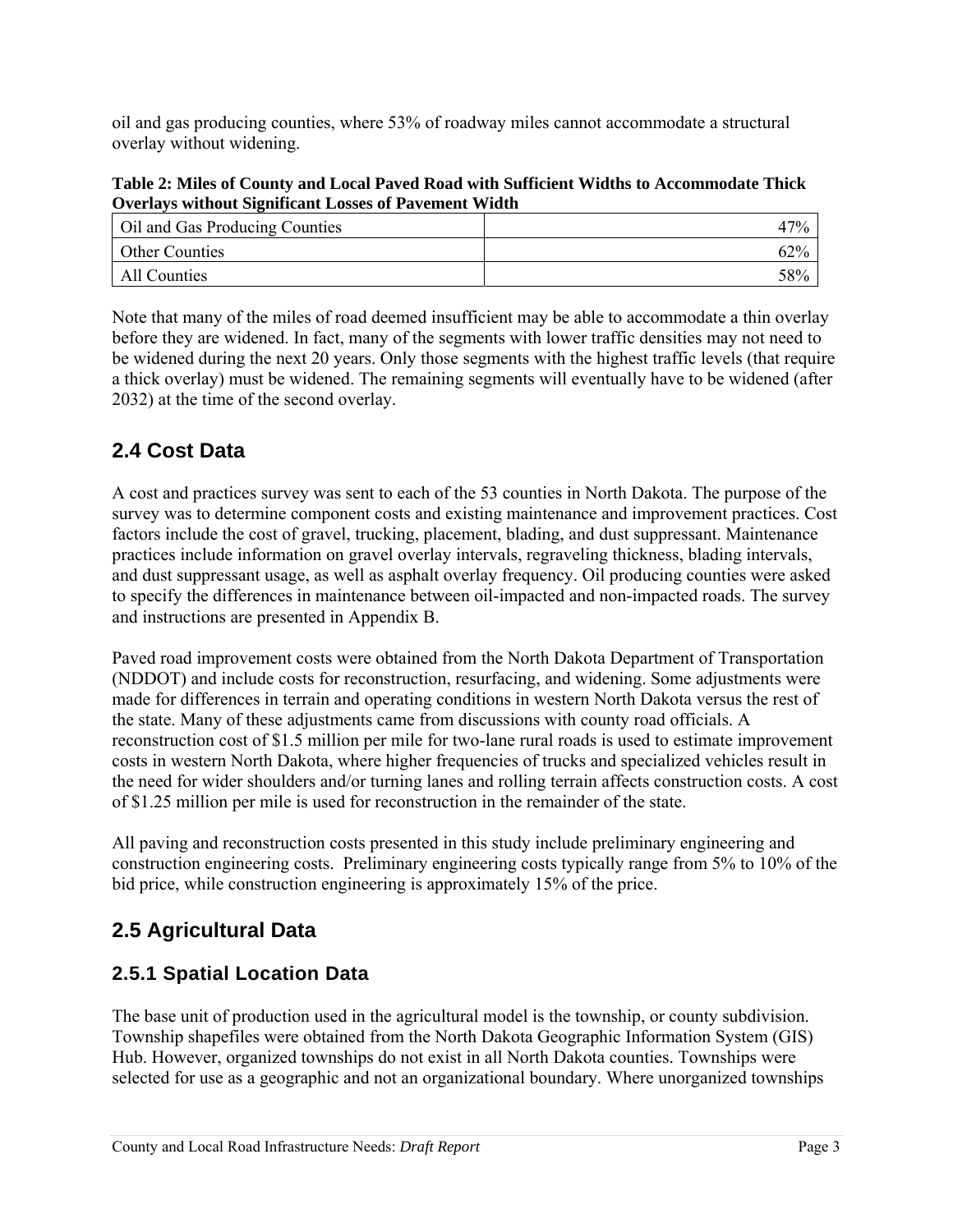oil and gas producing counties, where 53% of roadway miles cannot accommodate a structural overlay without widening.

**Table 2: Miles of County and Local Paved Road with Sufficient Widths to Accommodate Thick Overlays without Significant Losses of Pavement Width**

| | |
|---|---:|
| Oil and Gas Producing Counties | 47% |
| Other Counties | 62% |
| All Counties | 58% |

Note that many of the miles of road deemed insufficient may be able to accommodate a thin overlay before they are widened. In fact, many of the segments with lower traffic densities may not need to be widened during the next 20 years. Only those segments with the highest traffic levels (that require a thick overlay) must be widened. The remaining segments will eventually have to be widened (after 2032) at the time of the second overlay.

## 2.4 Cost Data

A cost and practices survey was sent to each of the 53 counties in North Dakota. The purpose of the survey was to determine component costs and existing maintenance and improvement practices. Cost factors include the cost of gravel, trucking, placement, blading, and dust suppressant. Maintenance practices include information on gravel overlay intervals, regraveling thickness, blading intervals, and dust suppressant usage, as well as asphalt overlay frequency. Oil producing counties were asked to specify the differences in maintenance between oil-impacted and non-impacted roads. The survey and instructions are presented in Appendix B.

Paved road improvement costs were obtained from the North Dakota Department of Transportation (NDDOT) and include costs for reconstruction, resurfacing, and widening. Some adjustments were made for differences in terrain and operating conditions in western North Dakota versus the rest of the state. Many of these adjustments came from discussions with county road officials. A reconstruction cost of $1.5 million per mile for two-lane rural roads is used to estimate improvement costs in western North Dakota, where higher frequencies of trucks and specialized vehicles result in the need for wider shoulders and/or turning lanes and rolling terrain affects construction costs. A cost of $1.25 million per mile is used for reconstruction in the remainder of the state.

All paving and reconstruction costs presented in this study include preliminary engineering and construction engineering costs. Preliminary engineering costs typically range from 5% to 10% of the bid price, while construction engineering is approximately 15% of the price.

## 2.5 Agricultural Data

### 2.5.1 Spatial Location Data

The base unit of production used in the agricultural model is the township, or county subdivision. Township shapefiles were obtained from the North Dakota Geographic Information System (GIS) Hub. However, organized townships do not exist in all North Dakota counties. Townships were selected for use as a geographic and not an organizational boundary. Where unorganized townships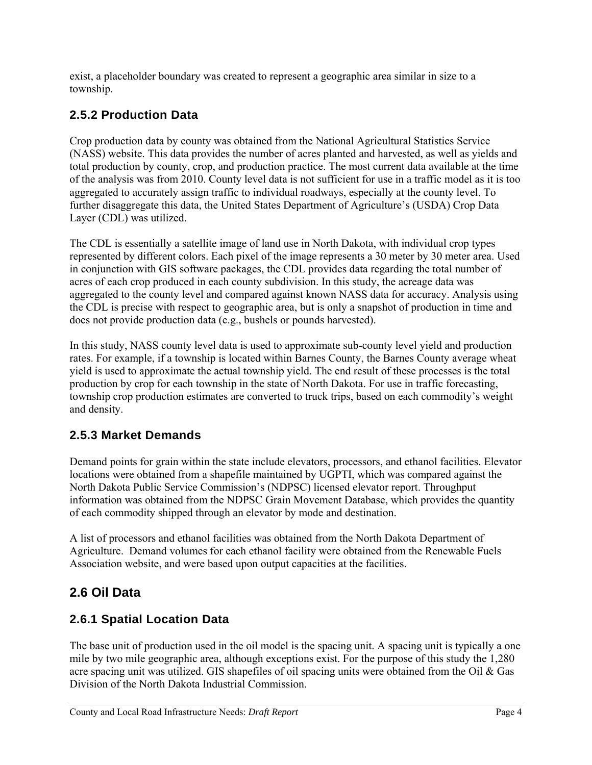exist, a placeholder boundary was created to represent a geographic area similar in size to a township.

### 2.5.2 Production Data

Crop production data by county was obtained from the National Agricultural Statistics Service (NASS) website. This data provides the number of acres planted and harvested, as well as yields and total production by county, crop, and production practice. The most current data available at the time of the analysis was from 2010. County level data is not sufficient for use in a traffic model as it is too aggregated to accurately assign traffic to individual roadways, especially at the county level. To further disaggregate this data, the United States Department of Agriculture's (USDA) Crop Data Layer (CDL) was utilized.

The CDL is essentially a satellite image of land use in North Dakota, with individual crop types represented by different colors. Each pixel of the image represents a 30 meter by 30 meter area. Used in conjunction with GIS software packages, the CDL provides data regarding the total number of acres of each crop produced in each county subdivision. In this study, the acreage data was aggregated to the county level and compared against known NASS data for accuracy. Analysis using the CDL is precise with respect to geographic area, but is only a snapshot of production in time and does not provide production data (e.g., bushels or pounds harvested).

In this study, NASS county level data is used to approximate sub-county level yield and production rates. For example, if a township is located within Barnes County, the Barnes County average wheat yield is used to approximate the actual township yield. The end result of these processes is the total production by crop for each township in the state of North Dakota. For use in traffic forecasting, township crop production estimates are converted to truck trips, based on each commodity's weight and density.

### 2.5.3 Market Demands

Demand points for grain within the state include elevators, processors, and ethanol facilities. Elevator locations were obtained from a shapefile maintained by UGPTI, which was compared against the North Dakota Public Service Commission's (NDPSC) licensed elevator report. Throughput information was obtained from the NDPSC Grain Movement Database, which provides the quantity of each commodity shipped through an elevator by mode and destination.

A list of processors and ethanol facilities was obtained from the North Dakota Department of Agriculture. Demand volumes for each ethanol facility were obtained from the Renewable Fuels Association website, and were based upon output capacities at the facilities.

## 2.6 Oil Data

### 2.6.1 Spatial Location Data

The base unit of production used in the oil model is the spacing unit. A spacing unit is typically a one mile by two mile geographic area, although exceptions exist. For the purpose of this study the 1,280 acre spacing unit was utilized. GIS shapefiles of oil spacing units were obtained from the Oil & Gas Division of the North Dakota Industrial Commission.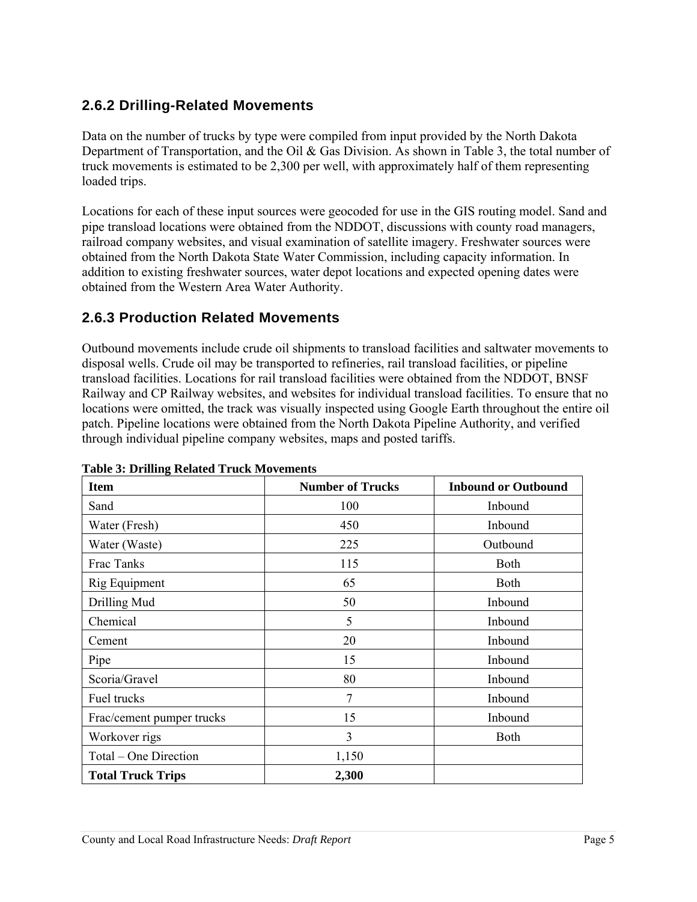### 2.6.2 Drilling-Related Movements

Data on the number of trucks by type were compiled from input provided by the North Dakota Department of Transportation, and the Oil & Gas Division. As shown in Table 3, the total number of truck movements is estimated to be 2,300 per well, with approximately half of them representing loaded trips.

Locations for each of these input sources were geocoded for use in the GIS routing model. Sand and pipe transload locations were obtained from the NDDOT, discussions with county road managers, railroad company websites, and visual examination of satellite imagery. Freshwater sources were obtained from the North Dakota State Water Commission, including capacity information. In addition to existing freshwater sources, water depot locations and expected opening dates were obtained from the Western Area Water Authority.

### 2.6.3 Production Related Movements

Outbound movements include crude oil shipments to transload facilities and saltwater movements to disposal wells. Crude oil may be transported to refineries, rail transload facilities, or pipeline transload facilities. Locations for rail transload facilities were obtained from the NDDOT, BNSF Railway and CP Railway websites, and websites for individual transload facilities. To ensure that no locations were omitted, the track was visually inspected using Google Earth throughout the entire oil patch. Pipeline locations were obtained from the North Dakota Pipeline Authority, and verified through individual pipeline company websites, maps and posted tariffs.

**Table 3: Drilling Related Truck Movements**

| Item | Number of Trucks | Inbound or Outbound |
|---|---|---|
| Sand | 100 | Inbound |
| Water (Fresh) | 450 | Inbound |
| Water (Waste) | 225 | Outbound |
| Frac Tanks | 115 | Both |
| Rig Equipment | 65 | Both |
| Drilling Mud | 50 | Inbound |
| Chemical | 5 | Inbound |
| Cement | 20 | Inbound |
| Pipe | 15 | Inbound |
| Scoria/Gravel | 80 | Inbound |
| Fuel trucks | 7 | Inbound |
| Frac/cement pumper trucks | 15 | Inbound |
| Workover rigs | 3 | Both |
| Total – One Direction | 1,150 | |
| **Total Truck Trips** | **2,300** | |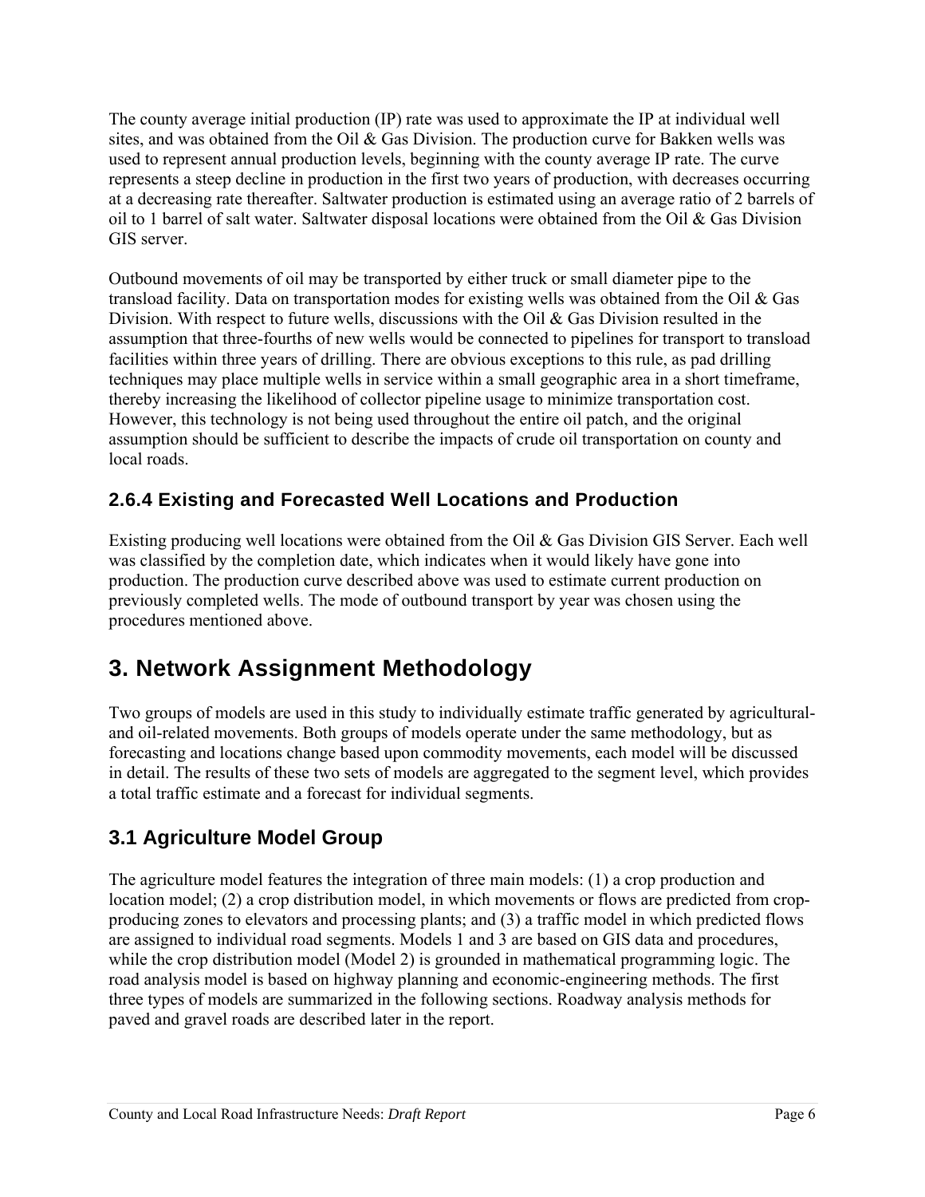The county average initial production (IP) rate was used to approximate the IP at individual well sites, and was obtained from the Oil & Gas Division. The production curve for Bakken wells was used to represent annual production levels, beginning with the county average IP rate. The curve represents a steep decline in production in the first two years of production, with decreases occurring at a decreasing rate thereafter. Saltwater production is estimated using an average ratio of 2 barrels of oil to 1 barrel of salt water. Saltwater disposal locations were obtained from the Oil & Gas Division GIS server.

Outbound movements of oil may be transported by either truck or small diameter pipe to the transload facility. Data on transportation modes for existing wells was obtained from the Oil & Gas Division. With respect to future wells, discussions with the Oil & Gas Division resulted in the assumption that three-fourths of new wells would be connected to pipelines for transport to transload facilities within three years of drilling. There are obvious exceptions to this rule, as pad drilling techniques may place multiple wells in service within a small geographic area in a short timeframe, thereby increasing the likelihood of collector pipeline usage to minimize transportation cost. However, this technology is not being used throughout the entire oil patch, and the original assumption should be sufficient to describe the impacts of crude oil transportation on county and local roads.

### 2.6.4 Existing and Forecasted Well Locations and Production

Existing producing well locations were obtained from the Oil & Gas Division GIS Server. Each well was classified by the completion date, which indicates when it would likely have gone into production. The production curve described above was used to estimate current production on previously completed wells. The mode of outbound transport by year was chosen using the procedures mentioned above.

# 3. Network Assignment Methodology

Two groups of models are used in this study to individually estimate traffic generated by agricultural- and oil-related movements. Both groups of models operate under the same methodology, but as forecasting and locations change based upon commodity movements, each model will be discussed in detail. The results of these two sets of models are aggregated to the segment level, which provides a total traffic estimate and a forecast for individual segments.

## 3.1 Agriculture Model Group

The agriculture model features the integration of three main models: (1) a crop production and location model; (2) a crop distribution model, in which movements or flows are predicted from crop-producing zones to elevators and processing plants; and (3) a traffic model in which predicted flows are assigned to individual road segments. Models 1 and 3 are based on GIS data and procedures, while the crop distribution model (Model 2) is grounded in mathematical programming logic. The road analysis model is based on highway planning and economic-engineering methods. The first three types of models are summarized in the following sections. Roadway analysis methods for paved and gravel roads are described later in the report.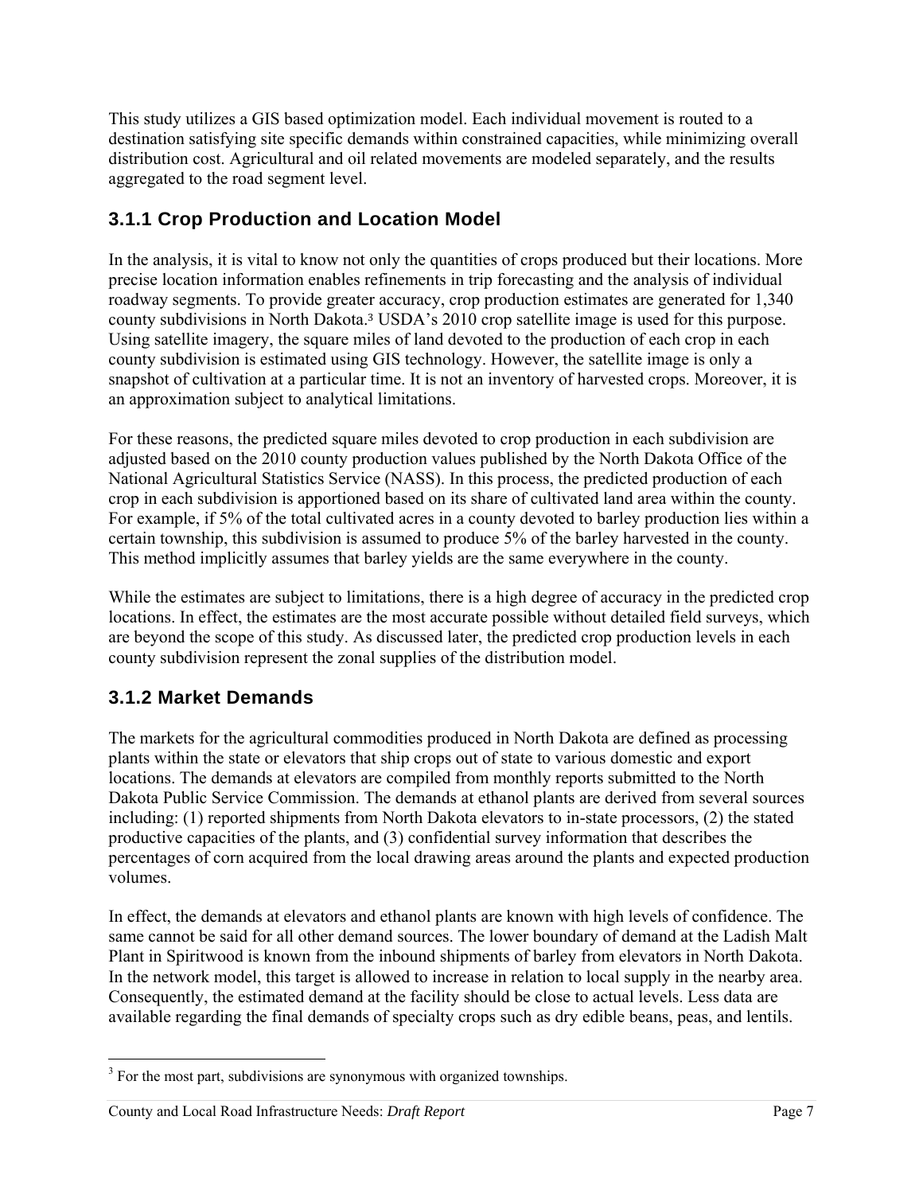This study utilizes a GIS based optimization model. Each individual movement is routed to a destination satisfying site specific demands within constrained capacities, while minimizing overall distribution cost. Agricultural and oil related movements are modeled separately, and the results aggregated to the road segment level.

### 3.1.1 Crop Production and Location Model

In the analysis, it is vital to know not only the quantities of crops produced but their locations. More precise location information enables refinements in trip forecasting and the analysis of individual roadway segments. To provide greater accuracy, crop production estimates are generated for 1,340 county subdivisions in North Dakota.[3] USDA's 2010 crop satellite image is used for this purpose. Using satellite imagery, the square miles of land devoted to the production of each crop in each county subdivision is estimated using GIS technology. However, the satellite image is only a snapshot of cultivation at a particular time. It is not an inventory of harvested crops. Moreover, it is an approximation subject to analytical limitations.

For these reasons, the predicted square miles devoted to crop production in each subdivision are adjusted based on the 2010 county production values published by the North Dakota Office of the National Agricultural Statistics Service (NASS). In this process, the predicted production of each crop in each subdivision is apportioned based on its share of cultivated land area within the county. For example, if 5% of the total cultivated acres in a county devoted to barley production lies within a certain township, this subdivision is assumed to produce 5% of the barley harvested in the county. This method implicitly assumes that barley yields are the same everywhere in the county.

While the estimates are subject to limitations, there is a high degree of accuracy in the predicted crop locations. In effect, the estimates are the most accurate possible without detailed field surveys, which are beyond the scope of this study. As discussed later, the predicted crop production levels in each county subdivision represent the zonal supplies of the distribution model.

### 3.1.2 Market Demands

The markets for the agricultural commodities produced in North Dakota are defined as processing plants within the state or elevators that ship crops out of state to various domestic and export locations. The demands at elevators are compiled from monthly reports submitted to the North Dakota Public Service Commission. The demands at ethanol plants are derived from several sources including: (1) reported shipments from North Dakota elevators to in-state processors, (2) the stated productive capacities of the plants, and (3) confidential survey information that describes the percentages of corn acquired from the local drawing areas around the plants and expected production volumes.

In effect, the demands at elevators and ethanol plants are known with high levels of confidence. The same cannot be said for all other demand sources. The lower boundary of demand at the Ladish Malt Plant in Spiritwood is known from the inbound shipments of barley from elevators in North Dakota. In the network model, this target is allowed to increase in relation to local supply in the nearby area. Consequently, the estimated demand at the facility should be close to actual levels. Less data are available regarding the final demands of specialty crops such as dry edible beans, peas, and lentils.

[3] For the most part, subdivisions are synonymous with organized townships.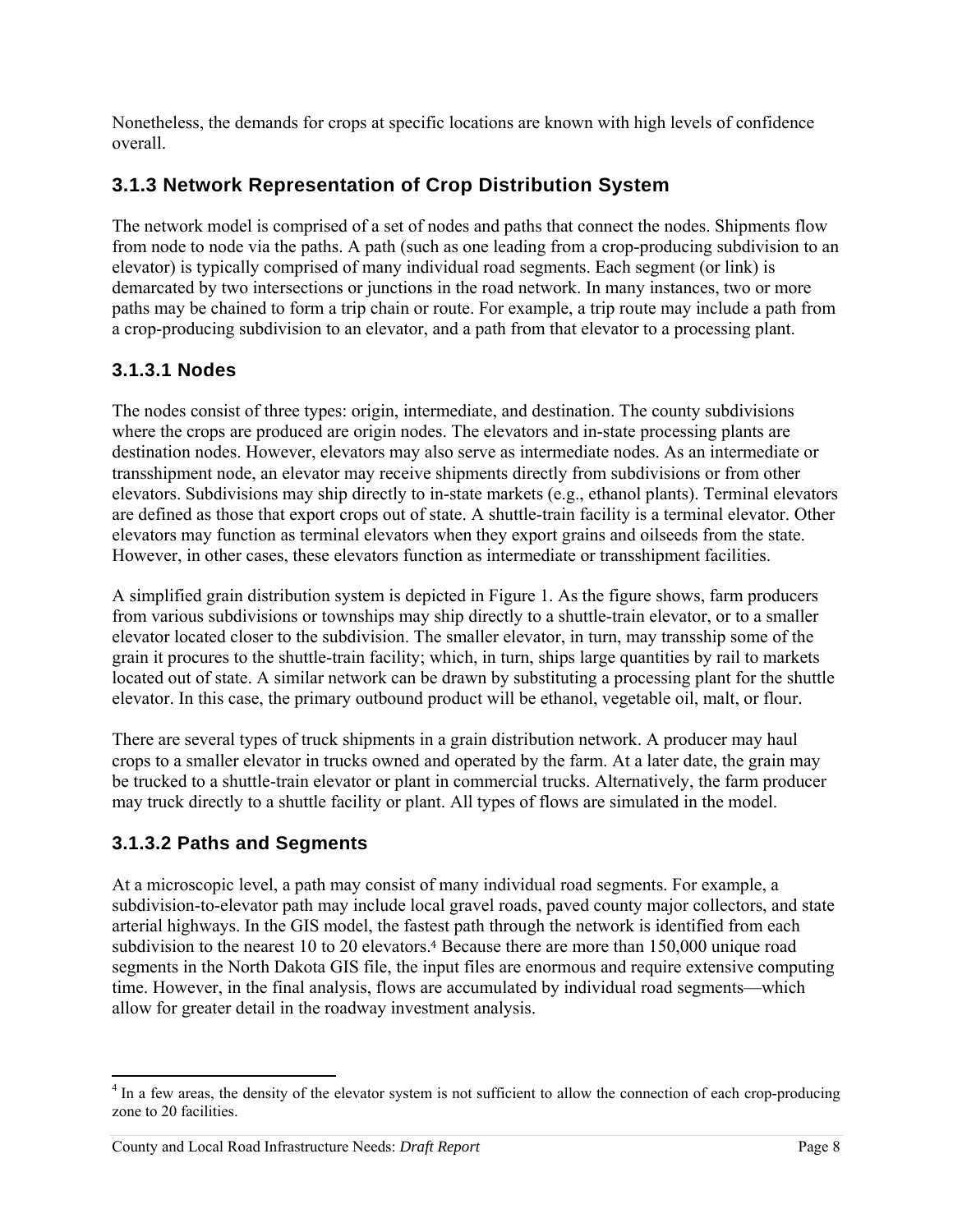Nonetheless, the demands for crops at specific locations are known with high levels of confidence overall.

### 3.1.3 Network Representation of Crop Distribution System

The network model is comprised of a set of nodes and paths that connect the nodes. Shipments flow from node to node via the paths. A path (such as one leading from a crop-producing subdivision to an elevator) is typically comprised of many individual road segments. Each segment (or link) is demarcated by two intersections or junctions in the road network. In many instances, two or more paths may be chained to form a trip chain or route. For example, a trip route may include a path from a crop-producing subdivision to an elevator, and a path from that elevator to a processing plant.

#### 3.1.3.1 Nodes

The nodes consist of three types: origin, intermediate, and destination. The county subdivisions where the crops are produced are origin nodes. The elevators and in-state processing plants are destination nodes. However, elevators may also serve as intermediate nodes. As an intermediate or transshipment node, an elevator may receive shipments directly from subdivisions or from other elevators. Subdivisions may ship directly to in-state markets (e.g., ethanol plants). Terminal elevators are defined as those that export crops out of state. A shuttle-train facility is a terminal elevator. Other elevators may function as terminal elevators when they export grains and oilseeds from the state. However, in other cases, these elevators function as intermediate or transshipment facilities.

A simplified grain distribution system is depicted in Figure 1. As the figure shows, farm producers from various subdivisions or townships may ship directly to a shuttle-train elevator, or to a smaller elevator located closer to the subdivision. The smaller elevator, in turn, may transship some of the grain it procures to the shuttle-train facility; which, in turn, ships large quantities by rail to markets located out of state. A similar network can be drawn by substituting a processing plant for the shuttle elevator. In this case, the primary outbound product will be ethanol, vegetable oil, malt, or flour.

There are several types of truck shipments in a grain distribution network. A producer may haul crops to a smaller elevator in trucks owned and operated by the farm. At a later date, the grain may be trucked to a shuttle-train elevator or plant in commercial trucks. Alternatively, the farm producer may truck directly to a shuttle facility or plant. All types of flows are simulated in the model.

#### 3.1.3.2 Paths and Segments

At a microscopic level, a path may consist of many individual road segments. For example, a subdivision-to-elevator path may include local gravel roads, paved county major collectors, and state arterial highways. In the GIS model, the fastest path through the network is identified from each subdivision to the nearest 10 to 20 elevators.[4] Because there are more than 150,000 unique road segments in the North Dakota GIS file, the input files are enormous and require extensive computing time. However, in the final analysis, flows are accumulated by individual road segments—which allow for greater detail in the roadway investment analysis.

[4] In a few areas, the density of the elevator system is not sufficient to allow the connection of each crop-producing zone to 20 facilities.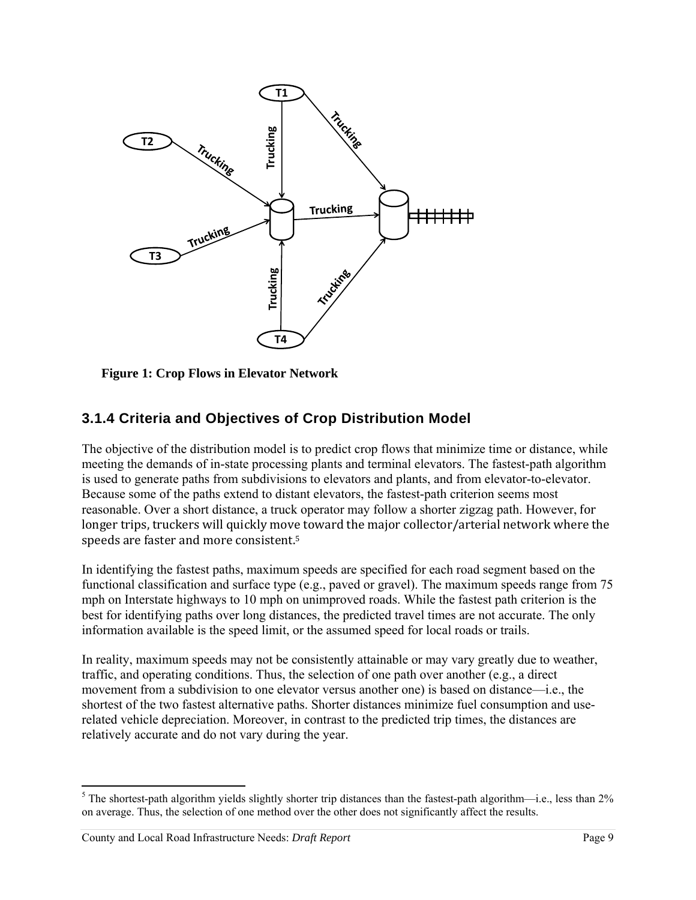**Figure 1: Crop Flows in Elevator Network**

### 3.1.4 Criteria and Objectives of Crop Distribution Model

The objective of the distribution model is to predict crop flows that minimize time or distance, while meeting the demands of in-state processing plants and terminal elevators. The fastest-path algorithm is used to generate paths from subdivisions to elevators and plants, and from elevator-to-elevator. Because some of the paths extend to distant elevators, the fastest-path criterion seems most reasonable. Over a short distance, a truck operator may follow a shorter zigzag path. However, for longer trips, truckers will quickly move toward the major collector/arterial network where the speeds are faster and more consistent.[5]

In identifying the fastest paths, maximum speeds are specified for each road segment based on the functional classification and surface type (e.g., paved or gravel). The maximum speeds range from 75 mph on Interstate highways to 10 mph on unimproved roads. While the fastest path criterion is the best for identifying paths over long distances, the predicted travel times are not accurate. The only information available is the speed limit, or the assumed speed for local roads or trails.

In reality, maximum speeds may not be consistently attainable or may vary greatly due to weather, traffic, and operating conditions. Thus, the selection of one path over another (e.g., a direct movement from a subdivision to one elevator versus another one) is based on distance—i.e., the shortest of the two fastest alternative paths. Shorter distances minimize fuel consumption and use-related vehicle depreciation. Moreover, in contrast to the predicted trip times, the distances are relatively accurate and do not vary during the year.

---

[5] The shortest-path algorithm yields slightly shorter trip distances than the fastest-path algorithm—i.e., less than 2% on average. Thus, the selection of one method over the other does not significantly affect the results.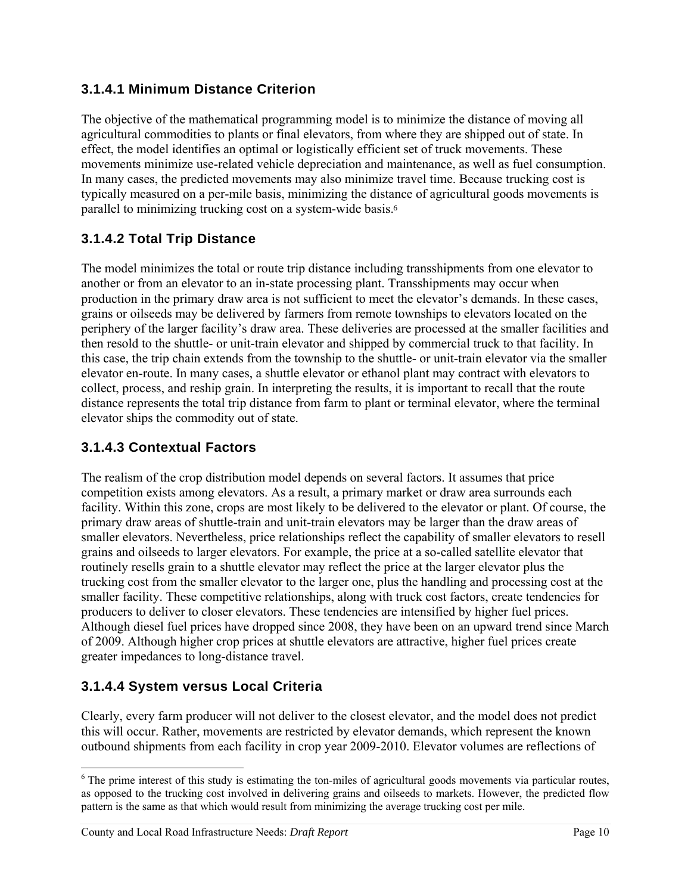### 3.1.4.1 Minimum Distance Criterion

The objective of the mathematical programming model is to minimize the distance of moving all agricultural commodities to plants or final elevators, from where they are shipped out of state. In effect, the model identifies an optimal or logistically efficient set of truck movements. These movements minimize use-related vehicle depreciation and maintenance, as well as fuel consumption. In many cases, the predicted movements may also minimize travel time. Because trucking cost is typically measured on a per-mile basis, minimizing the distance of agricultural goods movements is parallel to minimizing trucking cost on a system-wide basis.[6]

### 3.1.4.2 Total Trip Distance

The model minimizes the total or route trip distance including transshipments from one elevator to another or from an elevator to an in-state processing plant. Transshipments may occur when production in the primary draw area is not sufficient to meet the elevator's demands. In these cases, grains or oilseeds may be delivered by farmers from remote townships to elevators located on the periphery of the larger facility's draw area. These deliveries are processed at the smaller facilities and then resold to the shuttle- or unit-train elevator and shipped by commercial truck to that facility. In this case, the trip chain extends from the township to the shuttle- or unit-train elevator via the smaller elevator en-route. In many cases, a shuttle elevator or ethanol plant may contract with elevators to collect, process, and reship grain. In interpreting the results, it is important to recall that the route distance represents the total trip distance from farm to plant or terminal elevator, where the terminal elevator ships the commodity out of state.

### 3.1.4.3 Contextual Factors

The realism of the crop distribution model depends on several factors. It assumes that price competition exists among elevators. As a result, a primary market or draw area surrounds each facility. Within this zone, crops are most likely to be delivered to the elevator or plant. Of course, the primary draw areas of shuttle-train and unit-train elevators may be larger than the draw areas of smaller elevators. Nevertheless, price relationships reflect the capability of smaller elevators to resell grains and oilseeds to larger elevators. For example, the price at a so-called satellite elevator that routinely resells grain to a shuttle elevator may reflect the price at the larger elevator plus the trucking cost from the smaller elevator to the larger one, plus the handling and processing cost at the smaller facility. These competitive relationships, along with truck cost factors, create tendencies for producers to deliver to closer elevators. These tendencies are intensified by higher fuel prices. Although diesel fuel prices have dropped since 2008, they have been on an upward trend since March of 2009. Although higher crop prices at shuttle elevators are attractive, higher fuel prices create greater impedances to long-distance travel.

### 3.1.4.4 System versus Local Criteria

Clearly, every farm producer will not deliver to the closest elevator, and the model does not predict this will occur. Rather, movements are restricted by elevator demands, which represent the known outbound shipments from each facility in crop year 2009-2010. Elevator volumes are reflections of

---

[6] The prime interest of this study is estimating the ton-miles of agricultural goods movements via particular routes, as opposed to the trucking cost involved in delivering grains and oilseeds to markets. However, the predicted flow pattern is the same as that which would result from minimizing the average trucking cost per mile.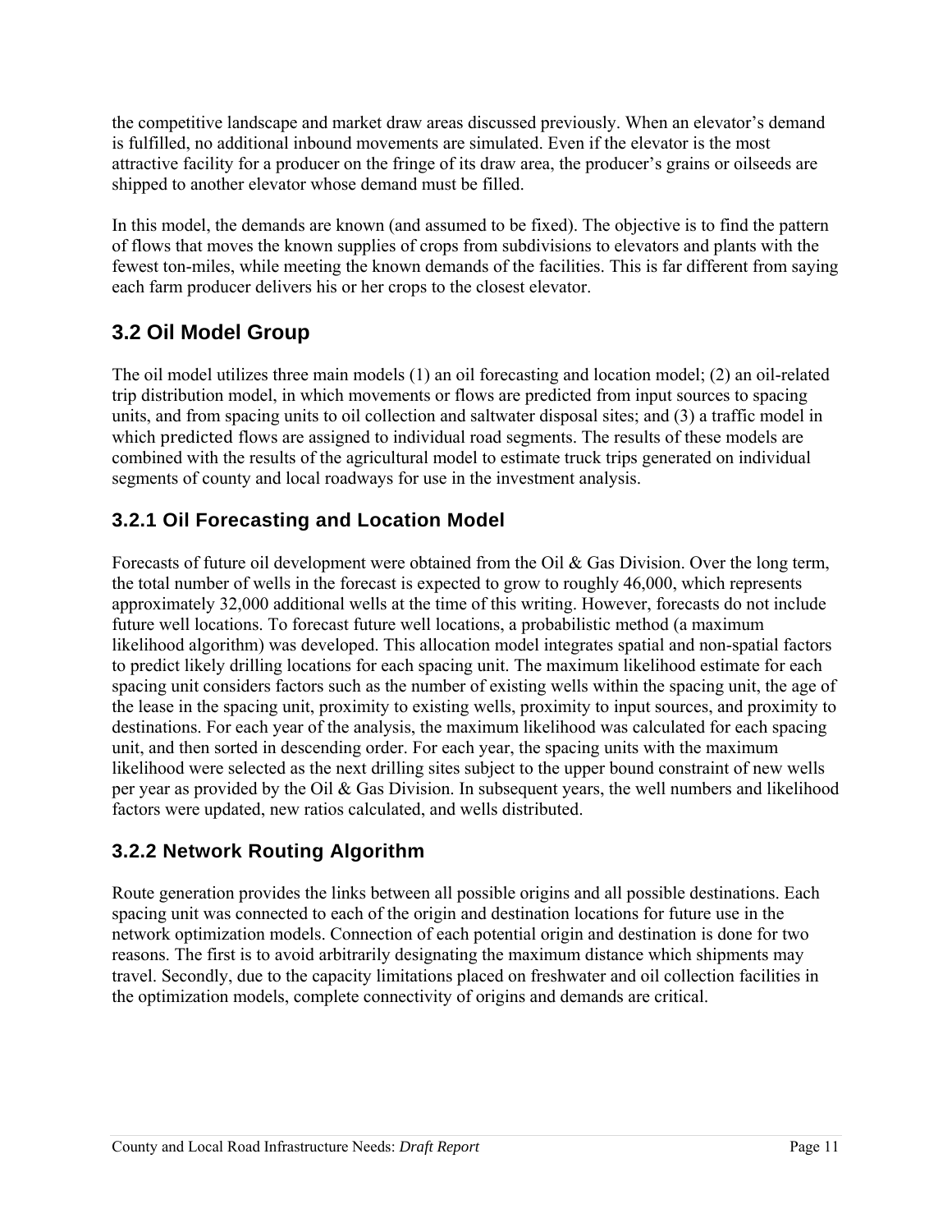the competitive landscape and market draw areas discussed previously. When an elevator's demand is fulfilled, no additional inbound movements are simulated. Even if the elevator is the most attractive facility for a producer on the fringe of its draw area, the producer's grains or oilseeds are shipped to another elevator whose demand must be filled.

In this model, the demands are known (and assumed to be fixed). The objective is to find the pattern of flows that moves the known supplies of crops from subdivisions to elevators and plants with the fewest ton-miles, while meeting the known demands of the facilities. This is far different from saying each farm producer delivers his or her crops to the closest elevator.

## 3.2 Oil Model Group

The oil model utilizes three main models (1) an oil forecasting and location model; (2) an oil-related trip distribution model, in which movements or flows are predicted from input sources to spacing units, and from spacing units to oil collection and saltwater disposal sites; and (3) a traffic model in which predicted flows are assigned to individual road segments. The results of these models are combined with the results of the agricultural model to estimate truck trips generated on individual segments of county and local roadways for use in the investment analysis.

### 3.2.1 Oil Forecasting and Location Model

Forecasts of future oil development were obtained from the Oil & Gas Division. Over the long term, the total number of wells in the forecast is expected to grow to roughly 46,000, which represents approximately 32,000 additional wells at the time of this writing. However, forecasts do not include future well locations. To forecast future well locations, a probabilistic method (a maximum likelihood algorithm) was developed. This allocation model integrates spatial and non-spatial factors to predict likely drilling locations for each spacing unit. The maximum likelihood estimate for each spacing unit considers factors such as the number of existing wells within the spacing unit, the age of the lease in the spacing unit, proximity to existing wells, proximity to input sources, and proximity to destinations. For each year of the analysis, the maximum likelihood was calculated for each spacing unit, and then sorted in descending order. For each year, the spacing units with the maximum likelihood were selected as the next drilling sites subject to the upper bound constraint of new wells per year as provided by the Oil & Gas Division. In subsequent years, the well numbers and likelihood factors were updated, new ratios calculated, and wells distributed.

### 3.2.2 Network Routing Algorithm

Route generation provides the links between all possible origins and all possible destinations. Each spacing unit was connected to each of the origin and destination locations for future use in the network optimization models. Connection of each potential origin and destination is done for two reasons. The first is to avoid arbitrarily designating the maximum distance which shipments may travel. Secondly, due to the capacity limitations placed on freshwater and oil collection facilities in the optimization models, complete connectivity of origins and demands are critical.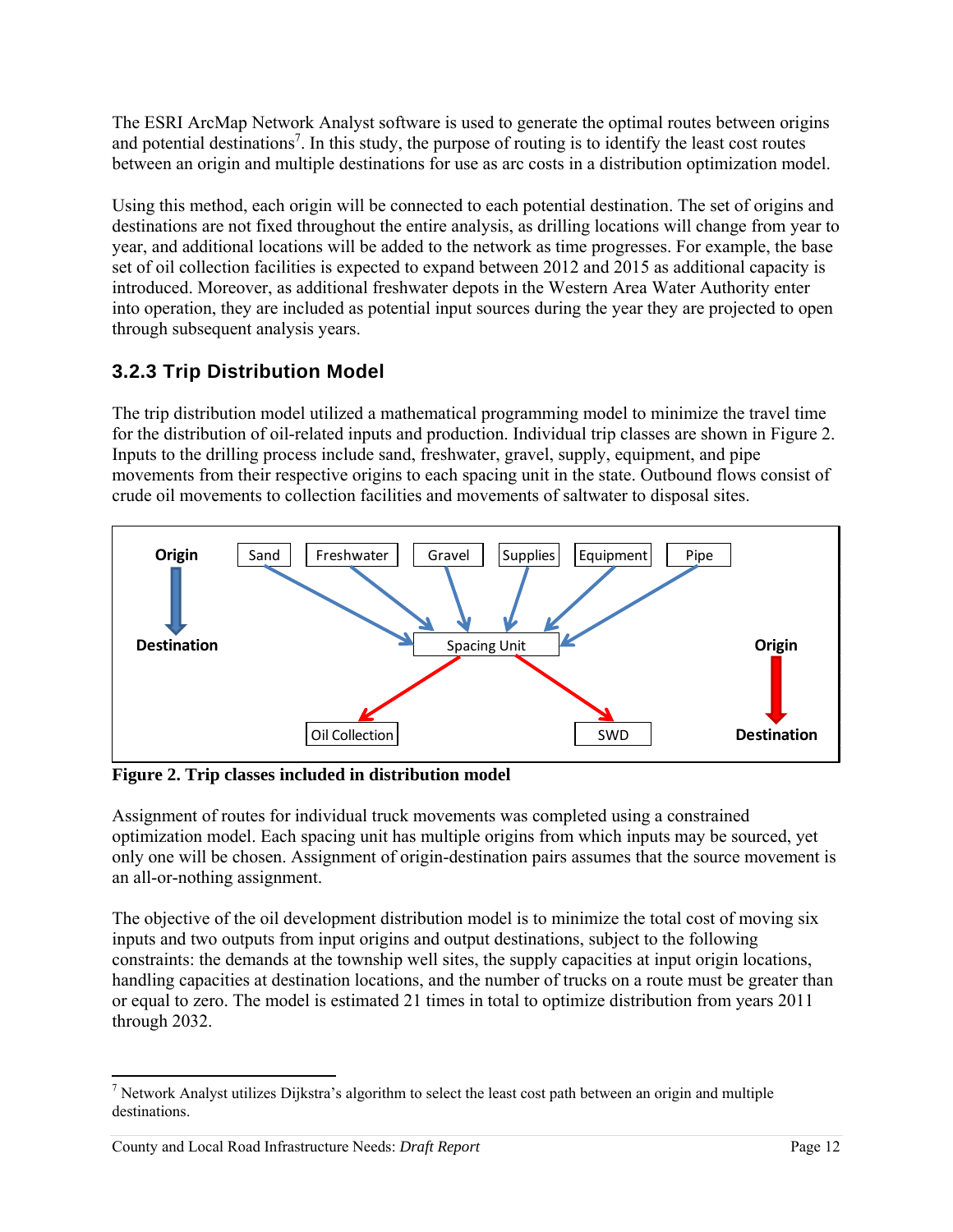The ESRI ArcMap Network Analyst software is used to generate the optimal routes between origins and potential destinations[7]. In this study, the purpose of routing is to identify the least cost routes between an origin and multiple destinations for use as arc costs in a distribution optimization model.

Using this method, each origin will be connected to each potential destination. The set of origins and destinations are not fixed throughout the entire analysis, as drilling locations will change from year to year, and additional locations will be added to the network as time progresses. For example, the base set of oil collection facilities is expected to expand between 2012 and 2015 as additional capacity is introduced. Moreover, as additional freshwater depots in the Western Area Water Authority enter into operation, they are included as potential input sources during the year they are projected to open through subsequent analysis years.

### 3.2.3 Trip Distribution Model

The trip distribution model utilized a mathematical programming model to minimize the travel time for the distribution of oil-related inputs and production. Individual trip classes are shown in Figure 2. Inputs to the drilling process include sand, freshwater, gravel, supply, equipment, and pipe movements from their respective origins to each spacing unit in the state. Outbound flows consist of crude oil movements to collection facilities and movements of saltwater to disposal sites.

**Figure 2. Trip classes included in distribution model**

Assignment of routes for individual truck movements was completed using a constrained optimization model. Each spacing unit has multiple origins from which inputs may be sourced, yet only one will be chosen. Assignment of origin-destination pairs assumes that the source movement is an all-or-nothing assignment.

The objective of the oil development distribution model is to minimize the total cost of moving six inputs and two outputs from input origins and output destinations, subject to the following constraints: the demands at the township well sites, the supply capacities at input origin locations, handling capacities at destination locations, and the number of trucks on a route must be greater than or equal to zero. The model is estimated 21 times in total to optimize distribution from years 2011 through 2032.

[7] Network Analyst utilizes Dijkstra's algorithm to select the least cost path between an origin and multiple destinations.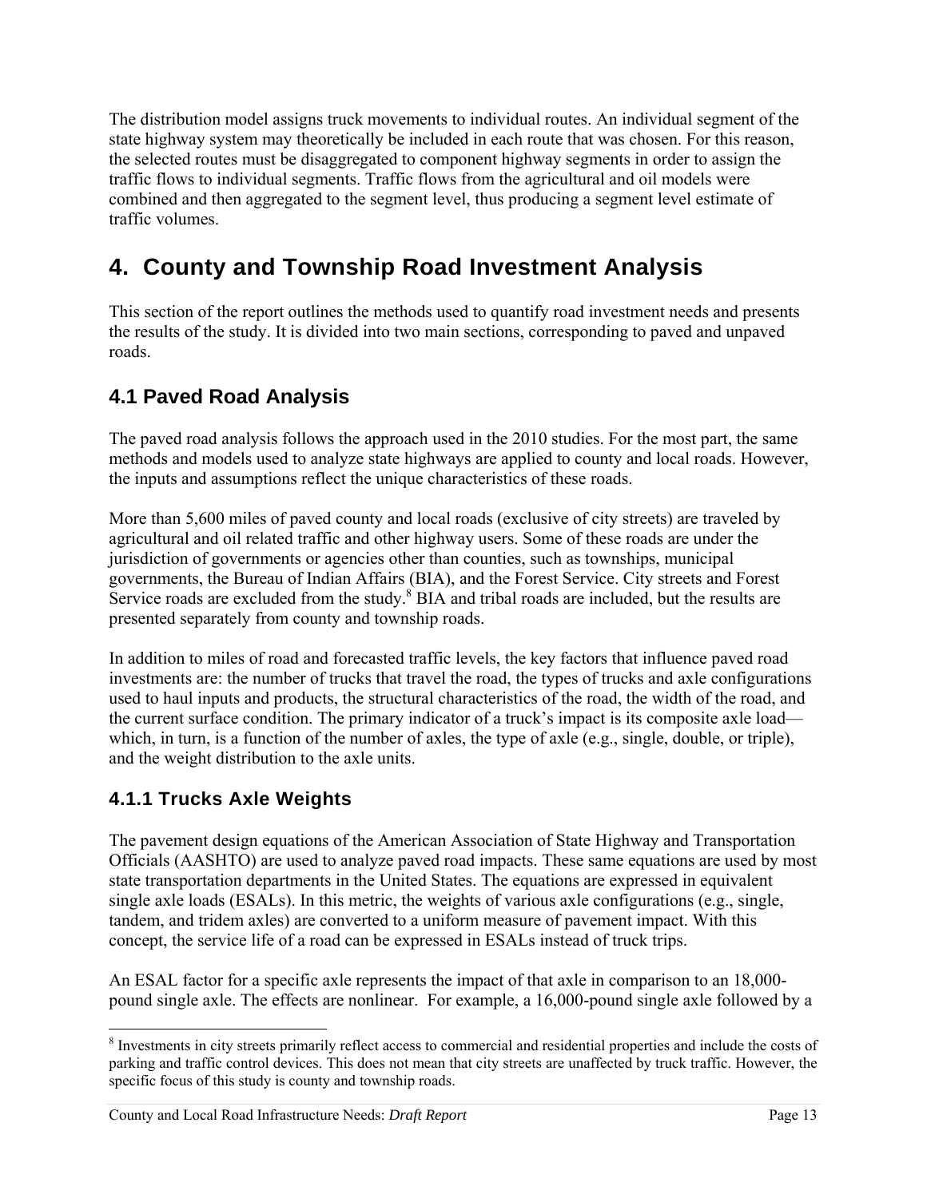The distribution model assigns truck movements to individual routes. An individual segment of the state highway system may theoretically be included in each route that was chosen. For this reason, the selected routes must be disaggregated to component highway segments in order to assign the traffic flows to individual segments. Traffic flows from the agricultural and oil models were combined and then aggregated to the segment level, thus producing a segment level estimate of traffic volumes.

# 4. County and Township Road Investment Analysis

This section of the report outlines the methods used to quantify road investment needs and presents the results of the study. It is divided into two main sections, corresponding to paved and unpaved roads.

## 4.1 Paved Road Analysis

The paved road analysis follows the approach used in the 2010 studies. For the most part, the same methods and models used to analyze state highways are applied to county and local roads. However, the inputs and assumptions reflect the unique characteristics of these roads.

More than 5,600 miles of paved county and local roads (exclusive of city streets) are traveled by agricultural and oil related traffic and other highway users. Some of these roads are under the jurisdiction of governments or agencies other than counties, such as townships, municipal governments, the Bureau of Indian Affairs (BIA), and the Forest Service. City streets and Forest Service roads are excluded from the study.[8] BIA and tribal roads are included, but the results are presented separately from county and township roads.

In addition to miles of road and forecasted traffic levels, the key factors that influence paved road investments are: the number of trucks that travel the road, the types of trucks and axle configurations used to haul inputs and products, the structural characteristics of the road, the width of the road, and the current surface condition. The primary indicator of a truck's impact is its composite axle load—which, in turn, is a function of the number of axles, the type of axle (e.g., single, double, or triple), and the weight distribution to the axle units.

### 4.1.1 Trucks Axle Weights

The pavement design equations of the American Association of State Highway and Transportation Officials (AASHTO) are used to analyze paved road impacts. These same equations are used by most state transportation departments in the United States. The equations are expressed in equivalent single axle loads (ESALs). In this metric, the weights of various axle configurations (e.g., single, tandem, and tridem axles) are converted to a uniform measure of pavement impact. With this concept, the service life of a road can be expressed in ESALs instead of truck trips.

An ESAL factor for a specific axle represents the impact of that axle in comparison to an 18,000-pound single axle. The effects are nonlinear. For example, a 16,000-pound single axle followed by a

[8] Investments in city streets primarily reflect access to commercial and residential properties and include the costs of parking and traffic control devices. This does not mean that city streets are unaffected by truck traffic. However, the specific focus of this study is county and township roads.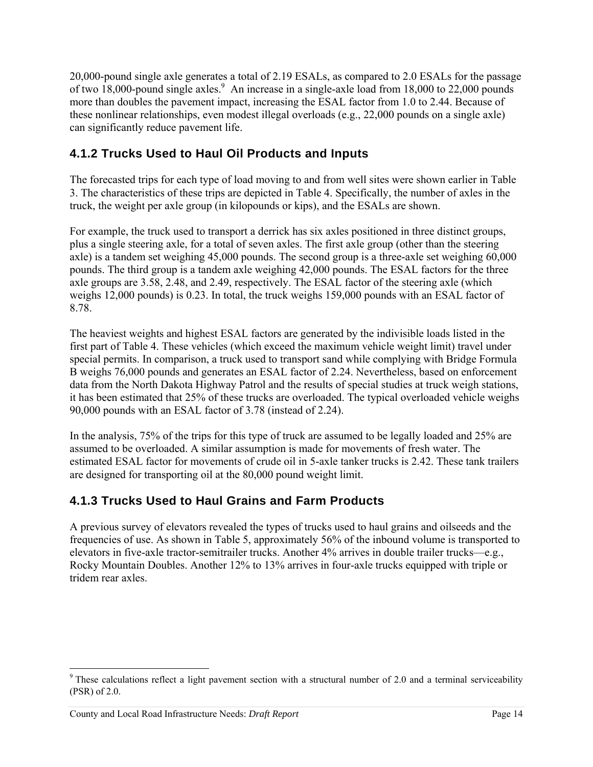20,000-pound single axle generates a total of 2.19 ESALs, as compared to 2.0 ESALs for the passage of two 18,000-pound single axles.[9] An increase in a single-axle load from 18,000 to 22,000 pounds more than doubles the pavement impact, increasing the ESAL factor from 1.0 to 2.44. Because of these nonlinear relationships, even modest illegal overloads (e.g., 22,000 pounds on a single axle) can significantly reduce pavement life.

### 4.1.2 Trucks Used to Haul Oil Products and Inputs

The forecasted trips for each type of load moving to and from well sites were shown earlier in Table 3. The characteristics of these trips are depicted in Table 4. Specifically, the number of axles in the truck, the weight per axle group (in kilopounds or kips), and the ESALs are shown.

For example, the truck used to transport a derrick has six axles positioned in three distinct groups, plus a single steering axle, for a total of seven axles. The first axle group (other than the steering axle) is a tandem set weighing 45,000 pounds. The second group is a three-axle set weighing 60,000 pounds. The third group is a tandem axle weighing 42,000 pounds. The ESAL factors for the three axle groups are 3.58, 2.48, and 2.49, respectively. The ESAL factor of the steering axle (which weighs 12,000 pounds) is 0.23. In total, the truck weighs 159,000 pounds with an ESAL factor of 8.78.

The heaviest weights and highest ESAL factors are generated by the indivisible loads listed in the first part of Table 4. These vehicles (which exceed the maximum vehicle weight limit) travel under special permits. In comparison, a truck used to transport sand while complying with Bridge Formula B weighs 76,000 pounds and generates an ESAL factor of 2.24. Nevertheless, based on enforcement data from the North Dakota Highway Patrol and the results of special studies at truck weigh stations, it has been estimated that 25% of these trucks are overloaded. The typical overloaded vehicle weighs 90,000 pounds with an ESAL factor of 3.78 (instead of 2.24).

In the analysis, 75% of the trips for this type of truck are assumed to be legally loaded and 25% are assumed to be overloaded. A similar assumption is made for movements of fresh water. The estimated ESAL factor for movements of crude oil in 5-axle tanker trucks is 2.42. These tank trailers are designed for transporting oil at the 80,000 pound weight limit.

### 4.1.3 Trucks Used to Haul Grains and Farm Products

A previous survey of elevators revealed the types of trucks used to haul grains and oilseeds and the frequencies of use. As shown in Table 5, approximately 56% of the inbound volume is transported to elevators in five-axle tractor-semitrailer trucks. Another 4% arrives in double trailer trucks—e.g., Rocky Mountain Doubles. Another 12% to 13% arrives in four-axle trucks equipped with triple or tridem rear axles.

---

[9] These calculations reflect a light pavement section with a structural number of 2.0 and a terminal serviceability (PSR) of 2.0.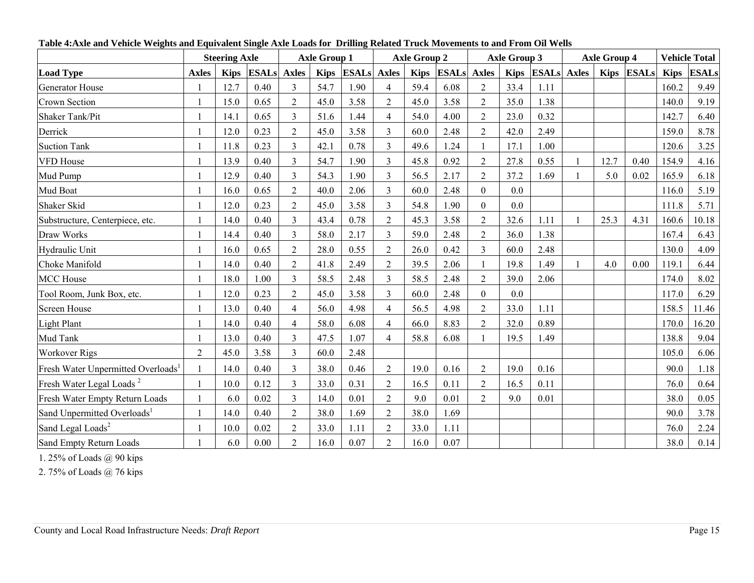**Table 4:Axle and Vehicle Weights and Equivalent Single Axle Loads for Drilling Related Truck Movements to and From Oil Wells**

| | Steering Axle | | | Axle Group 1 | | | Axle Group 2 | | | Axle Group 3 | | | Axle Group 4 | | | Vehicle Total | |
|---|---|---|---|---|---|---|---|---|---|---|---|---|---|---|---|---|---|
| **Load Type** | **Axles** | **Kips** | **ESALs** | **Axles** | **Kips** | **ESALs** | **Axles** | **Kips** | **ESALs** | **Axles** | **Kips** | **ESALs** | **Axles** | **Kips** | **ESALs** | **Kips** | **ESALs** |
| Generator House | 1 | 12.7 | 0.40 | 3 | 54.7 | 1.90 | 4 | 59.4 | 6.08 | 2 | 33.4 | 1.11 | | | | 160.2 | 9.49 |
| Crown Section | 1 | 15.0 | 0.65 | 2 | 45.0 | 3.58 | 2 | 45.0 | 3.58 | 2 | 35.0 | 1.38 | | | | 140.0 | 9.19 |
| Shaker Tank/Pit | 1 | 14.1 | 0.65 | 3 | 51.6 | 1.44 | 4 | 54.0 | 4.00 | 2 | 23.0 | 0.32 | | | | 142.7 | 6.40 |
| Derrick | 1 | 12.0 | 0.23 | 2 | 45.0 | 3.58 | 3 | 60.0 | 2.48 | 2 | 42.0 | 2.49 | | | | 159.0 | 8.78 |
| Suction Tank | 1 | 11.8 | 0.23 | 3 | 42.1 | 0.78 | 3 | 49.6 | 1.24 | 1 | 17.1 | 1.00 | | | | 120.6 | 3.25 |
| VFD House | 1 | 13.9 | 0.40 | 3 | 54.7 | 1.90 | 3 | 45.8 | 0.92 | 2 | 27.8 | 0.55 | 1 | 12.7 | 0.40 | 154.9 | 4.16 |
| Mud Pump | 1 | 12.9 | 0.40 | 3 | 54.3 | 1.90 | 3 | 56.5 | 2.17 | 2 | 37.2 | 1.69 | 1 | 5.0 | 0.02 | 165.9 | 6.18 |
| Mud Boat | 1 | 16.0 | 0.65 | 2 | 40.0 | 2.06 | 3 | 60.0 | 2.48 | 0 | 0.0 | | | | | 116.0 | 5.19 |
| Shaker Skid | 1 | 12.0 | 0.23 | 2 | 45.0 | 3.58 | 3 | 54.8 | 1.90 | 0 | 0.0 | | | | | 111.8 | 5.71 |
| Substructure, Centerpiece, etc. | 1 | 14.0 | 0.40 | 3 | 43.4 | 0.78 | 2 | 45.3 | 3.58 | 2 | 32.6 | 1.11 | 1 | 25.3 | 4.31 | 160.6 | 10.18 |
| Draw Works | 1 | 14.4 | 0.40 | 3 | 58.0 | 2.17 | 3 | 59.0 | 2.48 | 2 | 36.0 | 1.38 | | | | 167.4 | 6.43 |
| Hydraulic Unit | 1 | 16.0 | 0.65 | 2 | 28.0 | 0.55 | 2 | 26.0 | 0.42 | 3 | 60.0 | 2.48 | | | | 130.0 | 4.09 |
| Choke Manifold | 1 | 14.0 | 0.40 | 2 | 41.8 | 2.49 | 2 | 39.5 | 2.06 | 1 | 19.8 | 1.49 | 1 | 4.0 | 0.00 | 119.1 | 6.44 |
| MCC House | 1 | 18.0 | 1.00 | 3 | 58.5 | 2.48 | 3 | 58.5 | 2.48 | 2 | 39.0 | 2.06 | | | | 174.0 | 8.02 |
| Tool Room, Junk Box, etc. | 1 | 12.0 | 0.23 | 2 | 45.0 | 3.58 | 3 | 60.0 | 2.48 | 0 | 0.0 | | | | | 117.0 | 6.29 |
| Screen House | 1 | 13.0 | 0.40 | 4 | 56.0 | 4.98 | 4 | 56.5 | 4.98 | 2 | 33.0 | 1.11 | | | | 158.5 | 11.46 |
| Light Plant | 1 | 14.0 | 0.40 | 4 | 58.0 | 6.08 | 4 | 66.0 | 8.83 | 2 | 32.0 | 0.89 | | | | 170.0 | 16.20 |
| Mud Tank | 1 | 13.0 | 0.40 | 3 | 47.5 | 1.07 | 4 | 58.8 | 6.08 | 1 | 19.5 | 1.49 | | | | 138.8 | 9.04 |
| Workover Rigs | 2 | 45.0 | 3.58 | 3 | 60.0 | 2.48 | | | | | | | | | | 105.0 | 6.06 |
| Fresh Water Unpermitted Overloads[1] | 1 | 14.0 | 0.40 | 3 | 38.0 | 0.46 | 2 | 19.0 | 0.16 | 2 | 19.0 | 0.16 | | | | 90.0 | 1.18 |
| Fresh Water Legal Loads [2] | 1 | 10.0 | 0.12 | 3 | 33.0 | 0.31 | 2 | 16.5 | 0.11 | 2 | 16.5 | 0.11 | | | | 76.0 | 0.64 |
| Fresh Water Empty Return Loads | 1 | 6.0 | 0.02 | 3 | 14.0 | 0.01 | 2 | 9.0 | 0.01 | 2 | 9.0 | 0.01 | | | | 38.0 | 0.05 |
| Sand Unpermitted Overloads[1] | 1 | 14.0 | 0.40 | 2 | 38.0 | 1.69 | 2 | 38.0 | 1.69 | | | | | | | 90.0 | 3.78 |
| Sand Legal Loads[2] | 1 | 10.0 | 0.02 | 2 | 33.0 | 1.11 | 2 | 33.0 | 1.11 | | | | | | | 76.0 | 2.24 |
| Sand Empty Return Loads | 1 | 6.0 | 0.00 | 2 | 16.0 | 0.07 | 2 | 16.0 | 0.07 | | | | | | | 38.0 | 0.14 |

1. 25% of Loads @ 90 kips

2. 75% of Loads @ 76 kips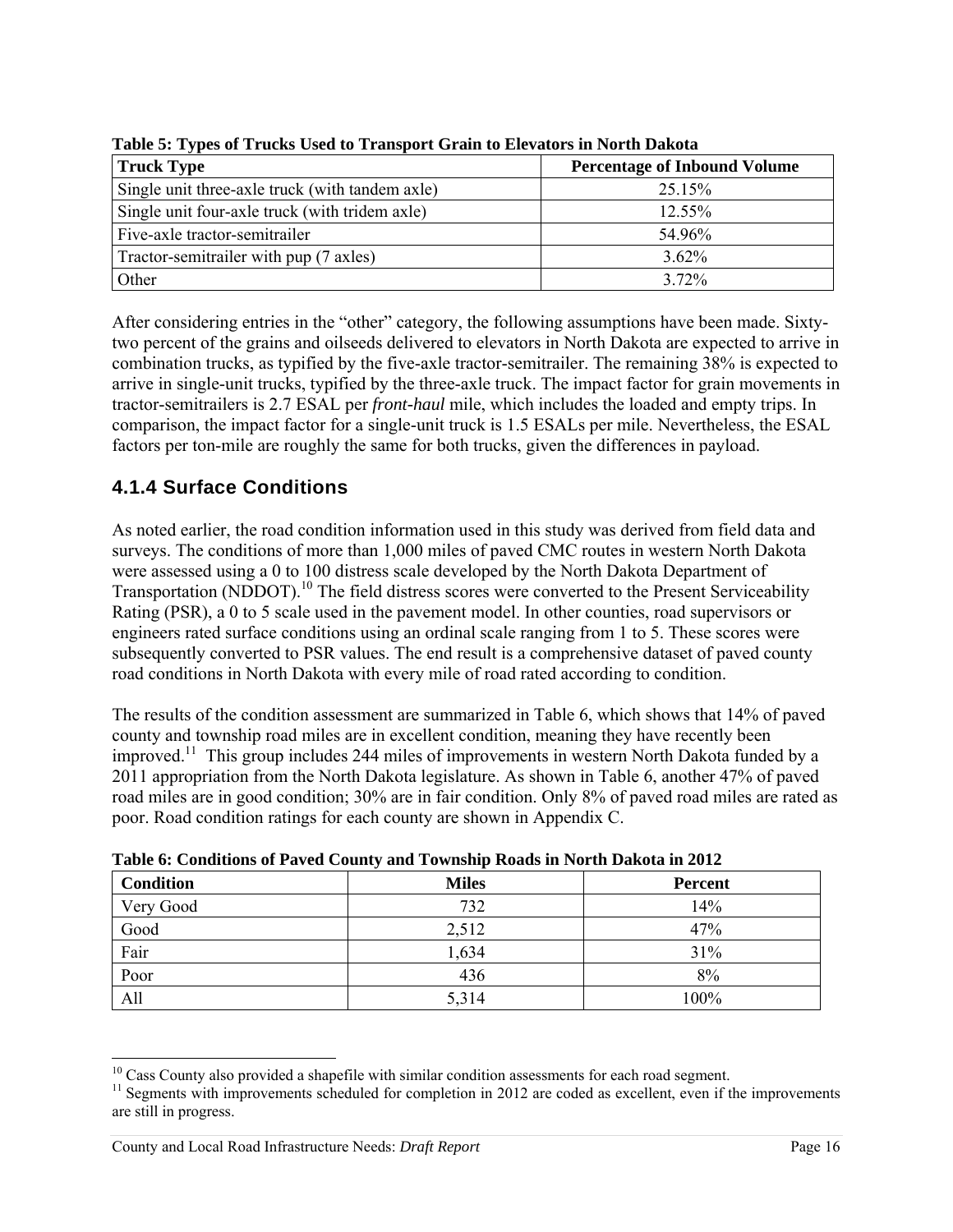**Table 5: Types of Trucks Used to Transport Grain to Elevators in North Dakota**

| Truck Type | Percentage of Inbound Volume |
|---|---|
| Single unit three-axle truck (with tandem axle) | 25.15% |
| Single unit four-axle truck (with tridem axle) | 12.55% |
| Five-axle tractor-semitrailer | 54.96% |
| Tractor-semitrailer with pup (7 axles) | 3.62% |
| Other | 3.72% |

After considering entries in the "other" category, the following assumptions have been made. Sixty-two percent of the grains and oilseeds delivered to elevators in North Dakota are expected to arrive in combination trucks, as typified by the five-axle tractor-semitrailer. The remaining 38% is expected to arrive in single-unit trucks, typified by the three-axle truck. The impact factor for grain movements in tractor-semitrailers is 2.7 ESAL per *front-haul* mile, which includes the loaded and empty trips. In comparison, the impact factor for a single-unit truck is 1.5 ESALs per mile. Nevertheless, the ESAL factors per ton-mile are roughly the same for both trucks, given the differences in payload.

### 4.1.4 Surface Conditions

As noted earlier, the road condition information used in this study was derived from field data and surveys. The conditions of more than 1,000 miles of paved CMC routes in western North Dakota were assessed using a 0 to 100 distress scale developed by the North Dakota Department of Transportation (NDDOT).[10] The field distress scores were converted to the Present Serviceability Rating (PSR), a 0 to 5 scale used in the pavement model. In other counties, road supervisors or engineers rated surface conditions using an ordinal scale ranging from 1 to 5. These scores were subsequently converted to PSR values. The end result is a comprehensive dataset of paved county road conditions in North Dakota with every mile of road rated according to condition.

The results of the condition assessment are summarized in Table 6, which shows that 14% of paved county and township road miles are in excellent condition, meaning they have recently been improved.[11] This group includes 244 miles of improvements in western North Dakota funded by a 2011 appropriation from the North Dakota legislature. As shown in Table 6, another 47% of paved road miles are in good condition; 30% are in fair condition. Only 8% of paved road miles are rated as poor. Road condition ratings for each county are shown in Appendix C.

**Table 6: Conditions of Paved County and Township Roads in North Dakota in 2012**

| Condition | Miles | Percent |
|---|---|---|
| Very Good | 732 | 14% |
| Good | 2,512 | 47% |
| Fair | 1,634 | 31% |
| Poor | 436 | 8% |
| All | 5,314 | 100% |

[10] Cass County also provided a shapefile with similar condition assessments for each road segment.

[11] Segments with improvements scheduled for completion in 2012 are coded as excellent, even if the improvements are still in progress.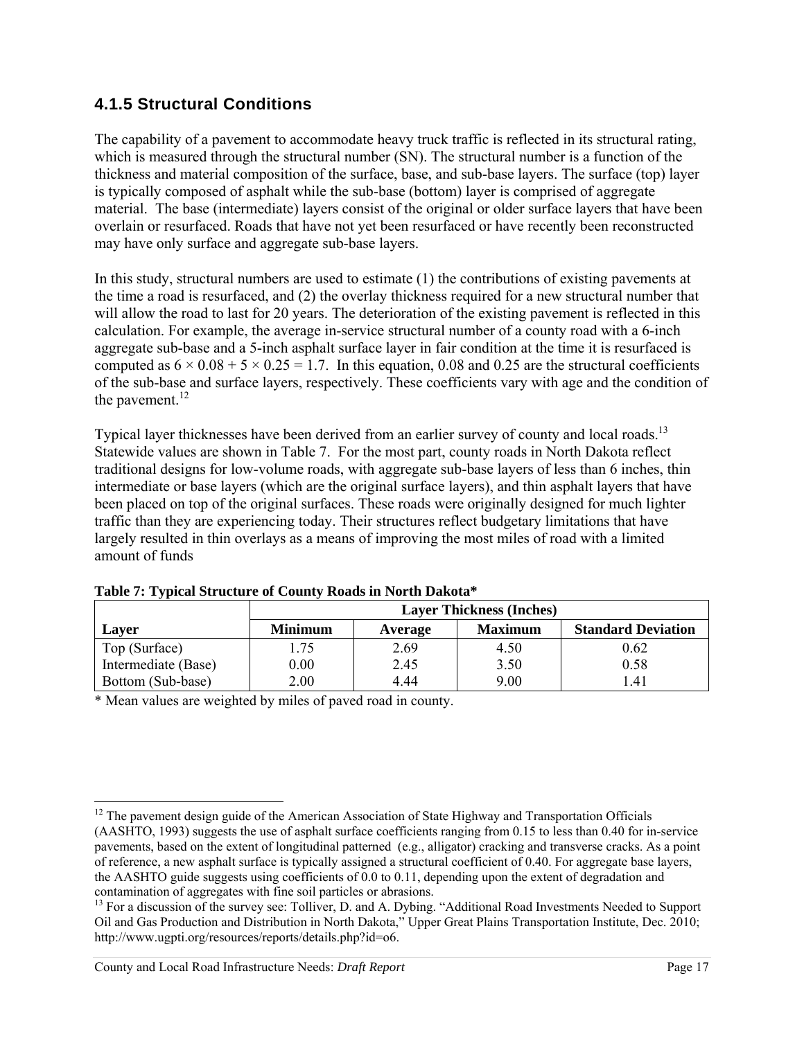### 4.1.5 Structural Conditions

The capability of a pavement to accommodate heavy truck traffic is reflected in its structural rating, which is measured through the structural number (SN). The structural number is a function of the thickness and material composition of the surface, base, and sub-base layers. The surface (top) layer is typically composed of asphalt while the sub-base (bottom) layer is comprised of aggregate material. The base (intermediate) layers consist of the original or older surface layers that have been overlain or resurfaced. Roads that have not yet been resurfaced or have recently been reconstructed may have only surface and aggregate sub-base layers.

In this study, structural numbers are used to estimate (1) the contributions of existing pavements at the time a road is resurfaced, and (2) the overlay thickness required for a new structural number that will allow the road to last for 20 years. The deterioration of the existing pavement is reflected in this calculation. For example, the average in-service structural number of a county road with a 6-inch aggregate sub-base and a 5-inch asphalt surface layer in fair condition at the time it is resurfaced is computed as $6 \times 0.08 + 5 \times 0.25 = 1.7$. In this equation, 0.08 and 0.25 are the structural coefficients of the sub-base and surface layers, respectively. These coefficients vary with age and the condition of the pavement.[12]

Typical layer thicknesses have been derived from an earlier survey of county and local roads.[13] Statewide values are shown in Table 7. For the most part, county roads in North Dakota reflect traditional designs for low-volume roads, with aggregate sub-base layers of less than 6 inches, thin intermediate or base layers (which are the original surface layers), and thin asphalt layers that have been placed on top of the original surfaces. These roads were originally designed for much lighter traffic than they are experiencing today. Their structures reflect budgetary limitations that have largely resulted in thin overlays as a means of improving the most miles of road with a limited amount of funds

**Table 7: Typical Structure of County Roads in North Dakota***

| | Layer Thickness (Inches) | | | |
|---|---|---|---|---|
| **Layer** | **Minimum** | **Average** | **Maximum** | **Standard Deviation** |
| Top (Surface) | 1.75 | 2.69 | 4.50 | 0.62 |
| Intermediate (Base) | 0.00 | 2.45 | 3.50 | 0.58 |
| Bottom (Sub-base) | 2.00 | 4.44 | 9.00 | 1.41 |

* Mean values are weighted by miles of paved road in county.

---

[12] The pavement design guide of the American Association of State Highway and Transportation Officials (AASHTO, 1993) suggests the use of asphalt surface coefficients ranging from 0.15 to less than 0.40 for in-service pavements, based on the extent of longitudinal patterned (e.g., alligator) cracking and transverse cracks. As a point of reference, a new asphalt surface is typically assigned a structural coefficient of 0.40. For aggregate base layers, the AASHTO guide suggests using coefficients of 0.0 to 0.11, depending upon the extent of degradation and contamination of aggregates with fine soil particles or abrasions.

[13] For a discussion of the survey see: Tolliver, D. and A. Dybing. "Additional Road Investments Needed to Support Oil and Gas Production and Distribution in North Dakota," Upper Great Plains Transportation Institute, Dec. 2010; http://www.ugpti.org/resources/reports/details.php?id=o6.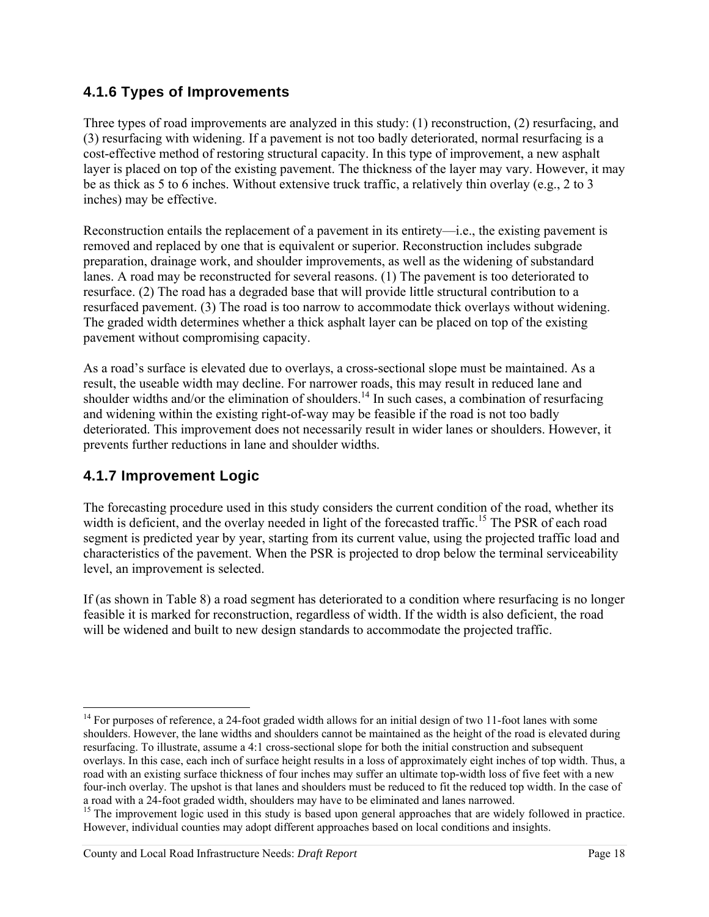### 4.1.6 Types of Improvements

Three types of road improvements are analyzed in this study: (1) reconstruction, (2) resurfacing, and (3) resurfacing with widening. If a pavement is not too badly deteriorated, normal resurfacing is a cost-effective method of restoring structural capacity. In this type of improvement, a new asphalt layer is placed on top of the existing pavement. The thickness of the layer may vary. However, it may be as thick as 5 to 6 inches. Without extensive truck traffic, a relatively thin overlay (e.g., 2 to 3 inches) may be effective.

Reconstruction entails the replacement of a pavement in its entirety—i.e., the existing pavement is removed and replaced by one that is equivalent or superior. Reconstruction includes subgrade preparation, drainage work, and shoulder improvements, as well as the widening of substandard lanes. A road may be reconstructed for several reasons. (1) The pavement is too deteriorated to resurface. (2) The road has a degraded base that will provide little structural contribution to a resurfaced pavement. (3) The road is too narrow to accommodate thick overlays without widening. The graded width determines whether a thick asphalt layer can be placed on top of the existing pavement without compromising capacity.

As a road's surface is elevated due to overlays, a cross-sectional slope must be maintained. As a result, the useable width may decline. For narrower roads, this may result in reduced lane and shoulder widths and/or the elimination of shoulders.[14] In such cases, a combination of resurfacing and widening within the existing right-of-way may be feasible if the road is not too badly deteriorated. This improvement does not necessarily result in wider lanes or shoulders. However, it prevents further reductions in lane and shoulder widths.

### 4.1.7 Improvement Logic

The forecasting procedure used in this study considers the current condition of the road, whether its width is deficient, and the overlay needed in light of the forecasted traffic.[15] The PSR of each road segment is predicted year by year, starting from its current value, using the projected traffic load and characteristics of the pavement. When the PSR is projected to drop below the terminal serviceability level, an improvement is selected.

If (as shown in Table 8) a road segment has deteriorated to a condition where resurfacing is no longer feasible it is marked for reconstruction, regardless of width. If the width is also deficient, the road will be widened and built to new design standards to accommodate the projected traffic.

[14] For purposes of reference, a 24-foot graded width allows for an initial design of two 11-foot lanes with some shoulders. However, the lane widths and shoulders cannot be maintained as the height of the road is elevated during resurfacing. To illustrate, assume a 4:1 cross-sectional slope for both the initial construction and subsequent overlays. In this case, each inch of surface height results in a loss of approximately eight inches of top width. Thus, a road with an existing surface thickness of four inches may suffer an ultimate top-width loss of five feet with a new four-inch overlay. The upshot is that lanes and shoulders must be reduced to fit the reduced top width. In the case of a road with a 24-foot graded width, shoulders may have to be eliminated and lanes narrowed.

[15] The improvement logic used in this study is based upon general approaches that are widely followed in practice. However, individual counties may adopt different approaches based on local conditions and insights.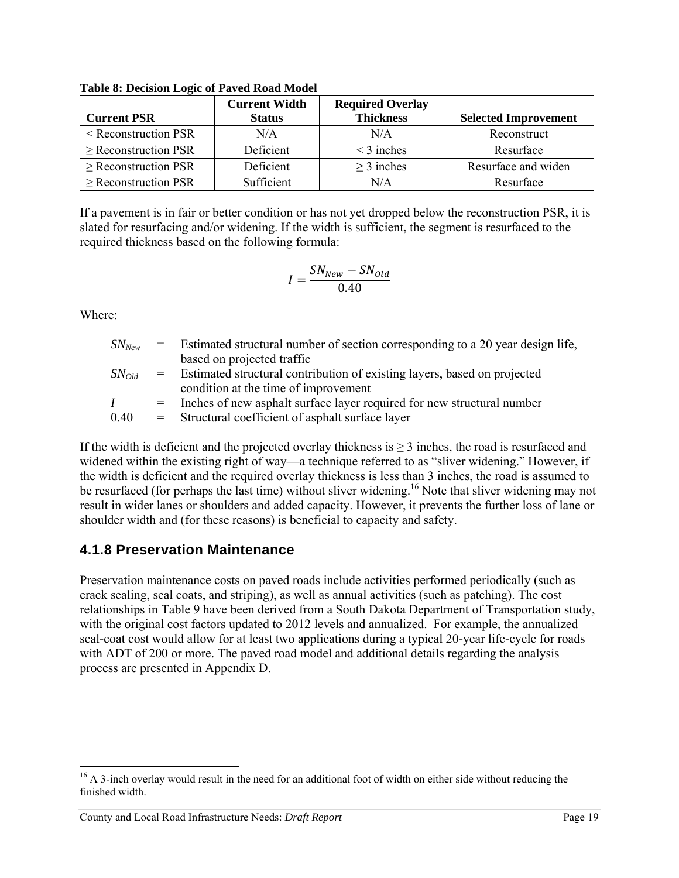**Table 8: Decision Logic of Paved Road Model**

| Current PSR | Current Width Status | Required Overlay Thickness | Selected Improvement |
|---|---|---|---|
| < Reconstruction PSR | N/A | N/A | Reconstruct |
| ≥ Reconstruction PSR | Deficient | < 3 inches | Resurface |
| ≥ Reconstruction PSR | Deficient | ≥ 3 inches | Resurface and widen |
| ≥ Reconstruction PSR | Sufficient | N/A | Resurface |

If a pavement is in fair or better condition or has not yet dropped below the reconstruction PSR, it is slated for resurfacing and/or widening. If the width is sufficient, the segment is resurfaced to the required thickness based on the following formula:

$$I = \frac{SN_{New} - SN_{Old}}{0.40}$$

Where:

- $SN_{New}$ = Estimated structural number of section corresponding to a 20 year design life, based on projected traffic
- $SN_{Old}$ = Estimated structural contribution of existing layers, based on projected condition at the time of improvement
- $I$ = Inches of new asphalt surface layer required for new structural number
- 0.40 = Structural coefficient of asphalt surface layer

If the width is deficient and the projected overlay thickness is ≥ 3 inches, the road is resurfaced and widened within the existing right of way—a technique referred to as "sliver widening." However, if the width is deficient and the required overlay thickness is less than 3 inches, the road is assumed to be resurfaced (for perhaps the last time) without sliver widening.[16] Note that sliver widening may not result in wider lanes or shoulders and added capacity. However, it prevents the further loss of lane or shoulder width and (for these reasons) is beneficial to capacity and safety.

### 4.1.8 Preservation Maintenance

Preservation maintenance costs on paved roads include activities performed periodically (such as crack sealing, seal coats, and striping), as well as annual activities (such as patching). The cost relationships in Table 9 have been derived from a South Dakota Department of Transportation study, with the original cost factors updated to 2012 levels and annualized. For example, the annualized seal-coat cost would allow for at least two applications during a typical 20-year life-cycle for roads with ADT of 200 or more. The paved road model and additional details regarding the analysis process are presented in Appendix D.

[16] A 3-inch overlay would result in the need for an additional foot of width on either side without reducing the finished width.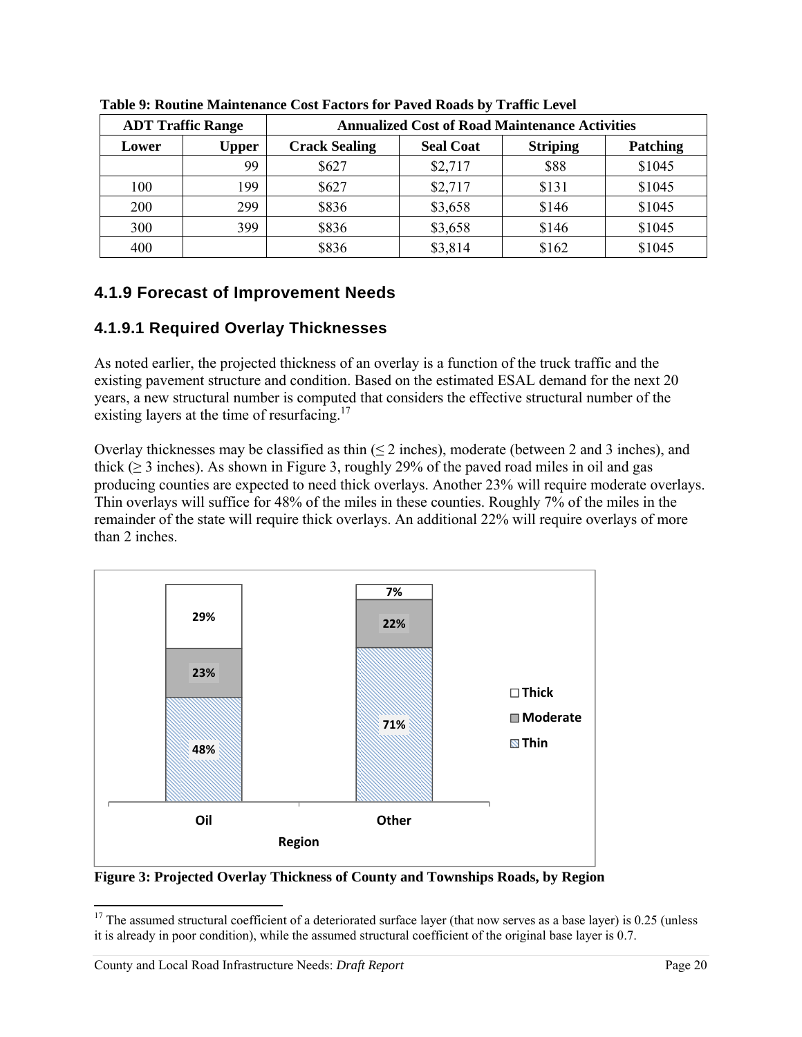**Table 9: Routine Maintenance Cost Factors for Paved Roads by Traffic Level**

| ADT Traffic Range | | Annualized Cost of Road Maintenance Activities | | | |
|---|---|---|---|---|---|
| Lower | Upper | Crack Sealing | Seal Coat | Striping | Patching |
| | 99 | $627 | $2,717 | $88 | $1045 |
| 100 | 199 | $627 | $2,717 | $131 | $1045 |
| 200 | 299 | $836 | $3,658 | $146 | $1045 |
| 300 | 399 | $836 | $3,658 | $146 | $1045 |
| 400 | | $836 | $3,814 | $162 | $1045 |

### 4.1.9 Forecast of Improvement Needs

#### 4.1.9.1 Required Overlay Thicknesses

As noted earlier, the projected thickness of an overlay is a function of the truck traffic and the existing pavement structure and condition. Based on the estimated ESAL demand for the next 20 years, a new structural number is computed that considers the effective structural number of the existing layers at the time of resurfacing.[17]

Overlay thicknesses may be classified as thin (≤ 2 inches), moderate (between 2 and 3 inches), and thick (≥ 3 inches). As shown in Figure 3, roughly 29% of the paved road miles in oil and gas producing counties are expected to need thick overlays. Another 23% will require moderate overlays. Thin overlays will suffice for 48% of the miles in these counties. Roughly 7% of the miles in the remainder of the state will require thick overlays. An additional 22% will require overlays of more than 2 inches.

| Region | Thin | Moderate | Thick |
|---|---|---|---|
| Oil | 48% | 23% | 29% |
| Other | 71% | 22% | 7% |

**Figure 3: Projected Overlay Thickness of County and Townships Roads, by Region**

[17] The assumed structural coefficient of a deteriorated surface layer (that now serves as a base layer) is 0.25 (unless it is already in poor condition), while the assumed structural coefficient of the original base layer is 0.7.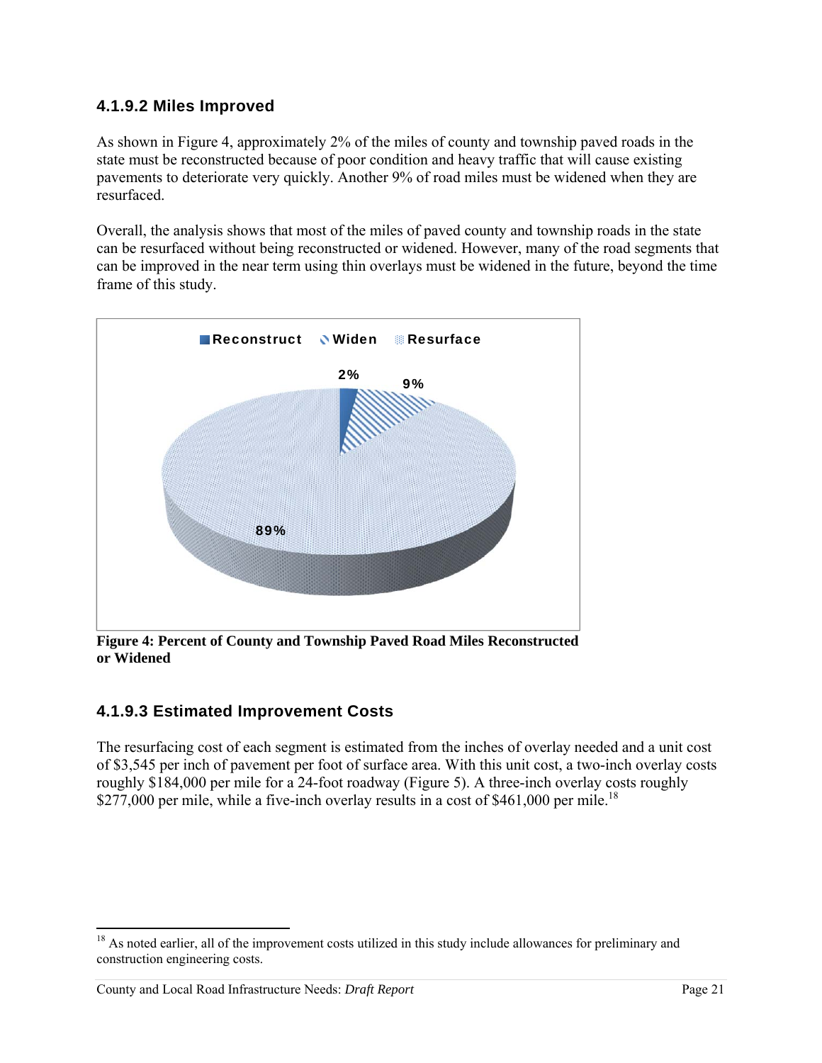### 4.1.9.2 Miles Improved

As shown in Figure 4, approximately 2% of the miles of county and township paved roads in the state must be reconstructed because of poor condition and heavy traffic that will cause existing pavements to deteriorate very quickly. Another 9% of road miles must be widened when they are resurfaced.

Overall, the analysis shows that most of the miles of paved county and township roads in the state can be resurfaced without being reconstructed or widened. However, many of the road segments that can be improved in the near term using thin overlays must be widened in the future, beyond the time frame of this study.

Reconstruct   Widen   Resurface

2%   9%   89%

**Figure 4: Percent of County and Township Paved Road Miles Reconstructed or Widened**

### 4.1.9.3 Estimated Improvement Costs

The resurfacing cost of each segment is estimated from the inches of overlay needed and a unit cost of $3,545 per inch of pavement per foot of surface area. With this unit cost, a two-inch overlay costs roughly $184,000 per mile for a 24-foot roadway (Figure 5). A three-inch overlay costs roughly $277,000 per mile, while a five-inch overlay results in a cost of $461,000 per mile.[18]

[18] As noted earlier, all of the improvement costs utilized in this study include allowances for preliminary and construction engineering costs.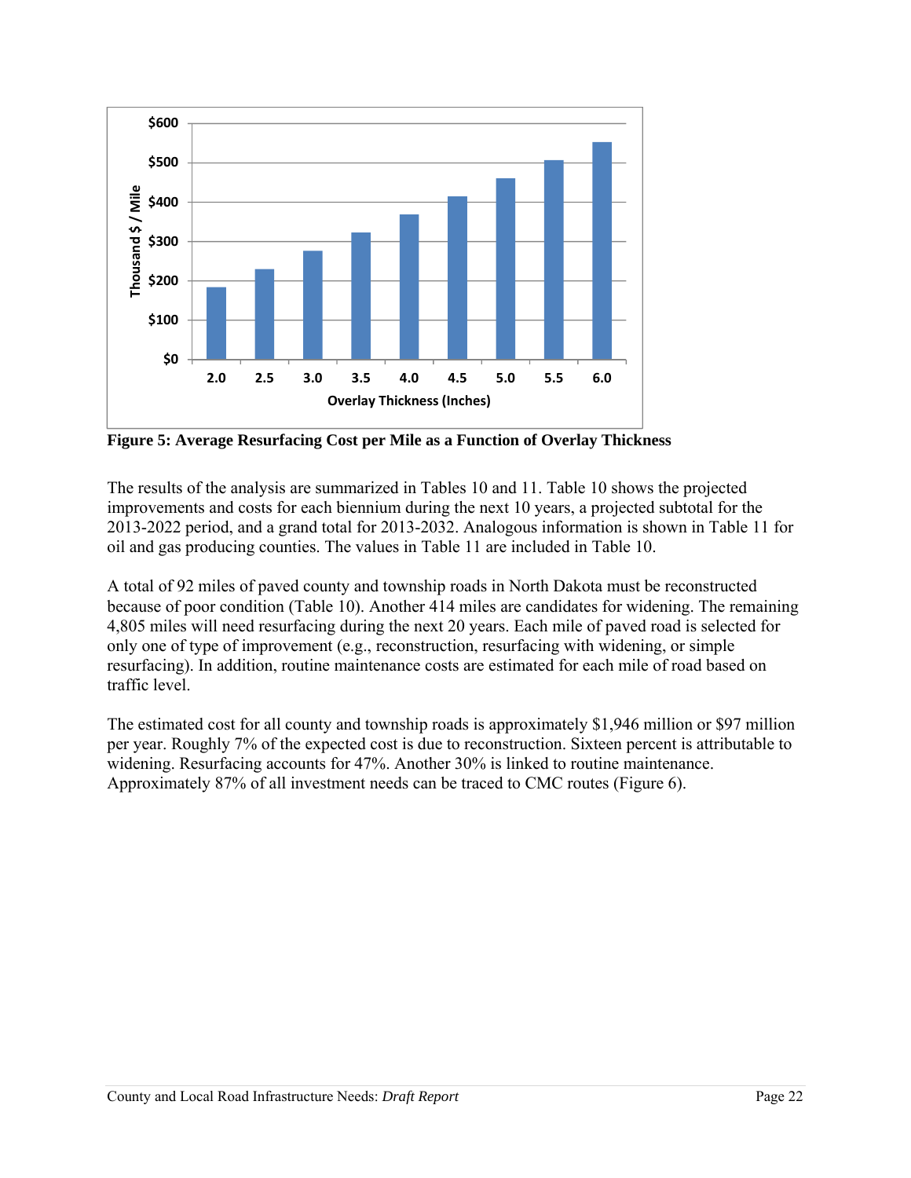**Figure 5: Average Resurfacing Cost per Mile as a Function of Overlay Thickness**

The results of the analysis are summarized in Tables 10 and 11. Table 10 shows the projected improvements and costs for each biennium during the next 10 years, a projected subtotal for the 2013-2022 period, and a grand total for 2013-2032. Analogous information is shown in Table 11 for oil and gas producing counties. The values in Table 11 are included in Table 10.

A total of 92 miles of paved county and township roads in North Dakota must be reconstructed because of poor condition (Table 10). Another 414 miles are candidates for widening. The remaining 4,805 miles will need resurfacing during the next 20 years. Each mile of paved road is selected for only one of type of improvement (e.g., reconstruction, resurfacing with widening, or simple resurfacing). In addition, routine maintenance costs are estimated for each mile of road based on traffic level.

The estimated cost for all county and township roads is approximately $1,946 million or $97 million per year. Roughly 7% of the expected cost is due to reconstruction. Sixteen percent is attributable to widening. Resurfacing accounts for 47%. Another 30% is linked to routine maintenance. Approximately 87% of all investment needs can be traced to CMC routes (Figure 6).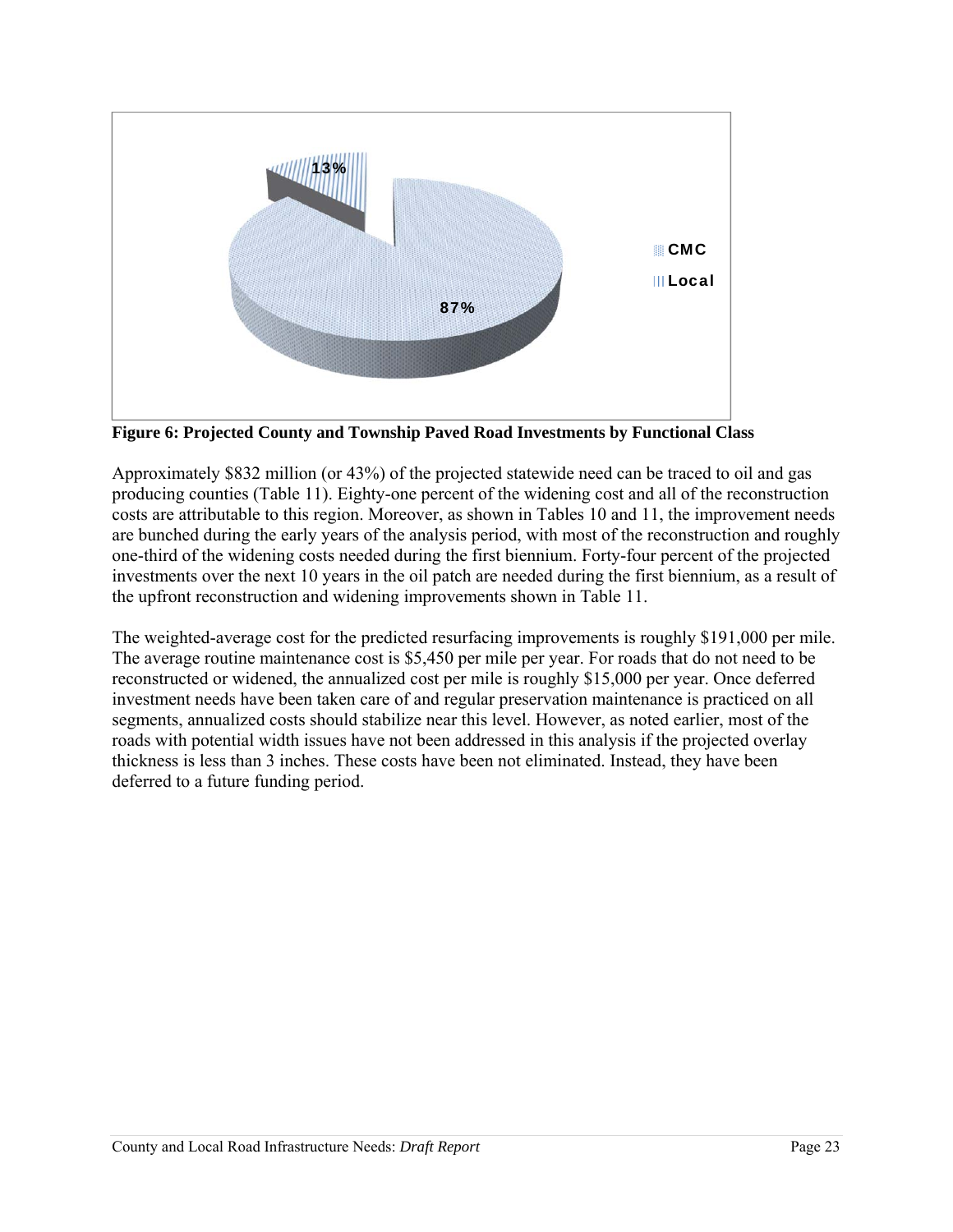**Figure 6: Projected County and Township Paved Road Investments by Functional Class**

Approximately $832 million (or 43%) of the projected statewide need can be traced to oil and gas producing counties (Table 11). Eighty-one percent of the widening cost and all of the reconstruction costs are attributable to this region. Moreover, as shown in Tables 10 and 11, the improvement needs are bunched during the early years of the analysis period, with most of the reconstruction and roughly one-third of the widening costs needed during the first biennium. Forty-four percent of the projected investments over the next 10 years in the oil patch are needed during the first biennium, as a result of the upfront reconstruction and widening improvements shown in Table 11.

The weighted-average cost for the predicted resurfacing improvements is roughly $191,000 per mile. The average routine maintenance cost is $5,450 per mile per year. For roads that do not need to be reconstructed or widened, the annualized cost per mile is roughly $15,000 per year. Once deferred investment needs have been taken care of and regular preservation maintenance is practiced on all segments, annualized costs should stabilize near this level. However, as noted earlier, most of the roads with potential width issues have not been addressed in this analysis if the projected overlay thickness is less than 3 inches. These costs have been not eliminated. Instead, they have been deferred to a future funding period.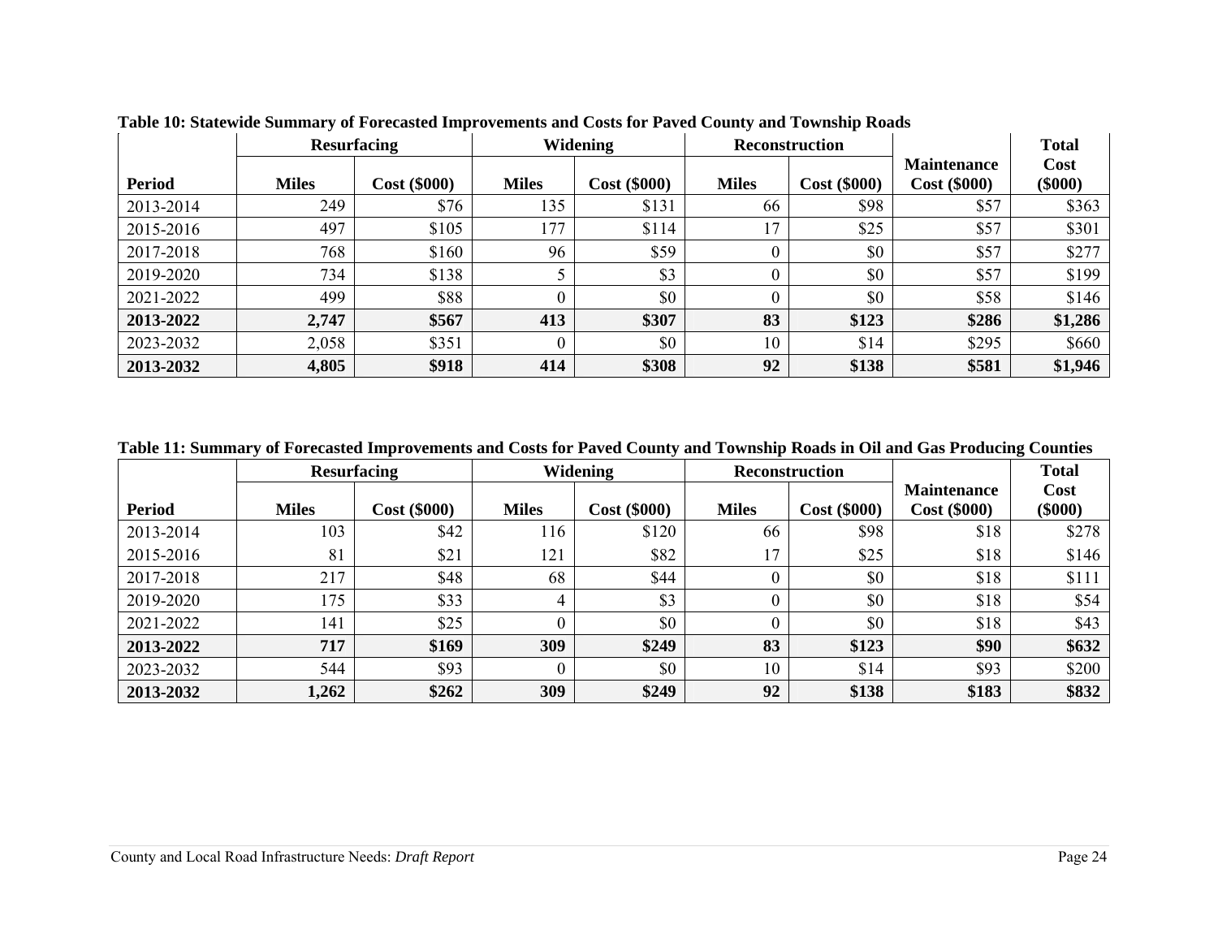**Table 10: Statewide Summary of Forecasted Improvements and Costs for Paved County and Township Roads**

| | Resurfacing | | Widening | | Reconstruction | | | Total |
|---|---|---|---|---|---|---|---|---|
| **Period** | **Miles** | **Cost ($000)** | **Miles** | **Cost ($000)** | **Miles** | **Cost ($000)** | **Maintenance Cost ($000)** | **Cost ($000)** |
| 2013-2014 | 249 | $76 | 135 | $131 | 66 | $98 | $57 | $363 |
| 2015-2016 | 497 | $105 | 177 | $114 | 17 | $25 | $57 | $301 |
| 2017-2018 | 768 | $160 | 96 | $59 | 0 | $0 | $57 | $277 |
| 2019-2020 | 734 | $138 | 5 | $3 | 0 | $0 | $57 | $199 |
| 2021-2022 | 499 | $88 | 0 | $0 | 0 | $0 | $58 | $146 |
| **2013-2022** | **2,747** | **$567** | **413** | **$307** | **83** | **$123** | **$286** | **$1,286** |
| 2023-2032 | 2,058 | $351 | 0 | $0 | 10 | $14 | $295 | $660 |
| **2013-2032** | **4,805** | **$918** | **414** | **$308** | **92** | **$138** | **$581** | **$1,946** |

**Table 11: Summary of Forecasted Improvements and Costs for Paved County and Township Roads in Oil and Gas Producing Counties**

| | Resurfacing | | Widening | | Reconstruction | | | Total |
|---|---|---|---|---|---|---|---|---|
| **Period** | **Miles** | **Cost ($000)** | **Miles** | **Cost ($000)** | **Miles** | **Cost ($000)** | **Maintenance Cost ($000)** | **Cost ($000)** |
| 2013-2014 | 103 | $42 | 116 | $120 | 66 | $98 | $18 | $278 |
| 2015-2016 | 81 | $21 | 121 | $82 | 17 | $25 | $18 | $146 |
| 2017-2018 | 217 | $48 | 68 | $44 | 0 | $0 | $18 | $111 |
| 2019-2020 | 175 | $33 | 4 | $3 | 0 | $0 | $18 | $54 |
| 2021-2022 | 141 | $25 | 0 | $0 | 0 | $0 | $18 | $43 |
| **2013-2022** | **717** | **$169** | **309** | **$249** | **83** | **$123** | **$90** | **$632** |
| 2023-2032 | 544 | $93 | 0 | $0 | 10 | $14 | $93 | $200 |
| **2013-2032** | **1,262** | **$262** | **309** | **$249** | **92** | **$138** | **$183** | **$832** |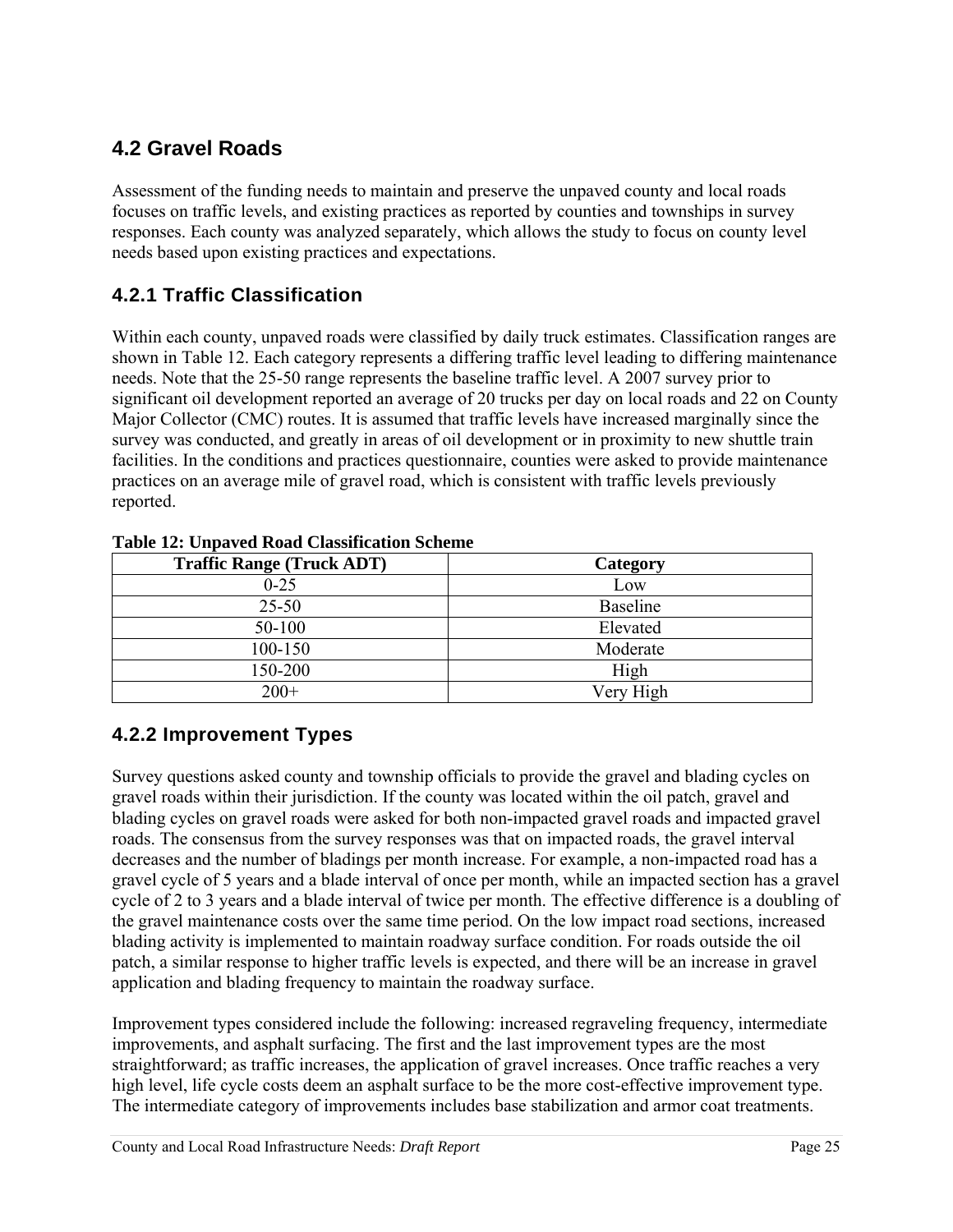## 4.2 Gravel Roads

Assessment of the funding needs to maintain and preserve the unpaved county and local roads focuses on traffic levels, and existing practices as reported by counties and townships in survey responses. Each county was analyzed separately, which allows the study to focus on county level needs based upon existing practices and expectations.

### 4.2.1 Traffic Classification

Within each county, unpaved roads were classified by daily truck estimates. Classification ranges are shown in Table 12. Each category represents a differing traffic level leading to differing maintenance needs. Note that the 25-50 range represents the baseline traffic level. A 2007 survey prior to significant oil development reported an average of 20 trucks per day on local roads and 22 on County Major Collector (CMC) routes. It is assumed that traffic levels have increased marginally since the survey was conducted, and greatly in areas of oil development or in proximity to new shuttle train facilities. In the conditions and practices questionnaire, counties were asked to provide maintenance practices on an average mile of gravel road, which is consistent with traffic levels previously reported.

**Table 12: Unpaved Road Classification Scheme**

| Traffic Range (Truck ADT) | Category |
|---|---|
| 0-25 | Low |
| 25-50 | Baseline |
| 50-100 | Elevated |
| 100-150 | Moderate |
| 150-200 | High |
| 200+ | Very High |

### 4.2.2 Improvement Types

Survey questions asked county and township officials to provide the gravel and blading cycles on gravel roads within their jurisdiction. If the county was located within the oil patch, gravel and blading cycles on gravel roads were asked for both non-impacted gravel roads and impacted gravel roads. The consensus from the survey responses was that on impacted roads, the gravel interval decreases and the number of bladings per month increase. For example, a non-impacted road has a gravel cycle of 5 years and a blade interval of once per month, while an impacted section has a gravel cycle of 2 to 3 years and a blade interval of twice per month. The effective difference is a doubling of the gravel maintenance costs over the same time period. On the low impact road sections, increased blading activity is implemented to maintain roadway surface condition. For roads outside the oil patch, a similar response to higher traffic levels is expected, and there will be an increase in gravel application and blading frequency to maintain the roadway surface.

Improvement types considered include the following: increased regraveling frequency, intermediate improvements, and asphalt surfacing. The first and the last improvement types are the most straightforward; as traffic increases, the application of gravel increases. Once traffic reaches a very high level, life cycle costs deem an asphalt surface to be the more cost-effective improvement type. The intermediate category of improvements includes base stabilization and armor coat treatments.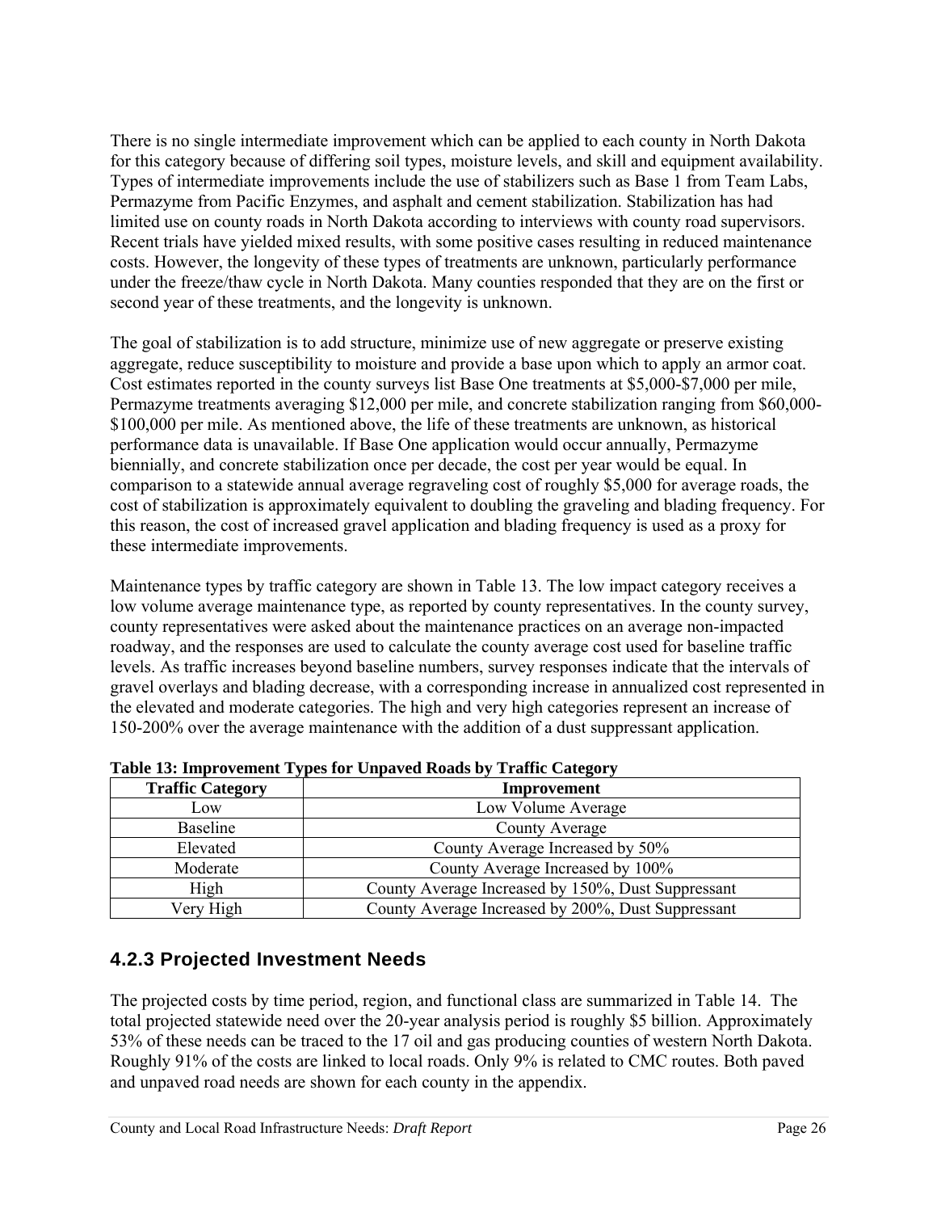There is no single intermediate improvement which can be applied to each county in North Dakota for this category because of differing soil types, moisture levels, and skill and equipment availability. Types of intermediate improvements include the use of stabilizers such as Base 1 from Team Labs, Permazyme from Pacific Enzymes, and asphalt and cement stabilization. Stabilization has had limited use on county roads in North Dakota according to interviews with county road supervisors. Recent trials have yielded mixed results, with some positive cases resulting in reduced maintenance costs. However, the longevity of these types of treatments are unknown, particularly performance under the freeze/thaw cycle in North Dakota. Many counties responded that they are on the first or second year of these treatments, and the longevity is unknown.

The goal of stabilization is to add structure, minimize use of new aggregate or preserve existing aggregate, reduce susceptibility to moisture and provide a base upon which to apply an armor coat. Cost estimates reported in the county surveys list Base One treatments at $5,000-$7,000 per mile, Permazyme treatments averaging $12,000 per mile, and concrete stabilization ranging from $60,000-$100,000 per mile. As mentioned above, the life of these treatments are unknown, as historical performance data is unavailable. If Base One application would occur annually, Permazyme biennially, and concrete stabilization once per decade, the cost per year would be equal. In comparison to a statewide annual average regraveling cost of roughly $5,000 for average roads, the cost of stabilization is approximately equivalent to doubling the graveling and blading frequency. For this reason, the cost of increased gravel application and blading frequency is used as a proxy for these intermediate improvements.

Maintenance types by traffic category are shown in Table 13. The low impact category receives a low volume average maintenance type, as reported by county representatives. In the county survey, county representatives were asked about the maintenance practices on an average non-impacted roadway, and the responses are used to calculate the county average cost used for baseline traffic levels. As traffic increases beyond baseline numbers, survey responses indicate that the intervals of gravel overlays and blading decrease, with a corresponding increase in annualized cost represented in the elevated and moderate categories. The high and very high categories represent an increase of 150-200% over the average maintenance with the addition of a dust suppressant application.

**Table 13: Improvement Types for Unpaved Roads by Traffic Category**

| Traffic Category | Improvement |
|---|---|
| Low | Low Volume Average |
| Baseline | County Average |
| Elevated | County Average Increased by 50% |
| Moderate | County Average Increased by 100% |
| High | County Average Increased by 150%, Dust Suppressant |
| Very High | County Average Increased by 200%, Dust Suppressant |

### 4.2.3 Projected Investment Needs

The projected costs by time period, region, and functional class are summarized in Table 14. The total projected statewide need over the 20-year analysis period is roughly $5 billion. Approximately 53% of these needs can be traced to the 17 oil and gas producing counties of western North Dakota. Roughly 91% of the costs are linked to local roads. Only 9% is related to CMC routes. Both paved and unpaved road needs are shown for each county in the appendix.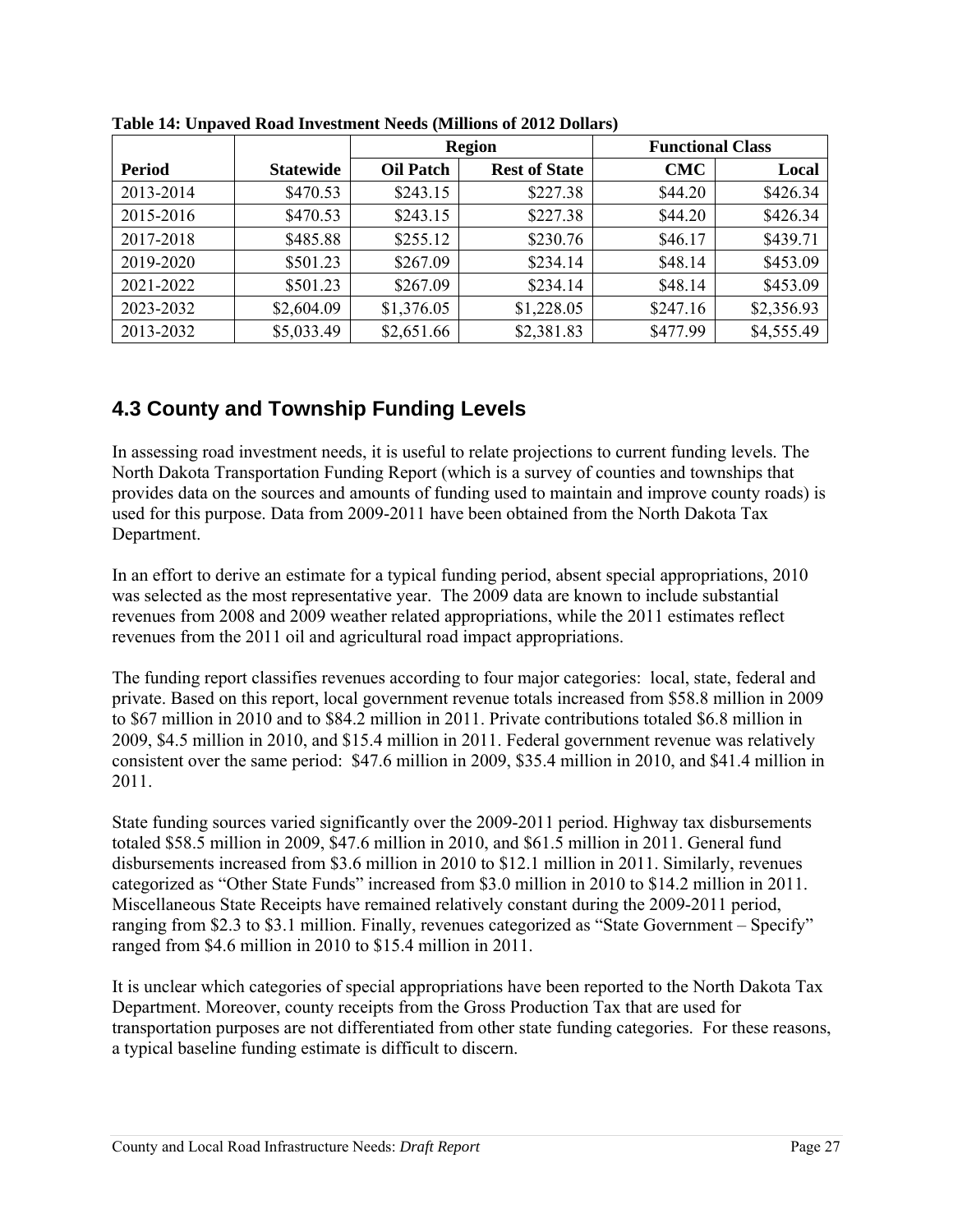**Table 14: Unpaved Road Investment Needs (Millions of 2012 Dollars)**

| | | Region | | Functional Class | |
|---|---|---|---|---|---|
| **Period** | **Statewide** | **Oil Patch** | **Rest of State** | **CMC** | **Local** |
| 2013-2014 | $470.53 | $243.15 | $227.38 | $44.20 | $426.34 |
| 2015-2016 | $470.53 | $243.15 | $227.38 | $44.20 | $426.34 |
| 2017-2018 | $485.88 | $255.12 | $230.76 | $46.17 | $439.71 |
| 2019-2020 | $501.23 | $267.09 | $234.14 | $48.14 | $453.09 |
| 2021-2022 | $501.23 | $267.09 | $234.14 | $48.14 | $453.09 |
| 2023-2032 | $2,604.09 | $1,376.05 | $1,228.05 | $247.16 | $2,356.93 |
| 2013-2032 | $5,033.49 | $2,651.66 | $2,381.83 | $477.99 | $4,555.49 |

## 4.3 County and Township Funding Levels

In assessing road investment needs, it is useful to relate projections to current funding levels. The North Dakota Transportation Funding Report (which is a survey of counties and townships that provides data on the sources and amounts of funding used to maintain and improve county roads) is used for this purpose. Data from 2009-2011 have been obtained from the North Dakota Tax Department.

In an effort to derive an estimate for a typical funding period, absent special appropriations, 2010 was selected as the most representative year. The 2009 data are known to include substantial revenues from 2008 and 2009 weather related appropriations, while the 2011 estimates reflect revenues from the 2011 oil and agricultural road impact appropriations.

The funding report classifies revenues according to four major categories: local, state, federal and private. Based on this report, local government revenue totals increased from $58.8 million in 2009 to $67 million in 2010 and to $84.2 million in 2011. Private contributions totaled $6.8 million in 2009, $4.5 million in 2010, and $15.4 million in 2011. Federal government revenue was relatively consistent over the same period: $47.6 million in 2009, $35.4 million in 2010, and $41.4 million in 2011.

State funding sources varied significantly over the 2009-2011 period. Highway tax disbursements totaled $58.5 million in 2009, $47.6 million in 2010, and $61.5 million in 2011. General fund disbursements increased from $3.6 million in 2010 to $12.1 million in 2011. Similarly, revenues categorized as "Other State Funds" increased from $3.0 million in 2010 to $14.2 million in 2011. Miscellaneous State Receipts have remained relatively constant during the 2009-2011 period, ranging from $2.3 to $3.1 million. Finally, revenues categorized as "State Government – Specify" ranged from $4.6 million in 2010 to $15.4 million in 2011.

It is unclear which categories of special appropriations have been reported to the North Dakota Tax Department. Moreover, county receipts from the Gross Production Tax that are used for transportation purposes are not differentiated from other state funding categories. For these reasons, a typical baseline funding estimate is difficult to discern.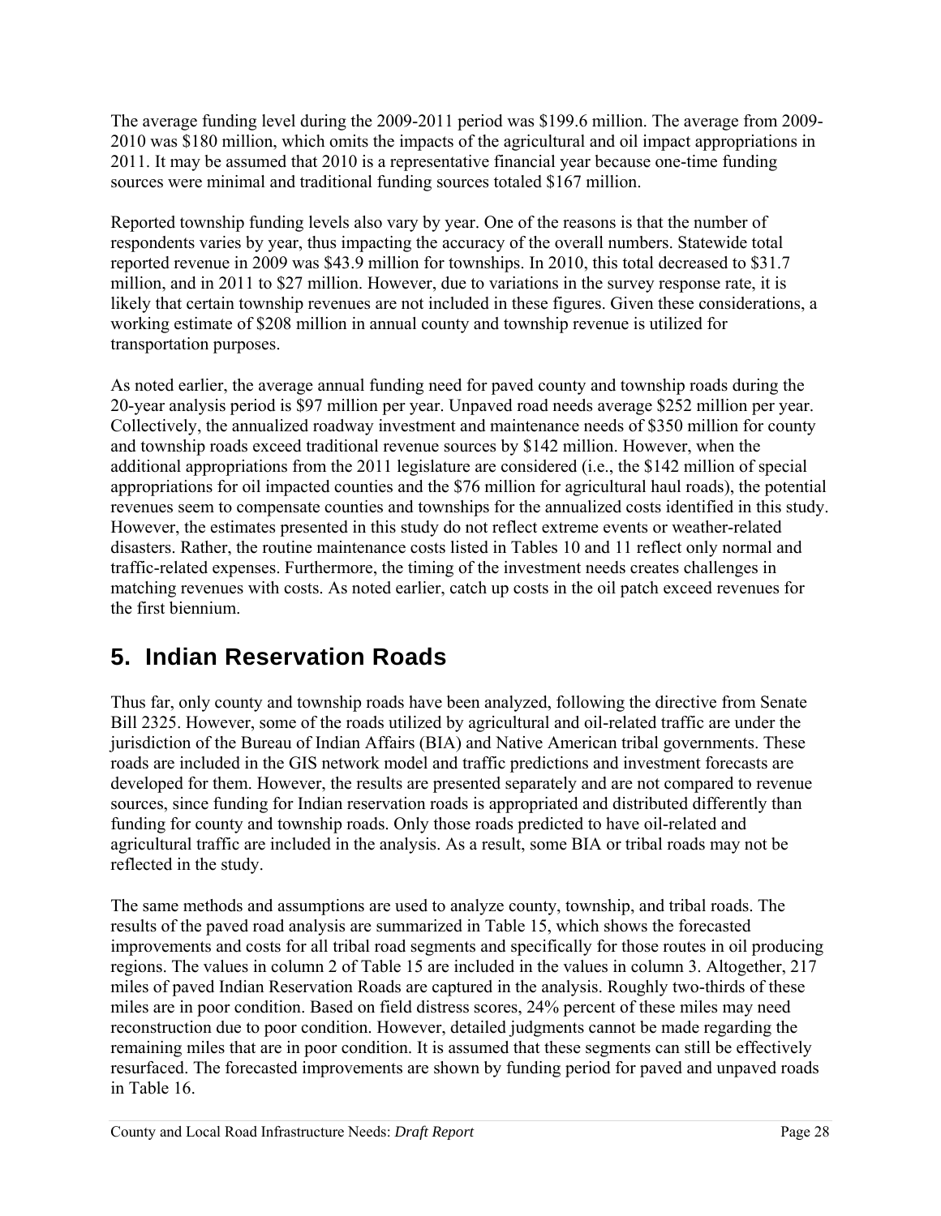The average funding level during the 2009-2011 period was $199.6 million. The average from 2009-2010 was $180 million, which omits the impacts of the agricultural and oil impact appropriations in 2011. It may be assumed that 2010 is a representative financial year because one-time funding sources were minimal and traditional funding sources totaled $167 million.

Reported township funding levels also vary by year. One of the reasons is that the number of respondents varies by year, thus impacting the accuracy of the overall numbers. Statewide total reported revenue in 2009 was $43.9 million for townships. In 2010, this total decreased to $31.7 million, and in 2011 to $27 million. However, due to variations in the survey response rate, it is likely that certain township revenues are not included in these figures. Given these considerations, a working estimate of $208 million in annual county and township revenue is utilized for transportation purposes.

As noted earlier, the average annual funding need for paved county and township roads during the 20-year analysis period is $97 million per year. Unpaved road needs average $252 million per year. Collectively, the annualized roadway investment and maintenance needs of $350 million for county and township roads exceed traditional revenue sources by $142 million. However, when the additional appropriations from the 2011 legislature are considered (i.e., the $142 million of special appropriations for oil impacted counties and the $76 million for agricultural haul roads), the potential revenues seem to compensate counties and townships for the annualized costs identified in this study. However, the estimates presented in this study do not reflect extreme events or weather-related disasters. Rather, the routine maintenance costs listed in Tables 10 and 11 reflect only normal and traffic-related expenses. Furthermore, the timing of the investment needs creates challenges in matching revenues with costs. As noted earlier, catch up costs in the oil patch exceed revenues for the first biennium.

# 5. Indian Reservation Roads

Thus far, only county and township roads have been analyzed, following the directive from Senate Bill 2325. However, some of the roads utilized by agricultural and oil-related traffic are under the jurisdiction of the Bureau of Indian Affairs (BIA) and Native American tribal governments. These roads are included in the GIS network model and traffic predictions and investment forecasts are developed for them. However, the results are presented separately and are not compared to revenue sources, since funding for Indian reservation roads is appropriated and distributed differently than funding for county and township roads. Only those roads predicted to have oil-related and agricultural traffic are included in the analysis. As a result, some BIA or tribal roads may not be reflected in the study.

The same methods and assumptions are used to analyze county, township, and tribal roads. The results of the paved road analysis are summarized in Table 15, which shows the forecasted improvements and costs for all tribal road segments and specifically for those routes in oil producing regions. The values in column 2 of Table 15 are included in the values in column 3. Altogether, 217 miles of paved Indian Reservation Roads are captured in the analysis. Roughly two-thirds of these miles are in poor condition. Based on field distress scores, 24% percent of these miles may need reconstruction due to poor condition. However, detailed judgments cannot be made regarding the remaining miles that are in poor condition. It is assumed that these segments can still be effectively resurfaced. The forecasted improvements are shown by funding period for paved and unpaved roads in Table 16.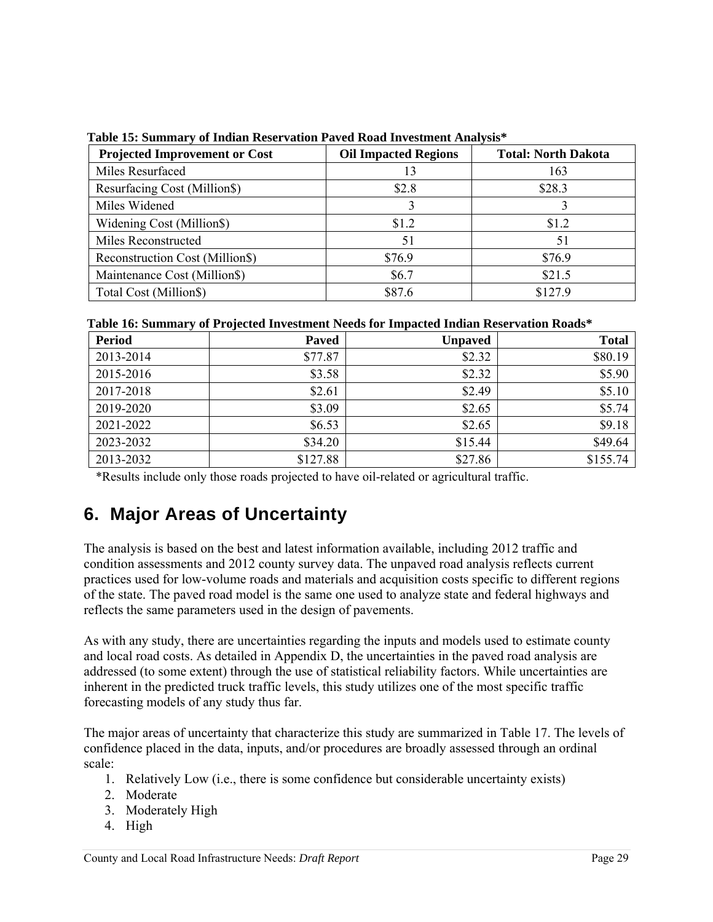**Table 15: Summary of Indian Reservation Paved Road Investment Analysis***

| Projected Improvement or Cost | Oil Impacted Regions | Total: North Dakota |
|---|---|---|
| Miles Resurfaced | 13 | 163 |
| Resurfacing Cost (Million$) | $2.8 | $28.3 |
| Miles Widened | 3 | 3 |
| Widening Cost (Million$) | $1.2 | $1.2 |
| Miles Reconstructed | 51 | 51 |
| Reconstruction Cost (Million$) | $76.9 | $76.9 |
| Maintenance Cost (Million$) | $6.7 | $21.5 |
| Total Cost (Million$) | $87.6 | $127.9 |

**Table 16: Summary of Projected Investment Needs for Impacted Indian Reservation Roads***

| Period | Paved | Unpaved | Total |
|---|---|---|---|
| 2013-2014 | $77.87 | $2.32 | $80.19 |
| 2015-2016 | $3.58 | $2.32 | $5.90 |
| 2017-2018 | $2.61 | $2.49 | $5.10 |
| 2019-2020 | $3.09 | $2.65 | $5.74 |
| 2021-2022 | $6.53 | $2.65 | $9.18 |
| 2023-2032 | $34.20 | $15.44 | $49.64 |
| 2013-2032 | $127.88 | $27.86 | $155.74 |

*Results include only those roads projected to have oil-related or agricultural traffic.

# 6. Major Areas of Uncertainty

The analysis is based on the best and latest information available, including 2012 traffic and condition assessments and 2012 county survey data. The unpaved road analysis reflects current practices used for low-volume roads and materials and acquisition costs specific to different regions of the state. The paved road model is the same one used to analyze state and federal highways and reflects the same parameters used in the design of pavements.

As with any study, there are uncertainties regarding the inputs and models used to estimate county and local road costs. As detailed in Appendix D, the uncertainties in the paved road analysis are addressed (to some extent) through the use of statistical reliability factors. While uncertainties are inherent in the predicted truck traffic levels, this study utilizes one of the most specific traffic forecasting models of any study thus far.

The major areas of uncertainty that characterize this study are summarized in Table 17. The levels of confidence placed in the data, inputs, and/or procedures are broadly assessed through an ordinal scale:

1. Relatively Low (i.e., there is some confidence but considerable uncertainty exists)
2. Moderate
3. Moderately High
4. High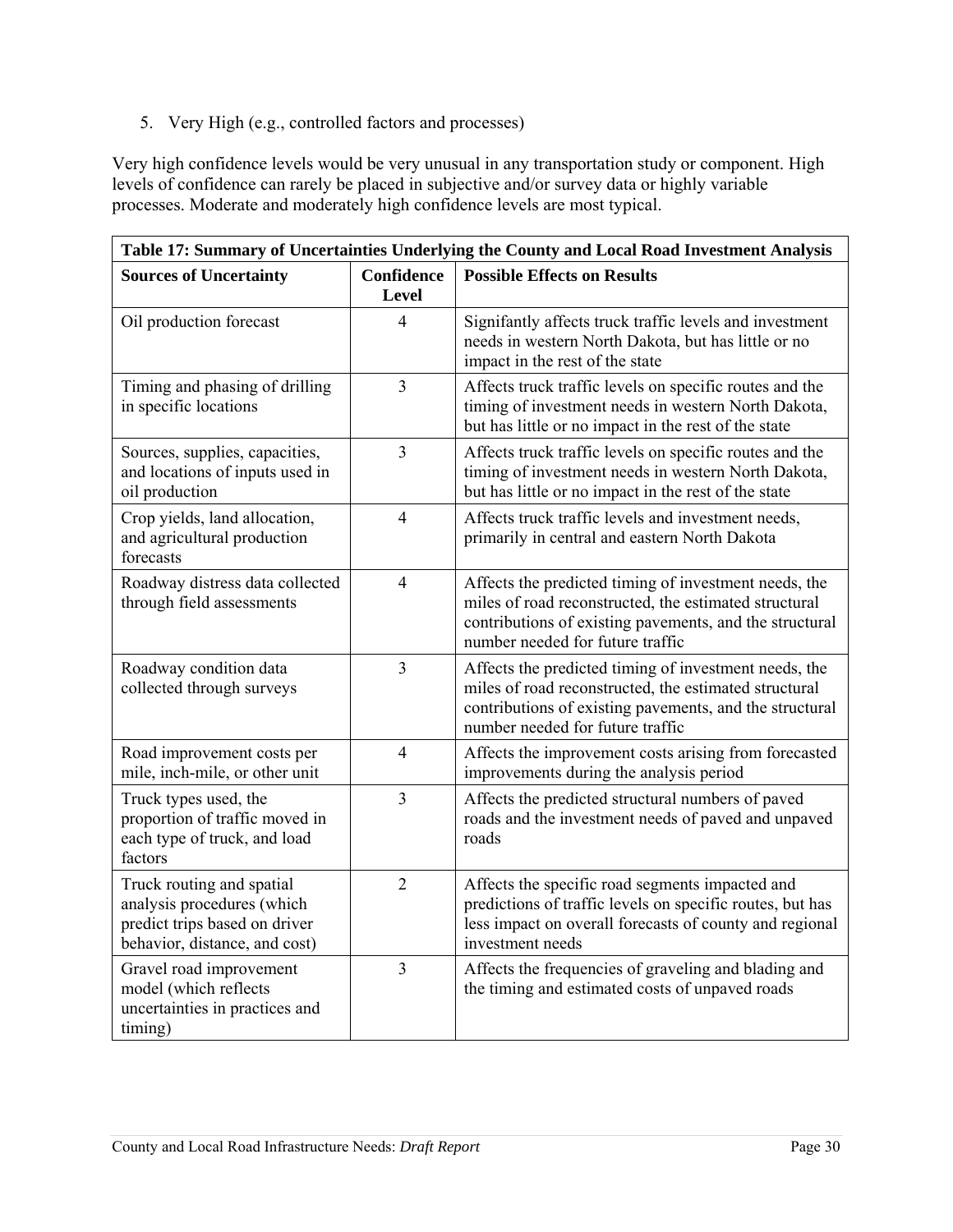5. Very High (e.g., controlled factors and processes)

Very high confidence levels would be very unusual in any transportation study or component. High levels of confidence can rarely be placed in subjective and/or survey data or highly variable processes. Moderate and moderately high confidence levels are most typical.

**Table 17: Summary of Uncertainties Underlying the County and Local Road Investment Analysis**

| Sources of Uncertainty | Confidence Level | Possible Effects on Results |
|---|---|---|
| Oil production forecast | 4 | Signifantly affects truck traffic levels and investment needs in western North Dakota, but has little or no impact in the rest of the state |
| Timing and phasing of drilling in specific locations | 3 | Affects truck traffic levels on specific routes and the timing of investment needs in western North Dakota, but has little or no impact in the rest of the state |
| Sources, supplies, capacities, and locations of inputs used in oil production | 3 | Affects truck traffic levels on specific routes and the timing of investment needs in western North Dakota, but has little or no impact in the rest of the state |
| Crop yields, land allocation, and agricultural production forecasts | 4 | Affects truck traffic levels and investment needs, primarily in central and eastern North Dakota |
| Roadway distress data collected through field assessments | 4 | Affects the predicted timing of investment needs, the miles of road reconstructed, the estimated structural contributions of existing pavements, and the structural number needed for future traffic |
| Roadway condition data collected through surveys | 3 | Affects the predicted timing of investment needs, the miles of road reconstructed, the estimated structural contributions of existing pavements, and the structural number needed for future traffic |
| Road improvement costs per mile, inch-mile, or other unit | 4 | Affects the improvement costs arising from forecasted improvements during the analysis period |
| Truck types used, the proportion of traffic moved in each type of truck, and load factors | 3 | Affects the predicted structural numbers of paved roads and the investment needs of paved and unpaved roads |
| Truck routing and spatial analysis procedures (which predict trips based on driver behavior, distance, and cost) | 2 | Affects the specific road segments impacted and predictions of traffic levels on specific routes, but has less impact on overall forecasts of county and regional investment needs |
| Gravel road improvement model (which reflects uncertainties in practices and timing) | 3 | Affects the frequencies of graveling and blading and the timing and estimated costs of unpaved roads |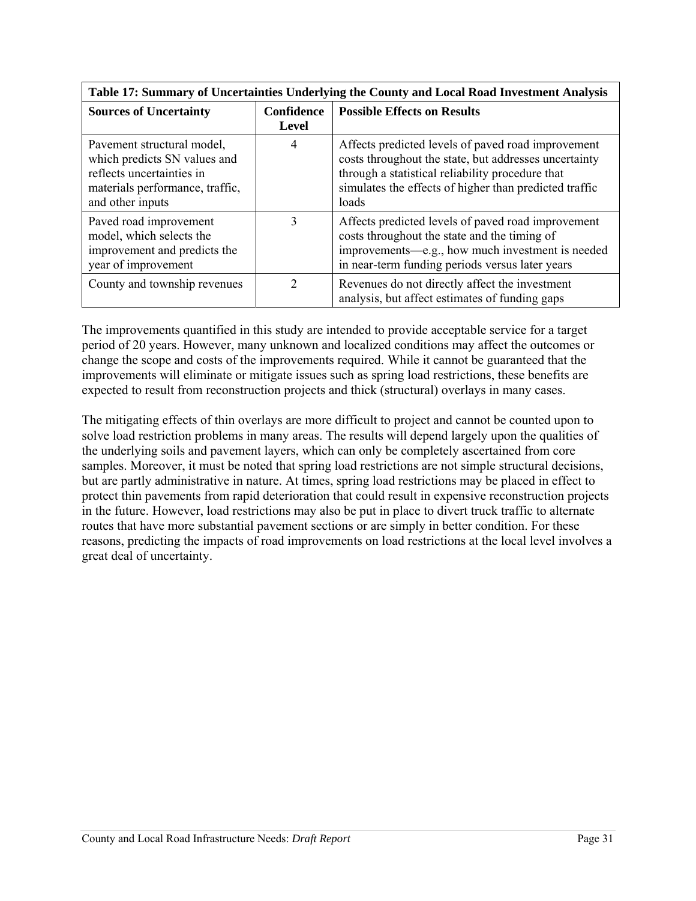**Table 17: Summary of Uncertainties Underlying the County and Local Road Investment Analysis**

| Sources of Uncertainty | Confidence Level | Possible Effects on Results |
|---|---|---|
| Pavement structural model, which predicts SN values and reflects uncertainties in materials performance, traffic, and other inputs | 4 | Affects predicted levels of paved road improvement costs throughout the state, but addresses uncertainty through a statistical reliability procedure that simulates the effects of higher than predicted traffic loads |
| Paved road improvement model, which selects the improvement and predicts the year of improvement | 3 | Affects predicted levels of paved road improvement costs throughout the state and the timing of improvements—e.g., how much investment is needed in near-term funding periods versus later years |
| County and township revenues | 2 | Revenues do not directly affect the investment analysis, but affect estimates of funding gaps |

The improvements quantified in this study are intended to provide acceptable service for a target period of 20 years. However, many unknown and localized conditions may affect the outcomes or change the scope and costs of the improvements required. While it cannot be guaranteed that the improvements will eliminate or mitigate issues such as spring load restrictions, these benefits are expected to result from reconstruction projects and thick (structural) overlays in many cases.

The mitigating effects of thin overlays are more difficult to project and cannot be counted upon to solve load restriction problems in many areas. The results will depend largely upon the qualities of the underlying soils and pavement layers, which can only be completely ascertained from core samples. Moreover, it must be noted that spring load restrictions are not simple structural decisions, but are partly administrative in nature. At times, spring load restrictions may be placed in effect to protect thin pavements from rapid deterioration that could result in expensive reconstruction projects in the future. However, load restrictions may also be put in place to divert truck traffic to alternate routes that have more substantial pavement sections or are simply in better condition. For these reasons, predicting the impacts of road improvements on load restrictions at the local level involves a great deal of uncertainty.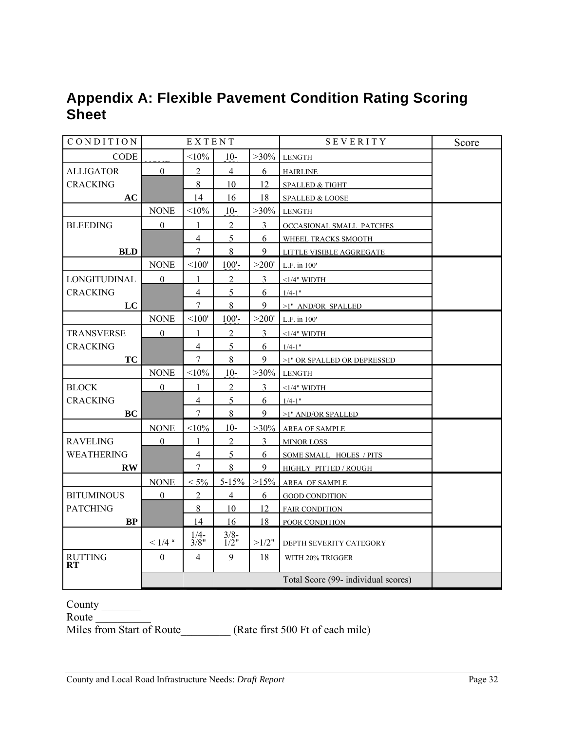## Appendix A: Flexible Pavement Condition Rating Scoring Sheet

| CONDITION | EXTENT | | | | SEVERITY | Score |
|---|---|---|---|---|---|---|
| CODE | NONE | <10% | 10-30% | >30% | LENGTH | |
| ALLIGATOR | 0 | 2 | 4 | 6 | HAIRLINE | |
| CRACKING | | 8 | 10 | 12 | SPALLED & TIGHT | |
| **AC** | | 14 | 16 | 18 | SPALLED & LOOSE | |
| | NONE | <10% | 10-30% | >30% | LENGTH | |
| BLEEDING | 0 | 1 | 2 | 3 | OCCASIONAL SMALL PATCHES | |
| | | 4 | 5 | 6 | WHEEL TRACKS SMOOTH | |
| **BLD** | | 7 | 8 | 9 | LITTLE VISIBLE AGGREGATE | |
| | NONE | <100' | 100'-200' | >200' | L.F. in 100' | |
| LONGITUDINAL | 0 | 1 | 2 | 3 | <1/4" WIDTH | |
| CRACKING | | 4 | 5 | 6 | 1/4-1" | |
| **LC** | | 7 | 8 | 9 | >1" AND/OR SPALLED | |
| | NONE | <100' | 100'-200' | >200' | L.F. in 100' | |
| TRANSVERSE | 0 | 1 | 2 | 3 | <1/4" WIDTH | |
| CRACKING | | 4 | 5 | 6 | 1/4-1" | |
| **TC** | | 7 | 8 | 9 | >1" OR SPALLED OR DEPRESSED | |
| | NONE | <10% | 10-30% | >30% | LENGTH | |
| BLOCK | 0 | 1 | 2 | 3 | <1/4" WIDTH | |
| CRACKING | | 4 | 5 | 6 | 1/4-1" | |
| **BC** | | 7 | 8 | 9 | >1" AND/OR SPALLED | |
| | NONE | <10% | 10- | >30% | AREA OF SAMPLE | |
| RAVELING | 0 | 1 | 2 | 3 | MINOR LOSS | |
| WEATHERING | | 4 | 5 | 6 | SOME SMALL HOLES / PITS | |
| **RW** | | 7 | 8 | 9 | HIGHLY PITTED / ROUGH | |
| | NONE | < 5% | 5-15% | >15% | AREA OF SAMPLE | |
| BITUMINOUS | 0 | 2 | 4 | 6 | GOOD CONDITION | |
| PATCHING | | 8 | 10 | 12 | FAIR CONDITION | |
| **BP** | | 14 | 16 | 18 | POOR CONDITION | |
| | < 1/4 " | 1/4-3/8" | 3/8-1/2" | >1/2" | DEPTH SEVERITY CATEGORY | |
| RUTTING **RT** | 0 | 4 | 9 | 18 | WITH 20% TRIGGER | |
| | | | | | Total Score (99- individual scores) | |

County _______

Route __________

Miles from Start of Route_________ (Rate first 500 Ft of each mile)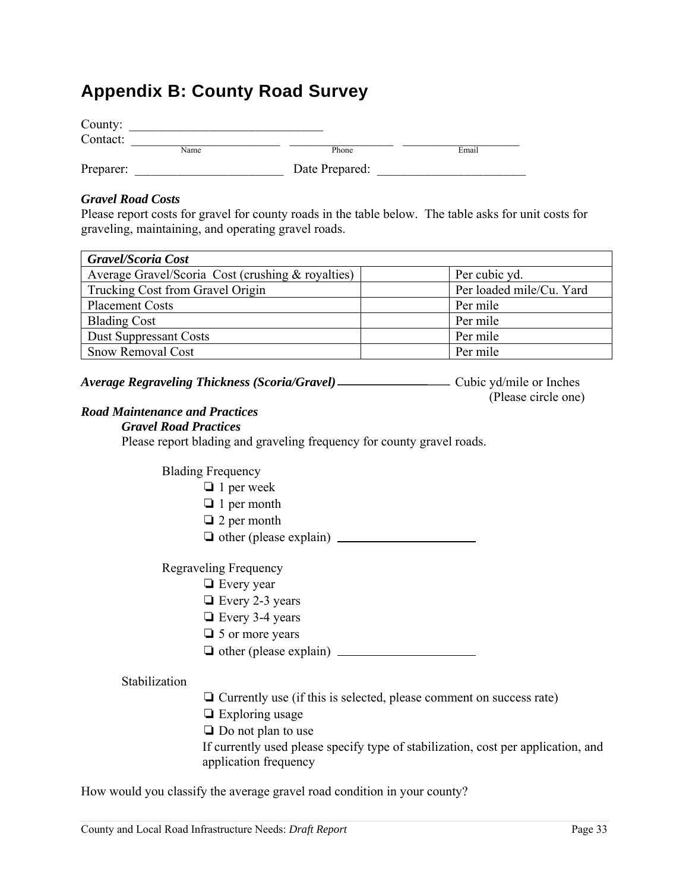## Appendix B: County Road Survey

County: ______________________________

Contact: _______________________ ________________ __________________
Name Phone Email

Preparer: _______________________ Date Prepared: _______________________

***Gravel Road Costs***

Please report costs for gravel for county roads in the table below. The table asks for unit costs for graveling, maintaining, and operating gravel roads.

| ***Gravel/Scoria Cost*** | | |
|---|---|---|
| Average Gravel/Scoria Cost (crushing & royalties) | | Per cubic yd. |
| Trucking Cost from Gravel Origin | | Per loaded mile/Cu. Yard |
| Placement Costs | | Per mile |
| Blading Cost | | Per mile |
| Dust Suppressant Costs | | Per mile |
| Snow Removal Cost | | Per mile |

***Average Regraveling Thickness (Scoria/Gravel)*** ________________ Cubic yd/mile or Inches (Please circle one)

***Road Maintenance and Practices***

***Gravel Road Practices***

Please report blading and graveling frequency for county gravel roads.

Blading Frequency

- ❑ 1 per week
- ❑ 1 per month
- ❑ 2 per month
- ❑ other (please explain) ______________________

Regraveling Frequency

- ❑ Every year
- ❑ Every 2-3 years
- ❑ Every 3-4 years
- ❑ 5 or more years
- ❑ other (please explain) ______________________

Stabilization

- ❑ Currently use (if this is selected, please comment on success rate)
- ❑ Exploring usage
- ❑ Do not plan to use

If currently used please specify type of stabilization, cost per application, and application frequency

How would you classify the average gravel road condition in your county?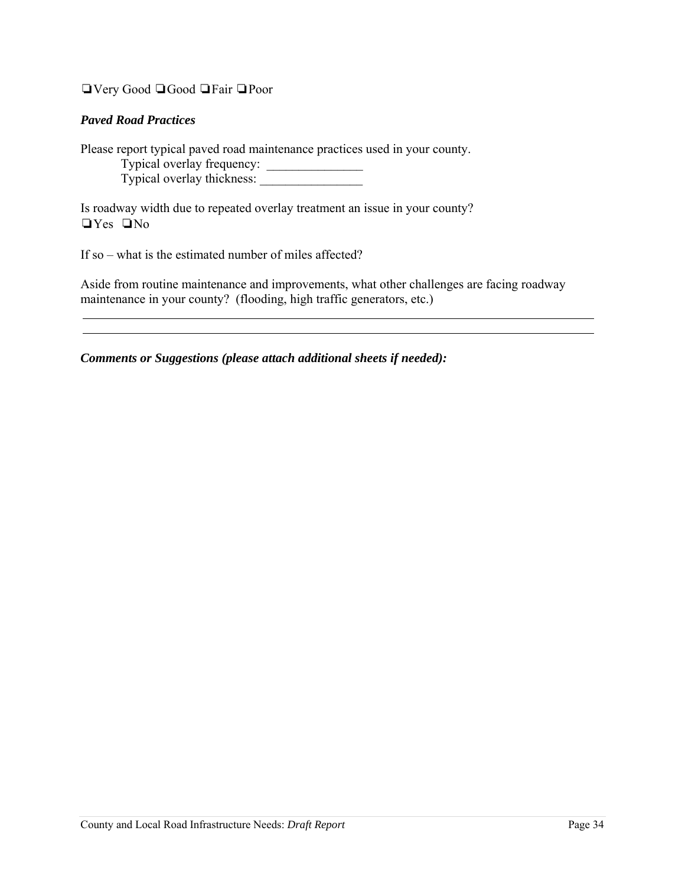❑Very Good ❑Good ❑Fair ❑Poor

***Paved Road Practices***

Please report typical paved road maintenance practices used in your county.

Typical overlay frequency: _______________

Typical overlay thickness: ________________

Is roadway width due to repeated overlay treatment an issue in your county?

❑Yes ❑No

If so – what is the estimated number of miles affected?

Aside from routine maintenance and improvements, what other challenges are facing roadway maintenance in your county? (flooding, high traffic generators, etc.)

___

___

***Comments or Suggestions (please attach additional sheets if needed):***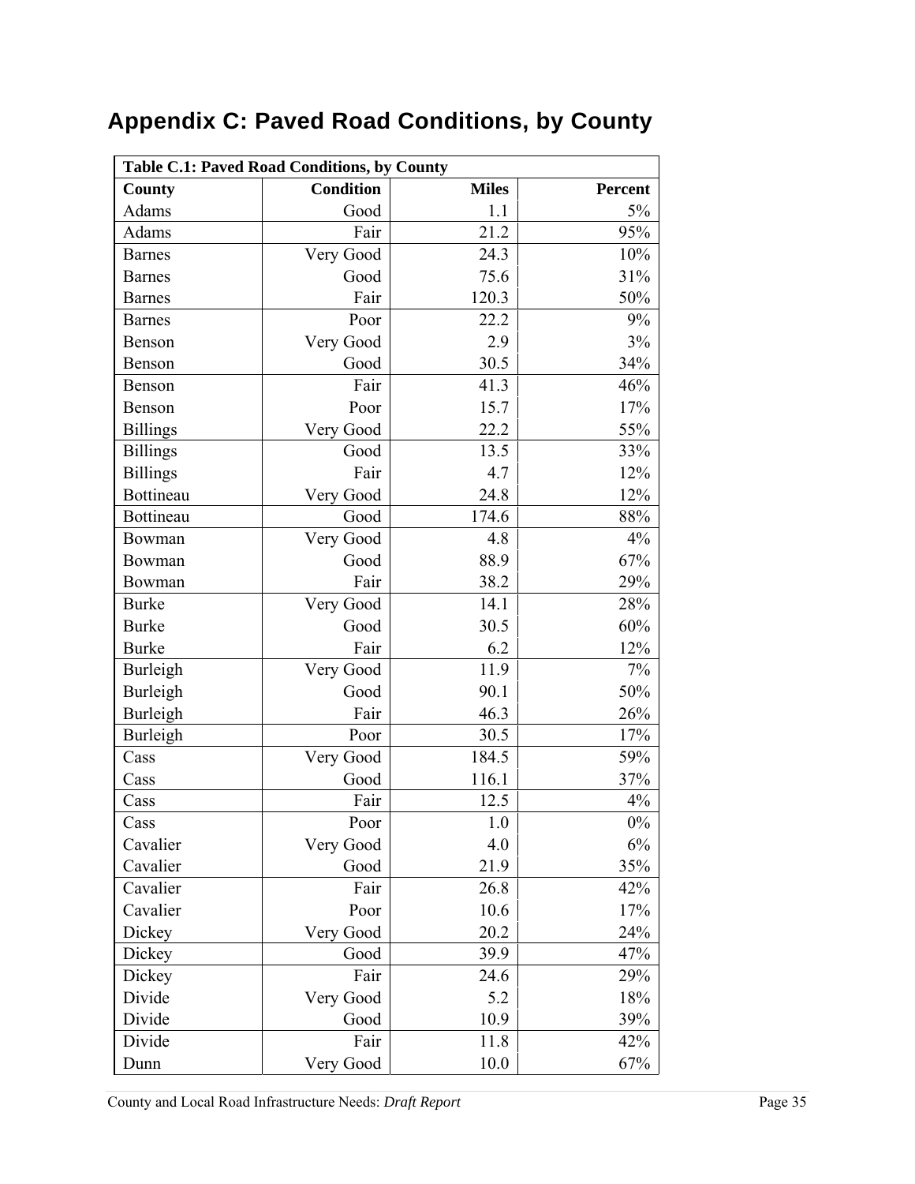# Appendix C: Paved Road Conditions, by County

| Table C.1: Paved Road Conditions, by County | | | |
|---|---|---|---|
| County | Condition | Miles | Percent |
| Adams | Good | 1.1 | 5% |
| Adams | Fair | 21.2 | 95% |
| Barnes | Very Good | 24.3 | 10% |
| Barnes | Good | 75.6 | 31% |
| Barnes | Fair | 120.3 | 50% |
| Barnes | Poor | 22.2 | 9% |
| Benson | Very Good | 2.9 | 3% |
| Benson | Good | 30.5 | 34% |
| Benson | Fair | 41.3 | 46% |
| Benson | Poor | 15.7 | 17% |
| Billings | Very Good | 22.2 | 55% |
| Billings | Good | 13.5 | 33% |
| Billings | Fair | 4.7 | 12% |
| Bottineau | Very Good | 24.8 | 12% |
| Bottineau | Good | 174.6 | 88% |
| Bowman | Very Good | 4.8 | 4% |
| Bowman | Good | 88.9 | 67% |
| Bowman | Fair | 38.2 | 29% |
| Burke | Very Good | 14.1 | 28% |
| Burke | Good | 30.5 | 60% |
| Burke | Fair | 6.2 | 12% |
| Burleigh | Very Good | 11.9 | 7% |
| Burleigh | Good | 90.1 | 50% |
| Burleigh | Fair | 46.3 | 26% |
| Burleigh | Poor | 30.5 | 17% |
| Cass | Very Good | 184.5 | 59% |
| Cass | Good | 116.1 | 37% |
| Cass | Fair | 12.5 | 4% |
| Cass | Poor | 1.0 | 0% |
| Cavalier | Very Good | 4.0 | 6% |
| Cavalier | Good | 21.9 | 35% |
| Cavalier | Fair | 26.8 | 42% |
| Cavalier | Poor | 10.6 | 17% |
| Dickey | Very Good | 20.2 | 24% |
| Dickey | Good | 39.9 | 47% |
| Dickey | Fair | 24.6 | 29% |
| Divide | Very Good | 5.2 | 18% |
| Divide | Good | 10.9 | 39% |
| Divide | Fair | 11.8 | 42% |
| Dunn | Very Good | 10.0 | 67% |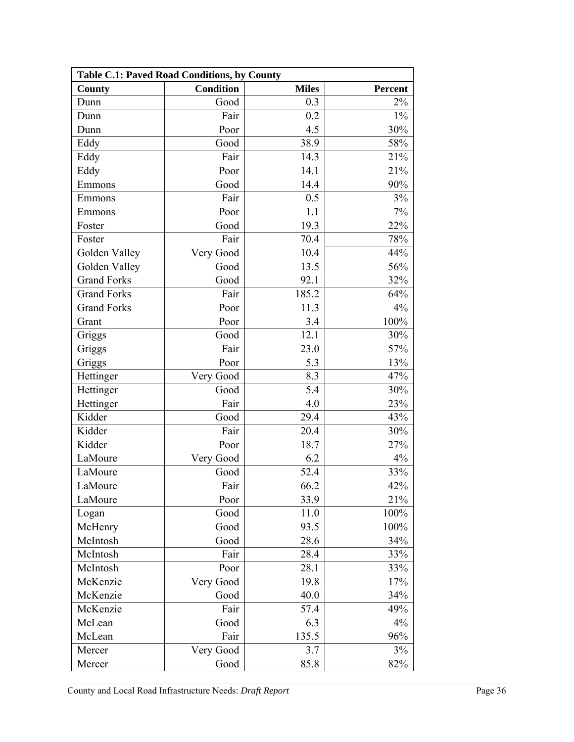| Table C.1: Paved Road Conditions, by County | | | |
|---|---|---|---|
| **County** | **Condition** | **Miles** | **Percent** |
| Dunn | Good | 0.3 | 2% |
| Dunn | Fair | 0.2 | 1% |
| Dunn | Poor | 4.5 | 30% |
| Eddy | Good | 38.9 | 58% |
| Eddy | Fair | 14.3 | 21% |
| Eddy | Poor | 14.1 | 21% |
| Emmons | Good | 14.4 | 90% |
| Emmons | Fair | 0.5 | 3% |
| Emmons | Poor | 1.1 | 7% |
| Foster | Good | 19.3 | 22% |
| Foster | Fair | 70.4 | 78% |
| Golden Valley | Very Good | 10.4 | 44% |
| Golden Valley | Good | 13.5 | 56% |
| Grand Forks | Good | 92.1 | 32% |
| Grand Forks | Fair | 185.2 | 64% |
| Grand Forks | Poor | 11.3 | 4% |
| Grant | Poor | 3.4 | 100% |
| Griggs | Good | 12.1 | 30% |
| Griggs | Fair | 23.0 | 57% |
| Griggs | Poor | 5.3 | 13% |
| Hettinger | Very Good | 8.3 | 47% |
| Hettinger | Good | 5.4 | 30% |
| Hettinger | Fair | 4.0 | 23% |
| Kidder | Good | 29.4 | 43% |
| Kidder | Fair | 20.4 | 30% |
| Kidder | Poor | 18.7 | 27% |
| LaMoure | Very Good | 6.2 | 4% |
| LaMoure | Good | 52.4 | 33% |
| LaMoure | Fair | 66.2 | 42% |
| LaMoure | Poor | 33.9 | 21% |
| Logan | Good | 11.0 | 100% |
| McHenry | Good | 93.5 | 100% |
| McIntosh | Good | 28.6 | 34% |
| McIntosh | Fair | 28.4 | 33% |
| McIntosh | Poor | 28.1 | 33% |
| McKenzie | Very Good | 19.8 | 17% |
| McKenzie | Good | 40.0 | 34% |
| McKenzie | Fair | 57.4 | 49% |
| McLean | Good | 6.3 | 4% |
| McLean | Fair | 135.5 | 96% |
| Mercer | Very Good | 3.7 | 3% |
| Mercer | Good | 85.8 | 82% |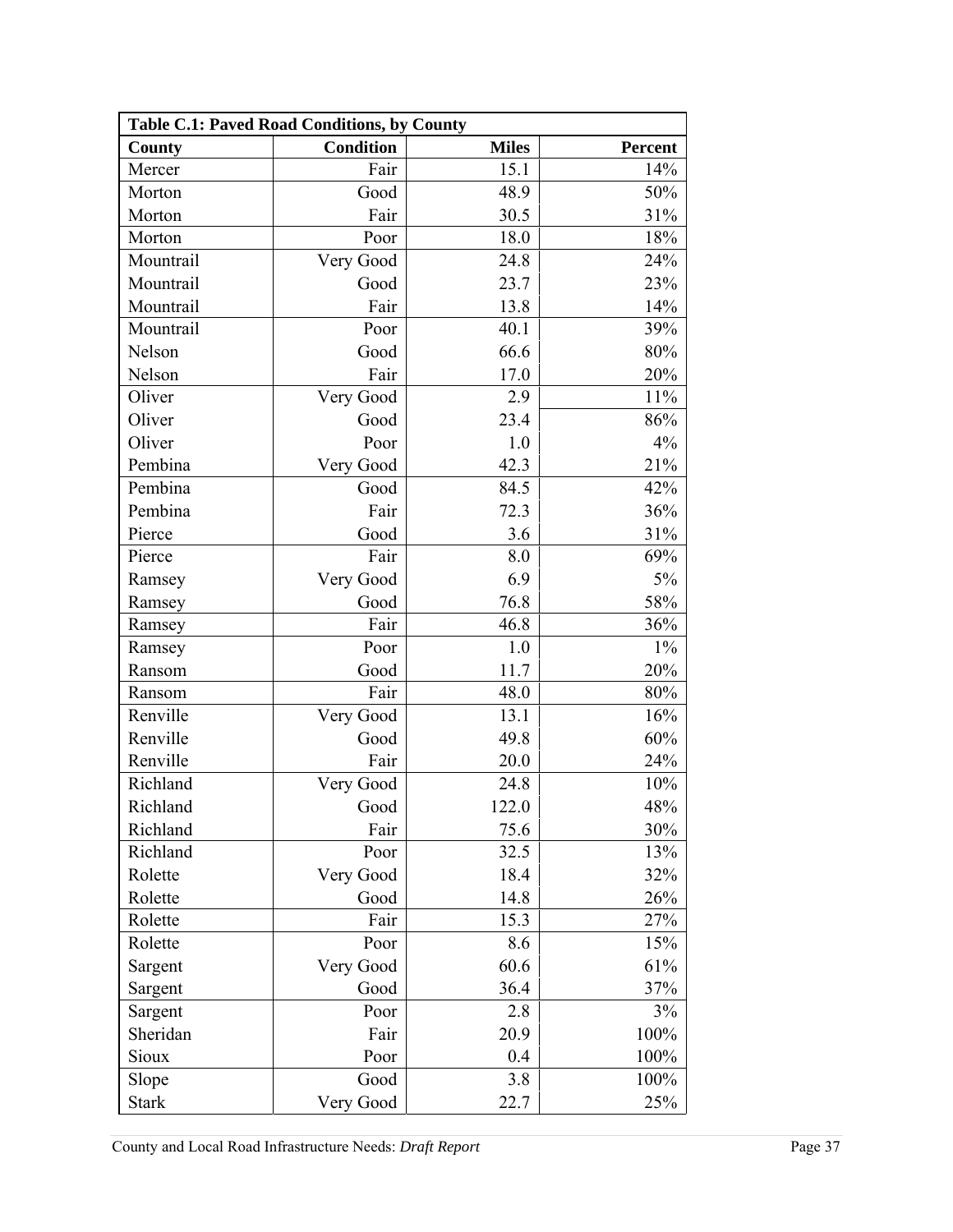| Table C.1: Paved Road Conditions, by County | | | |
|---|---|---|---|
| **County** | **Condition** | **Miles** | **Percent** |
| Mercer | Fair | 15.1 | 14% |
| Morton | Good | 48.9 | 50% |
| Morton | Fair | 30.5 | 31% |
| Morton | Poor | 18.0 | 18% |
| Mountrail | Very Good | 24.8 | 24% |
| Mountrail | Good | 23.7 | 23% |
| Mountrail | Fair | 13.8 | 14% |
| Mountrail | Poor | 40.1 | 39% |
| Nelson | Good | 66.6 | 80% |
| Nelson | Fair | 17.0 | 20% |
| Oliver | Very Good | 2.9 | 11% |
| Oliver | Good | 23.4 | 86% |
| Oliver | Poor | 1.0 | 4% |
| Pembina | Very Good | 42.3 | 21% |
| Pembina | Good | 84.5 | 42% |
| Pembina | Fair | 72.3 | 36% |
| Pierce | Good | 3.6 | 31% |
| Pierce | Fair | 8.0 | 69% |
| Ramsey | Very Good | 6.9 | 5% |
| Ramsey | Good | 76.8 | 58% |
| Ramsey | Fair | 46.8 | 36% |
| Ramsey | Poor | 1.0 | 1% |
| Ransom | Good | 11.7 | 20% |
| Ransom | Fair | 48.0 | 80% |
| Renville | Very Good | 13.1 | 16% |
| Renville | Good | 49.8 | 60% |
| Renville | Fair | 20.0 | 24% |
| Richland | Very Good | 24.8 | 10% |
| Richland | Good | 122.0 | 48% |
| Richland | Fair | 75.6 | 30% |
| Richland | Poor | 32.5 | 13% |
| Rolette | Very Good | 18.4 | 32% |
| Rolette | Good | 14.8 | 26% |
| Rolette | Fair | 15.3 | 27% |
| Rolette | Poor | 8.6 | 15% |
| Sargent | Very Good | 60.6 | 61% |
| Sargent | Good | 36.4 | 37% |
| Sargent | Poor | 2.8 | 3% |
| Sheridan | Fair | 20.9 | 100% |
| Sioux | Poor | 0.4 | 100% |
| Slope | Good | 3.8 | 100% |
| Stark | Very Good | 22.7 | 25% |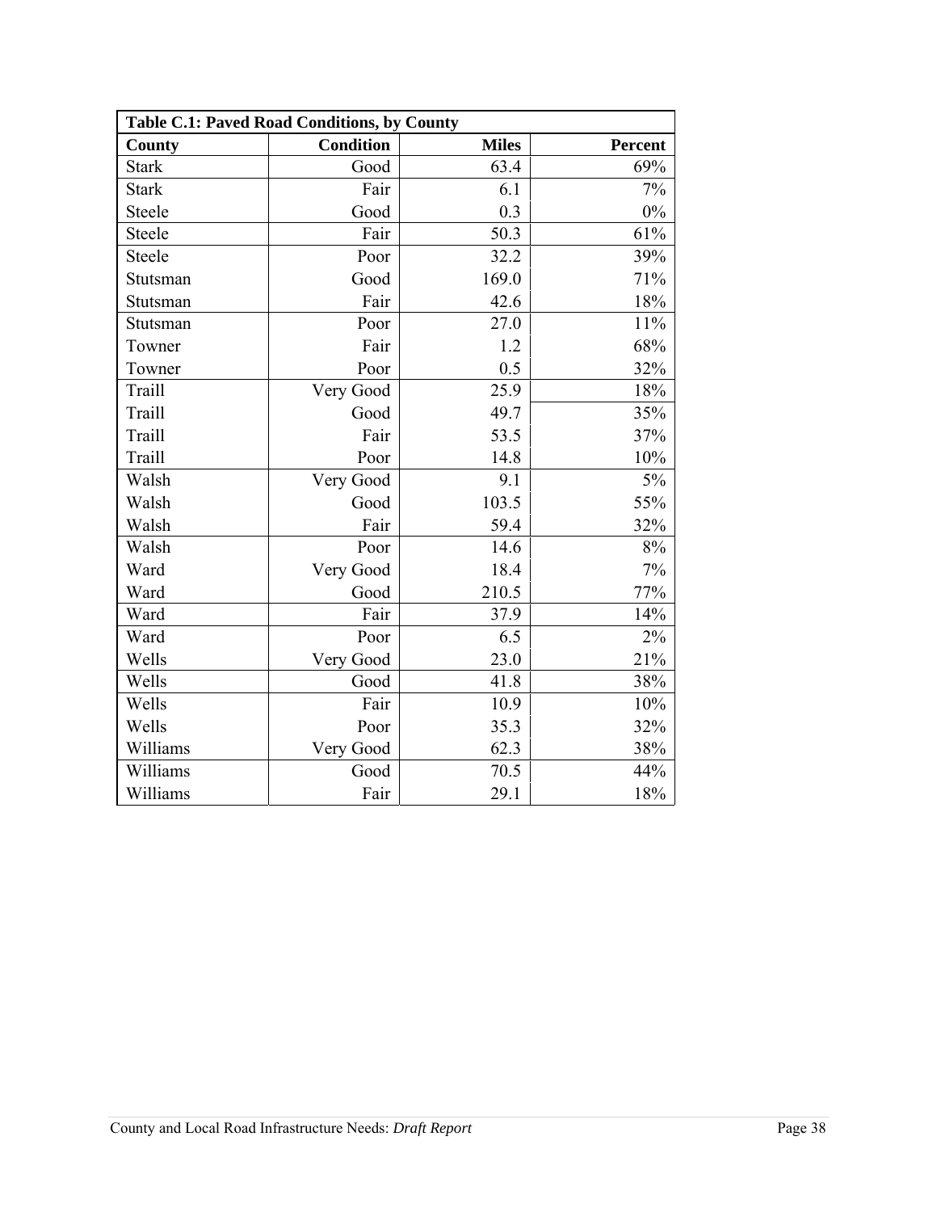**Table C.1: Paved Road Conditions, by County**

| County | Condition | Miles | Percent |
|---|---|---|---|
| Stark | Good | 63.4 | 69% |
| Stark | Fair | 6.1 | 7% |
| Steele | Good | 0.3 | 0% |
| Steele | Fair | 50.3 | 61% |
| Steele | Poor | 32.2 | 39% |
| Stutsman | Good | 169.0 | 71% |
| Stutsman | Fair | 42.6 | 18% |
| Stutsman | Poor | 27.0 | 11% |
| Towner | Fair | 1.2 | 68% |
| Towner | Poor | 0.5 | 32% |
| Traill | Very Good | 25.9 | 18% |
| Traill | Good | 49.7 | 35% |
| Traill | Fair | 53.5 | 37% |
| Traill | Poor | 14.8 | 10% |
| Walsh | Very Good | 9.1 | 5% |
| Walsh | Good | 103.5 | 55% |
| Walsh | Fair | 59.4 | 32% |
| Walsh | Poor | 14.6 | 8% |
| Ward | Very Good | 18.4 | 7% |
| Ward | Good | 210.5 | 77% |
| Ward | Fair | 37.9 | 14% |
| Ward | Poor | 6.5 | 2% |
| Wells | Very Good | 23.0 | 21% |
| Wells | Good | 41.8 | 38% |
| Wells | Fair | 10.9 | 10% |
| Wells | Poor | 35.3 | 32% |
| Williams | Very Good | 62.3 | 38% |
| Williams | Good | 70.5 | 44% |
| Williams | Fair | 29.1 | 18% |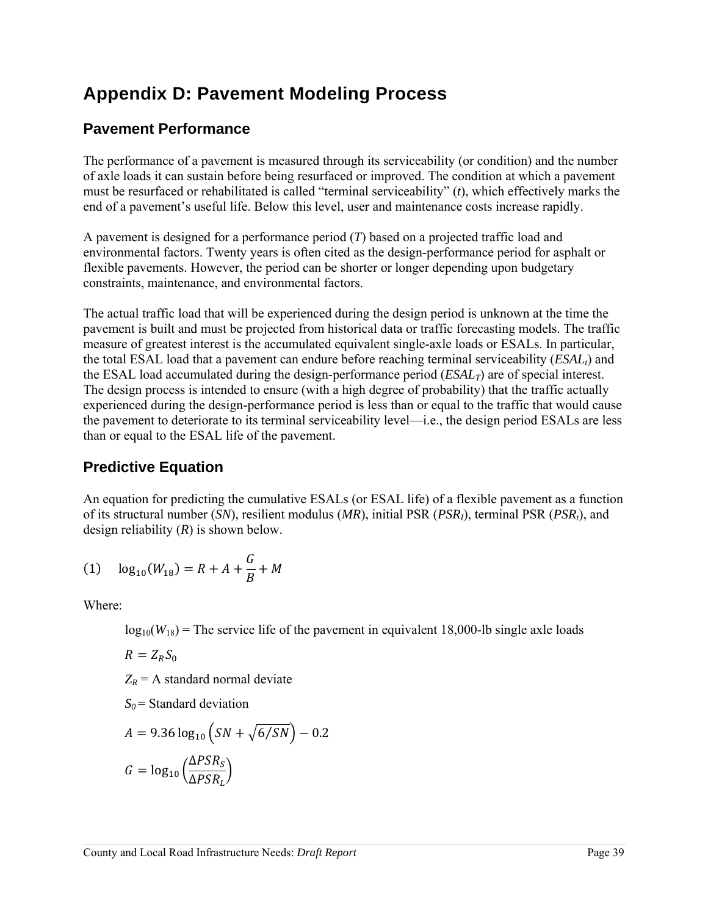# Appendix D: Pavement Modeling Process

## Pavement Performance

The performance of a pavement is measured through its serviceability (or condition) and the number of axle loads it can sustain before being resurfaced or improved. The condition at which a pavement must be resurfaced or rehabilitated is called "terminal serviceability" ($t$), which effectively marks the end of a pavement's useful life. Below this level, user and maintenance costs increase rapidly.

A pavement is designed for a performance period ($T$) based on a projected traffic load and environmental factors. Twenty years is often cited as the design-performance period for asphalt or flexible pavements. However, the period can be shorter or longer depending upon budgetary constraints, maintenance, and environmental factors.

The actual traffic load that will be experienced during the design period is unknown at the time the pavement is built and must be projected from historical data or traffic forecasting models. The traffic measure of greatest interest is the accumulated equivalent single-axle loads or ESALs. In particular, the total ESAL load that a pavement can endure before reaching terminal serviceability ($ESAL_t$) and the ESAL load accumulated during the design-performance period ($ESAL_T$) are of special interest. The design process is intended to ensure (with a high degree of probability) that the traffic actually experienced during the design-performance period is less than or equal to the traffic that would cause the pavement to deteriorate to its terminal serviceability level—i.e., the design period ESALs are less than or equal to the ESAL life of the pavement.

## Predictive Equation

An equation for predicting the cumulative ESALs (or ESAL life) of a flexible pavement as a function of its structural number ($SN$), resilient modulus ($MR$), initial PSR ($PSR_I$), terminal PSR ($PSR_t$), and design reliability ($R$) is shown below.

$$\text{(1)} \quad \log_{10}(W_{18}) = R + A + \frac{G}{B} + M$$

Where:

$\log_{10}(W_{18})$ = The service life of the pavement in equivalent 18,000-lb single axle loads

$R = Z_R S_0$

$Z_R$ = A standard normal deviate

$S_0$ = Standard deviation

$A = 9.36 \log_{10}\left(SN + \sqrt{6/SN}\right) - 0.2$

$G = \log_{10}\left(\frac{\Delta PSR_S}{\Delta PSR_L}\right)$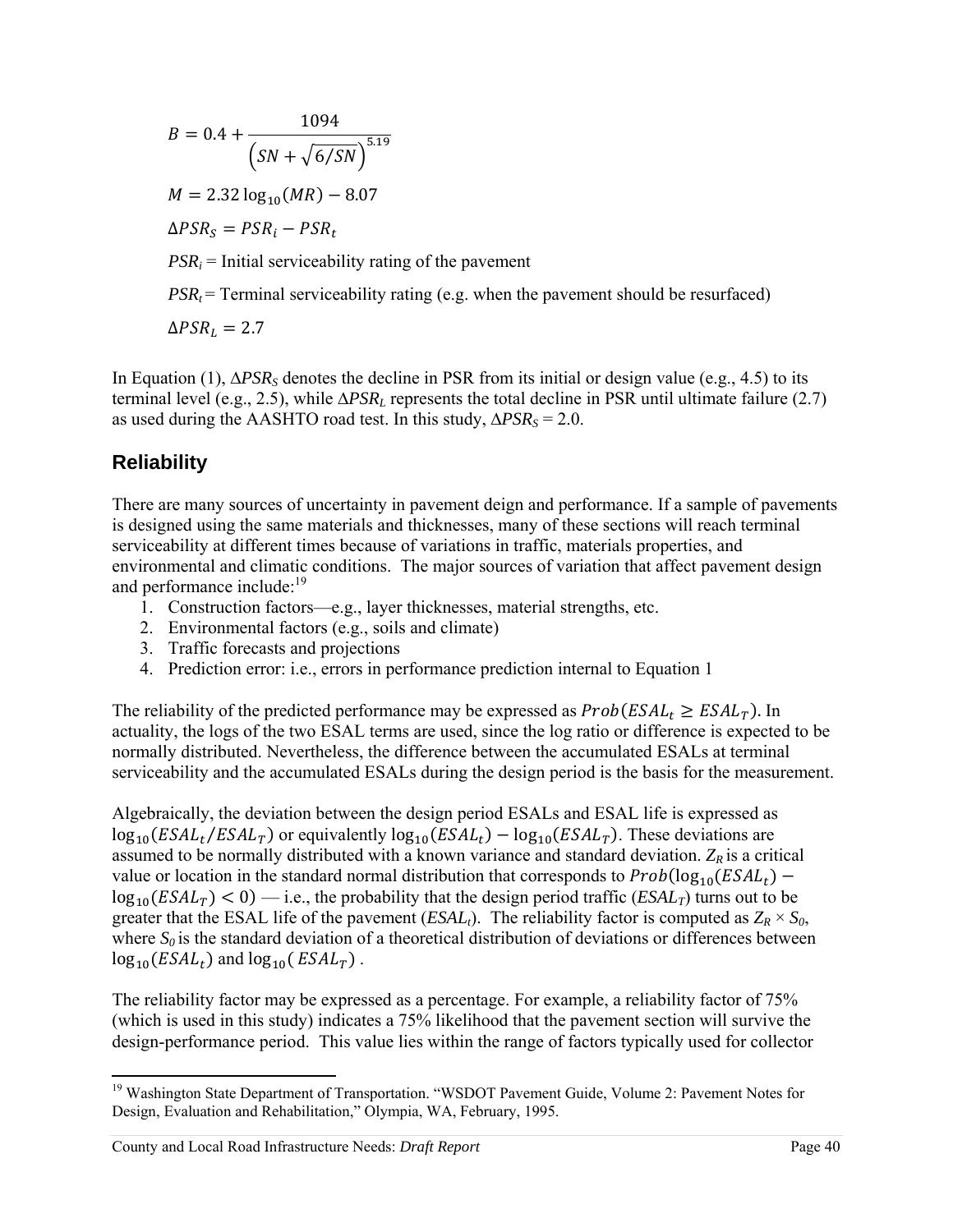$$B = 0.4 + \frac{1094}{\left(SN + \sqrt{6/SN}\right)^{5.19}}$$

$$M = 2.32 \log_{10}(MR) - 8.07$$

$$\Delta PSR_S = PSR_i - PSR_t$$

$PSR_i$ = Initial serviceability rating of the pavement

$PSR_t$ = Terminal serviceability rating (e.g. when the pavement should be resurfaced)

$$\Delta PSR_L = 2.7$$

In Equation (1), $\Delta PSR_S$ denotes the decline in PSR from its initial or design value (e.g., 4.5) to its terminal level (e.g., 2.5), while $\Delta PSR_L$ represents the total decline in PSR until ultimate failure (2.7) as used during the AASHTO road test. In this study, $\Delta PSR_S = 2.0$.

## Reliability

There are many sources of uncertainty in pavement deign and performance. If a sample of pavements is designed using the same materials and thicknesses, many of these sections will reach terminal serviceability at different times because of variations in traffic, materials properties, and environmental and climatic conditions. The major sources of variation that affect pavement design and performance include:[19]

1. Construction factors—e.g., layer thicknesses, material strengths, etc.
2. Environmental factors (e.g., soils and climate)
3. Traffic forecasts and projections
4. Prediction error: i.e., errors in performance prediction internal to Equation 1

The reliability of the predicted performance may be expressed as $Prob(ESAL_t \geq ESAL_T)$. In actuality, the logs of the two ESAL terms are used, since the log ratio or difference is expected to be normally distributed. Nevertheless, the difference between the accumulated ESALs at terminal serviceability and the accumulated ESALs during the design period is the basis for the measurement.

Algebraically, the deviation between the design period ESALs and ESAL life is expressed as $\log_{10}(ESAL_t/ESAL_T)$ or equivalently $\log_{10}(ESAL_t) - \log_{10}(ESAL_T)$. These deviations are assumed to be normally distributed with a known variance and standard deviation. $Z_R$ is a critical value or location in the standard normal distribution that corresponds to $Prob(\log_{10}(ESAL_t) - \log_{10}(ESAL_T) < 0)$ — i.e., the probability that the design period traffic ($ESAL_T$) turns out to be greater that the ESAL life of the pavement ($ESAL_t$). The reliability factor is computed as $Z_R \times S_0$, where $S_0$ is the standard deviation of a theoretical distribution of deviations or differences between $\log_{10}(ESAL_t)$ and $\log_{10}(ESAL_T)$.

The reliability factor may be expressed as a percentage. For example, a reliability factor of 75% (which is used in this study) indicates a 75% likelihood that the pavement section will survive the design-performance period. This value lies within the range of factors typically used for collector

[19] Washington State Department of Transportation. "WSDOT Pavement Guide, Volume 2: Pavement Notes for Design, Evaluation and Rehabilitation," Olympia, WA, February, 1995.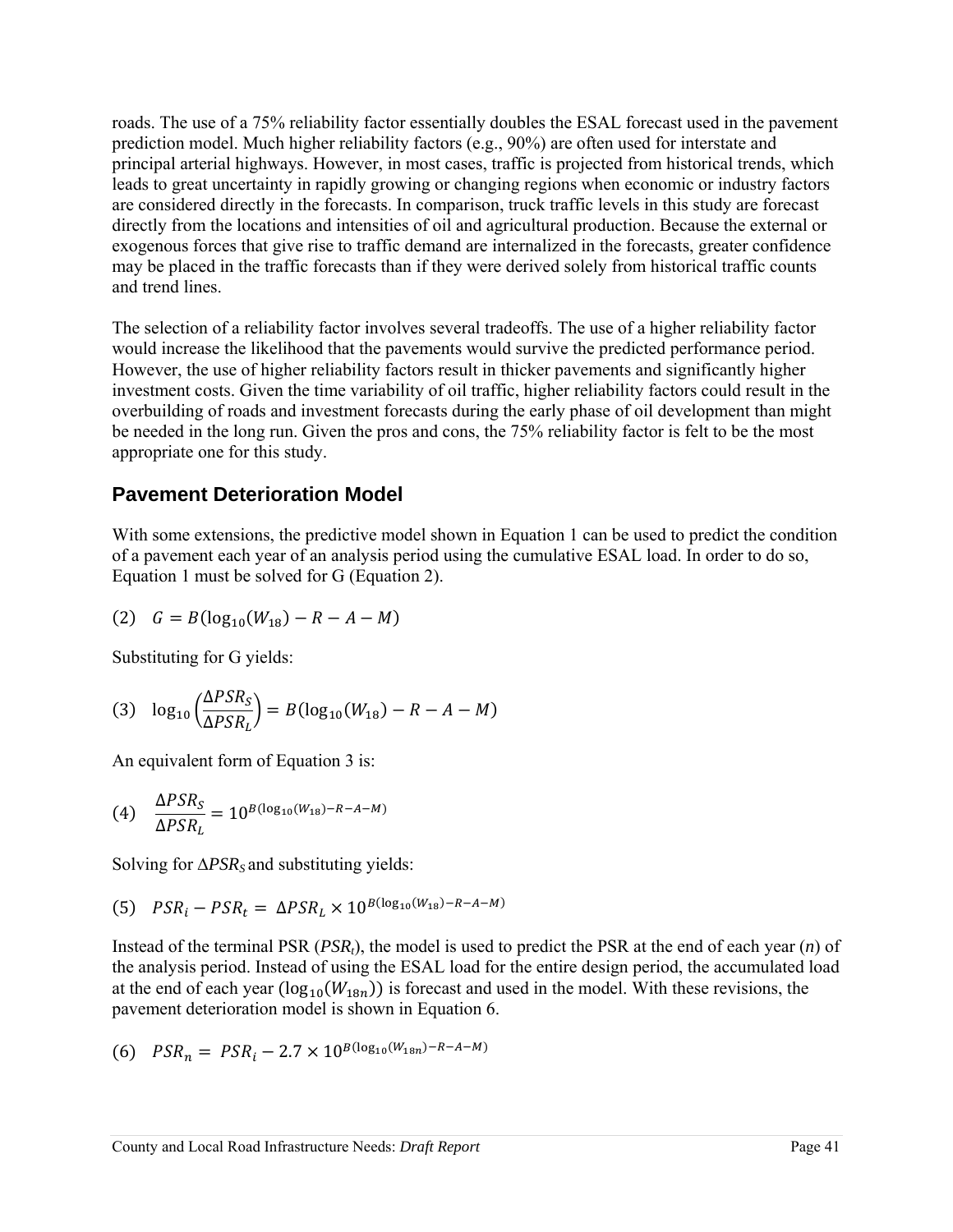roads. The use of a 75% reliability factor essentially doubles the ESAL forecast used in the pavement prediction model. Much higher reliability factors (e.g., 90%) are often used for interstate and principal arterial highways. However, in most cases, traffic is projected from historical trends, which leads to great uncertainty in rapidly growing or changing regions when economic or industry factors are considered directly in the forecasts. In comparison, truck traffic levels in this study are forecast directly from the locations and intensities of oil and agricultural production. Because the external or exogenous forces that give rise to traffic demand are internalized in the forecasts, greater confidence may be placed in the traffic forecasts than if they were derived solely from historical traffic counts and trend lines.

The selection of a reliability factor involves several tradeoffs. The use of a higher reliability factor would increase the likelihood that the pavements would survive the predicted performance period. However, the use of higher reliability factors result in thicker pavements and significantly higher investment costs. Given the time variability of oil traffic, higher reliability factors could result in the overbuilding of roads and investment forecasts during the early phase of oil development than might be needed in the long run. Given the pros and cons, the 75% reliability factor is felt to be the most appropriate one for this study.

## Pavement Deterioration Model

With some extensions, the predictive model shown in Equation 1 can be used to predict the condition of a pavement each year of an analysis period using the cumulative ESAL load. In order to do so, Equation 1 must be solved for G (Equation 2).

$$(2) \quad G = B(\log_{10}(W_{18}) - R - A - M)$$

Substituting for G yields:

$$(3) \quad \log_{10}\left(\frac{\Delta PSR_S}{\Delta PSR_L}\right) = B(\log_{10}(W_{18}) - R - A - M)$$

An equivalent form of Equation 3 is:

$$(4) \quad \frac{\Delta PSR_S}{\Delta PSR_L} = 10^{B(\log_{10}(W_{18}) - R - A - M)}$$

Solving for $\Delta PSR_S$ and substituting yields:

$$(5) \quad PSR_i - PSR_t = \Delta PSR_L \times 10^{B(\log_{10}(W_{18}) - R - A - M)}$$

Instead of the terminal PSR ($PSR_t$), the model is used to predict the PSR at the end of each year ($n$) of the analysis period. Instead of using the ESAL load for the entire design period, the accumulated load at the end of each year ($\log_{10}(W_{18n})$) is forecast and used in the model. With these revisions, the pavement deterioration model is shown in Equation 6.

$$(6) \quad PSR_n = PSR_i - 2.7 \times 10^{B(\log_{10}(W_{18n}) - R - A - M)}$$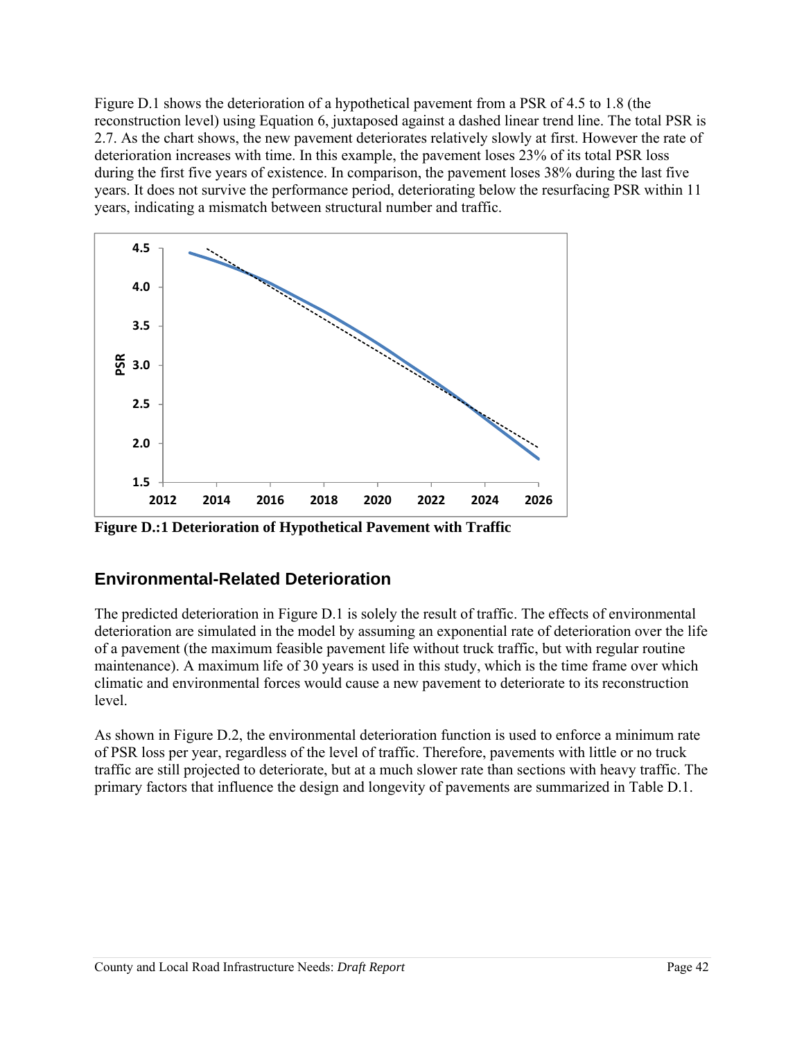Figure D.1 shows the deterioration of a hypothetical pavement from a PSR of 4.5 to 1.8 (the reconstruction level) using Equation 6, juxtaposed against a dashed linear trend line. The total PSR is 2.7. As the chart shows, the new pavement deteriorates relatively slowly at first. However the rate of deterioration increases with time. In this example, the pavement loses 23% of its total PSR loss during the first five years of existence. In comparison, the pavement loses 38% during the last five years. It does not survive the performance period, deteriorating below the resurfacing PSR within 11 years, indicating a mismatch between structural number and traffic.

**Figure D.:1 Deterioration of Hypothetical Pavement with Traffic**

## Environmental-Related Deterioration

The predicted deterioration in Figure D.1 is solely the result of traffic. The effects of environmental deterioration are simulated in the model by assuming an exponential rate of deterioration over the life of a pavement (the maximum feasible pavement life without truck traffic, but with regular routine maintenance). A maximum life of 30 years is used in this study, which is the time frame over which climatic and environmental forces would cause a new pavement to deteriorate to its reconstruction level.

As shown in Figure D.2, the environmental deterioration function is used to enforce a minimum rate of PSR loss per year, regardless of the level of traffic. Therefore, pavements with little or no truck traffic are still projected to deteriorate, but at a much slower rate than sections with heavy traffic. The primary factors that influence the design and longevity of pavements are summarized in Table D.1.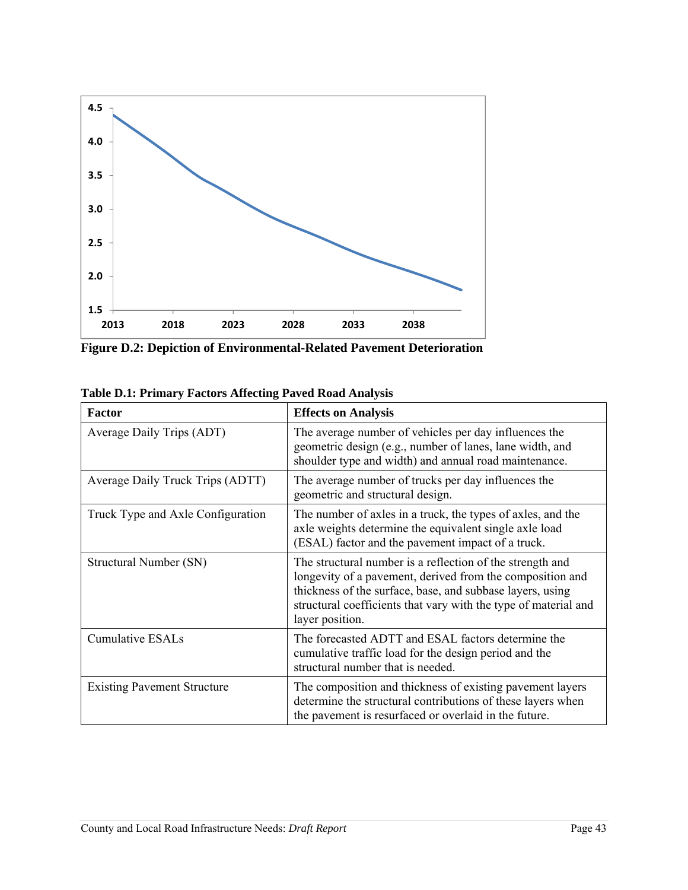**Figure D.2: Depiction of Environmental-Related Pavement Deterioration**

**Table D.1: Primary Factors Affecting Paved Road Analysis**

| Factor | Effects on Analysis |
|---|---|
| Average Daily Trips (ADT) | The average number of vehicles per day influences the geometric design (e.g., number of lanes, lane width, and shoulder type and width) and annual road maintenance. |
| Average Daily Truck Trips (ADTT) | The average number of trucks per day influences the geometric and structural design. |
| Truck Type and Axle Configuration | The number of axles in a truck, the types of axles, and the axle weights determine the equivalent single axle load (ESAL) factor and the pavement impact of a truck. |
| Structural Number (SN) | The structural number is a reflection of the strength and longevity of a pavement, derived from the composition and thickness of the surface, base, and subbase layers, using structural coefficients that vary with the type of material and layer position. |
| Cumulative ESALs | The forecasted ADTT and ESAL factors determine the cumulative traffic load for the design period and the structural number that is needed. |
| Existing Pavement Structure | The composition and thickness of existing pavement layers determine the structural contributions of these layers when the pavement is resurfaced or overlaid in the future. |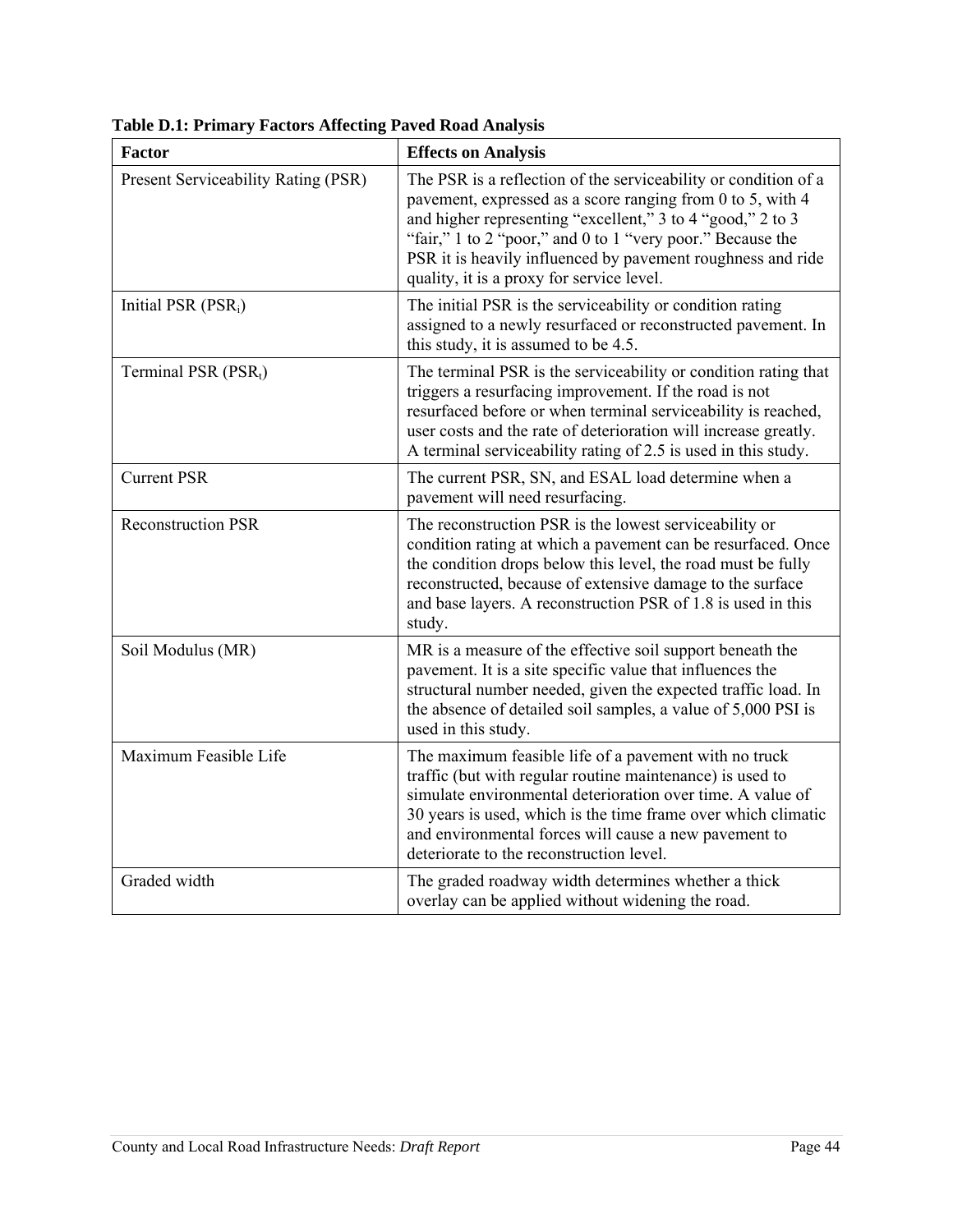**Table D.1: Primary Factors Affecting Paved Road Analysis**

| Factor | Effects on Analysis |
| --- | --- |
| Present Serviceability Rating (PSR) | The PSR is a reflection of the serviceability or condition of a pavement, expressed as a score ranging from 0 to 5, with 4 and higher representing "excellent," 3 to 4 "good," 2 to 3 "fair," 1 to 2 "poor," and 0 to 1 "very poor." Because the PSR it is heavily influenced by pavement roughness and ride quality, it is a proxy for service level. |
| Initial PSR ($PSR_i$) | The initial PSR is the serviceability or condition rating assigned to a newly resurfaced or reconstructed pavement. In this study, it is assumed to be 4.5. |
| Terminal PSR ($PSR_t$) | The terminal PSR is the serviceability or condition rating that triggers a resurfacing improvement. If the road is not resurfaced before or when terminal serviceability is reached, user costs and the rate of deterioration will increase greatly. A terminal serviceability rating of 2.5 is used in this study. |
| Current PSR | The current PSR, SN, and ESAL load determine when a pavement will need resurfacing. |
| Reconstruction PSR | The reconstruction PSR is the lowest serviceability or condition rating at which a pavement can be resurfaced. Once the condition drops below this level, the road must be fully reconstructed, because of extensive damage to the surface and base layers. A reconstruction PSR of 1.8 is used in this study. |
| Soil Modulus (MR) | MR is a measure of the effective soil support beneath the pavement. It is a site specific value that influences the structural number needed, given the expected traffic load. In the absence of detailed soil samples, a value of 5,000 PSI is used in this study. |
| Maximum Feasible Life | The maximum feasible life of a pavement with no truck traffic (but with regular routine maintenance) is used to simulate environmental deterioration over time. A value of 30 years is used, which is the time frame over which climatic and environmental forces will cause a new pavement to deteriorate to the reconstruction level. |
| Graded width | The graded roadway width determines whether a thick overlay can be applied without widening the road. |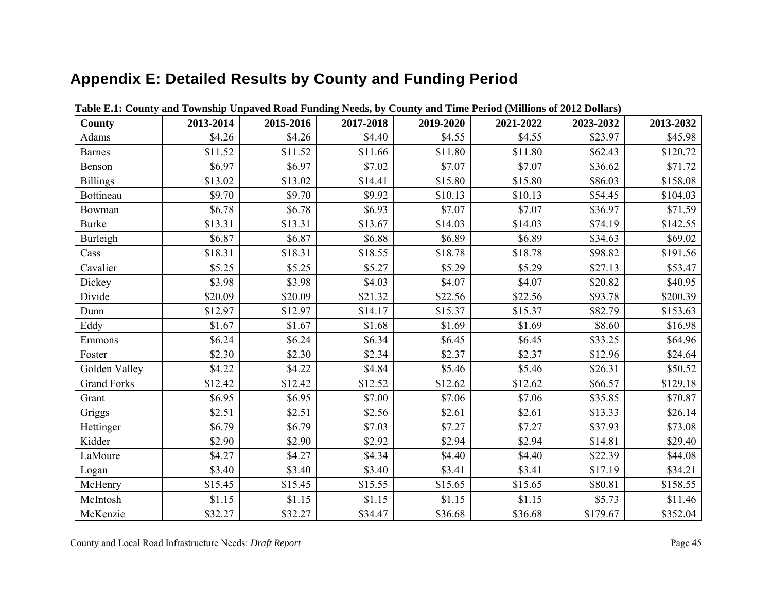## Appendix E: Detailed Results by County and Funding Period

**Table E.1: County and Township Unpaved Road Funding Needs, by County and Time Period (Millions of 2012 Dollars)**

| County | 2013-2014 | 2015-2016 | 2017-2018 | 2019-2020 | 2021-2022 | 2023-2032 | 2013-2032 |
|---|---|---|---|---|---|---|---|
| Adams | $4.26 | $4.26 | $4.40 | $4.55 | $4.55 | $23.97 | $45.98 |
| Barnes | $11.52 | $11.52 | $11.66 | $11.80 | $11.80 | $62.43 | $120.72 |
| Benson | $6.97 | $6.97 | $7.02 | $7.07 | $7.07 | $36.62 | $71.72 |
| Billings | $13.02 | $13.02 | $14.41 | $15.80 | $15.80 | $86.03 | $158.08 |
| Bottineau | $9.70 | $9.70 | $9.92 | $10.13 | $10.13 | $54.45 | $104.03 |
| Bowman | $6.78 | $6.78 | $6.93 | $7.07 | $7.07 | $36.97 | $71.59 |
| Burke | $13.31 | $13.31 | $13.67 | $14.03 | $14.03 | $74.19 | $142.55 |
| Burleigh | $6.87 | $6.87 | $6.88 | $6.89 | $6.89 | $34.63 | $69.02 |
| Cass | $18.31 | $18.31 | $18.55 | $18.78 | $18.78 | $98.82 | $191.56 |
| Cavalier | $5.25 | $5.25 | $5.27 | $5.29 | $5.29 | $27.13 | $53.47 |
| Dickey | $3.98 | $3.98 | $4.03 | $4.07 | $4.07 | $20.82 | $40.95 |
| Divide | $20.09 | $20.09 | $21.32 | $22.56 | $22.56 | $93.78 | $200.39 |
| Dunn | $12.97 | $12.97 | $14.17 | $15.37 | $15.37 | $82.79 | $153.63 |
| Eddy | $1.67 | $1.67 | $1.68 | $1.69 | $1.69 | $8.60 | $16.98 |
| Emmons | $6.24 | $6.24 | $6.34 | $6.45 | $6.45 | $33.25 | $64.96 |
| Foster | $2.30 | $2.30 | $2.34 | $2.37 | $2.37 | $12.96 | $24.64 |
| Golden Valley | $4.22 | $4.22 | $4.84 | $5.46 | $5.46 | $26.31 | $50.52 |
| Grand Forks | $12.42 | $12.42 | $12.52 | $12.62 | $12.62 | $66.57 | $129.18 |
| Grant | $6.95 | $6.95 | $7.00 | $7.06 | $7.06 | $35.85 | $70.87 |
| Griggs | $2.51 | $2.51 | $2.56 | $2.61 | $2.61 | $13.33 | $26.14 |
| Hettinger | $6.79 | $6.79 | $7.03 | $7.27 | $7.27 | $37.93 | $73.08 |
| Kidder | $2.90 | $2.90 | $2.92 | $2.94 | $2.94 | $14.81 | $29.40 |
| LaMoure | $4.27 | $4.27 | $4.34 | $4.40 | $4.40 | $22.39 | $44.08 |
| Logan | $3.40 | $3.40 | $3.40 | $3.41 | $3.41 | $17.19 | $34.21 |
| McHenry | $15.45 | $15.45 | $15.55 | $15.65 | $15.65 | $80.81 | $158.55 |
| McIntosh | $1.15 | $1.15 | $1.15 | $1.15 | $1.15 | $5.73 | $11.46 |
| McKenzie | $32.27 | $32.27 | $34.47 | $36.68 | $36.68 | $179.67 | $352.04 |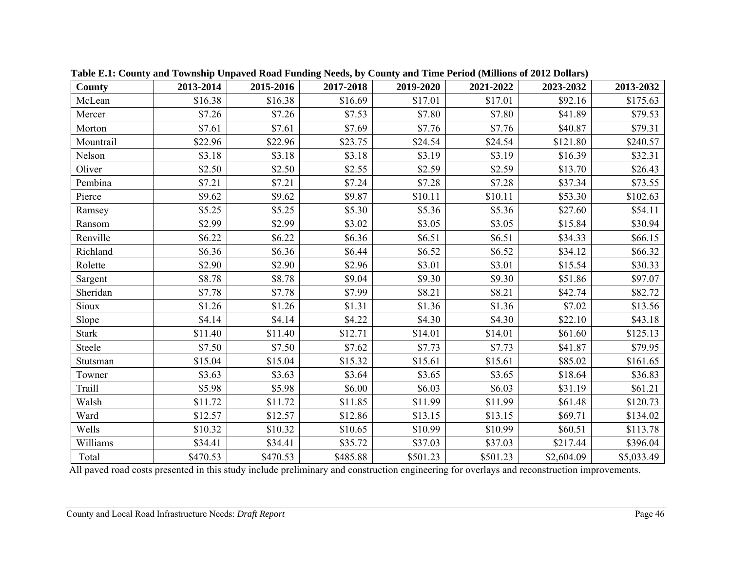**Table E.1: County and Township Unpaved Road Funding Needs, by County and Time Period (Millions of 2012 Dollars)**

| County | 2013-2014 | 2015-2016 | 2017-2018 | 2019-2020 | 2021-2022 | 2023-2032 | 2013-2032 |
|---|---|---|---|---|---|---|---|
| McLean | $16.38 | $16.38 | $16.69 | $17.01 | $17.01 | $92.16 | $175.63 |
| Mercer | $7.26 | $7.26 | $7.53 | $7.80 | $7.80 | $41.89 | $79.53 |
| Morton | $7.61 | $7.61 | $7.69 | $7.76 | $7.76 | $40.87 | $79.31 |
| Mountrail | $22.96 | $22.96 | $23.75 | $24.54 | $24.54 | $121.80 | $240.57 |
| Nelson | $3.18 | $3.18 | $3.18 | $3.19 | $3.19 | $16.39 | $32.31 |
| Oliver | $2.50 | $2.50 | $2.55 | $2.59 | $2.59 | $13.70 | $26.43 |
| Pembina | $7.21 | $7.21 | $7.24 | $7.28 | $7.28 | $37.34 | $73.55 |
| Pierce | $9.62 | $9.62 | $9.87 | $10.11 | $10.11 | $53.30 | $102.63 |
| Ramsey | $5.25 | $5.25 | $5.30 | $5.36 | $5.36 | $27.60 | $54.11 |
| Ransom | $2.99 | $2.99 | $3.02 | $3.05 | $3.05 | $15.84 | $30.94 |
| Renville | $6.22 | $6.22 | $6.36 | $6.51 | $6.51 | $34.33 | $66.15 |
| Richland | $6.36 | $6.36 | $6.44 | $6.52 | $6.52 | $34.12 | $66.32 |
| Rolette | $2.90 | $2.90 | $2.96 | $3.01 | $3.01 | $15.54 | $30.33 |
| Sargent | $8.78 | $8.78 | $9.04 | $9.30 | $9.30 | $51.86 | $97.07 |
| Sheridan | $7.78 | $7.78 | $7.99 | $8.21 | $8.21 | $42.74 | $82.72 |
| Sioux | $1.26 | $1.26 | $1.31 | $1.36 | $1.36 | $7.02 | $13.56 |
| Slope | $4.14 | $4.14 | $4.22 | $4.30 | $4.30 | $22.10 | $43.18 |
| Stark | $11.40 | $11.40 | $12.71 | $14.01 | $14.01 | $61.60 | $125.13 |
| Steele | $7.50 | $7.50 | $7.62 | $7.73 | $7.73 | $41.87 | $79.95 |
| Stutsman | $15.04 | $15.04 | $15.32 | $15.61 | $15.61 | $85.02 | $161.65 |
| Towner | $3.63 | $3.63 | $3.64 | $3.65 | $3.65 | $18.64 | $36.83 |
| Traill | $5.98 | $5.98 | $6.00 | $6.03 | $6.03 | $31.19 | $61.21 |
| Walsh | $11.72 | $11.72 | $11.85 | $11.99 | $11.99 | $61.48 | $120.73 |
| Ward | $12.57 | $12.57 | $12.86 | $13.15 | $13.15 | $69.71 | $134.02 |
| Wells | $10.32 | $10.32 | $10.65 | $10.99 | $10.99 | $60.51 | $113.78 |
| Williams | $34.41 | $34.41 | $35.72 | $37.03 | $37.03 | $217.44 | $396.04 |
| Total | $470.53 | $470.53 | $485.88 | $501.23 | $501.23 | $2,604.09 | $5,033.49 |

All paved road costs presented in this study include preliminary and construction engineering for overlays and reconstruction improvements.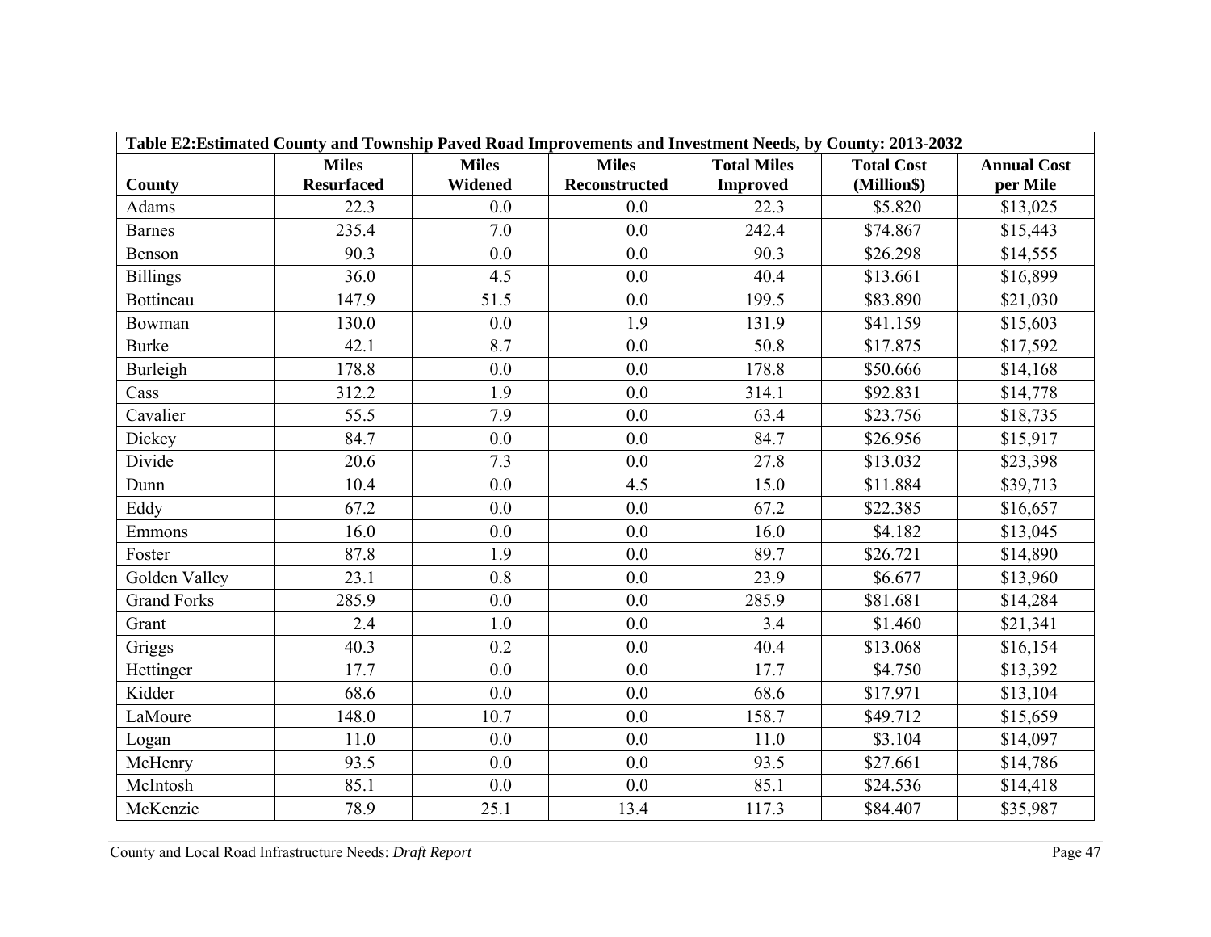**Table E2:Estimated County and Township Paved Road Improvements and Investment Needs, by County: 2013-2032**

| County | Miles Resurfaced | Miles Widened | Miles Reconstructed | Total Miles Improved | Total Cost (Million$) | Annual Cost per Mile |
|---|---|---|---|---|---|---|
| Adams | 22.3 | 0.0 | 0.0 | 22.3 | $5.820 | $13,025 |
| Barnes | 235.4 | 7.0 | 0.0 | 242.4 | $74.867 | $15,443 |
| Benson | 90.3 | 0.0 | 0.0 | 90.3 | $26.298 | $14,555 |
| Billings | 36.0 | 4.5 | 0.0 | 40.4 | $13.661 | $16,899 |
| Bottineau | 147.9 | 51.5 | 0.0 | 199.5 | $83.890 | $21,030 |
| Bowman | 130.0 | 0.0 | 1.9 | 131.9 | $41.159 | $15,603 |
| Burke | 42.1 | 8.7 | 0.0 | 50.8 | $17.875 | $17,592 |
| Burleigh | 178.8 | 0.0 | 0.0 | 178.8 | $50.666 | $14,168 |
| Cass | 312.2 | 1.9 | 0.0 | 314.1 | $92.831 | $14,778 |
| Cavalier | 55.5 | 7.9 | 0.0 | 63.4 | $23.756 | $18,735 |
| Dickey | 84.7 | 0.0 | 0.0 | 84.7 | $26.956 | $15,917 |
| Divide | 20.6 | 7.3 | 0.0 | 27.8 | $13.032 | $23,398 |
| Dunn | 10.4 | 0.0 | 4.5 | 15.0 | $11.884 | $39,713 |
| Eddy | 67.2 | 0.0 | 0.0 | 67.2 | $22.385 | $16,657 |
| Emmons | 16.0 | 0.0 | 0.0 | 16.0 | $4.182 | $13,045 |
| Foster | 87.8 | 1.9 | 0.0 | 89.7 | $26.721 | $14,890 |
| Golden Valley | 23.1 | 0.8 | 0.0 | 23.9 | $6.677 | $13,960 |
| Grand Forks | 285.9 | 0.0 | 0.0 | 285.9 | $81.681 | $14,284 |
| Grant | 2.4 | 1.0 | 0.0 | 3.4 | $1.460 | $21,341 |
| Griggs | 40.3 | 0.2 | 0.0 | 40.4 | $13.068 | $16,154 |
| Hettinger | 17.7 | 0.0 | 0.0 | 17.7 | $4.750 | $13,392 |
| Kidder | 68.6 | 0.0 | 0.0 | 68.6 | $17.971 | $13,104 |
| LaMoure | 148.0 | 10.7 | 0.0 | 158.7 | $49.712 | $15,659 |
| Logan | 11.0 | 0.0 | 0.0 | 11.0 | $3.104 | $14,097 |
| McHenry | 93.5 | 0.0 | 0.0 | 93.5 | $27.661 | $14,786 |
| McIntosh | 85.1 | 0.0 | 0.0 | 85.1 | $24.536 | $14,418 |
| McKenzie | 78.9 | 25.1 | 13.4 | 117.3 | $84.407 | $35,987 |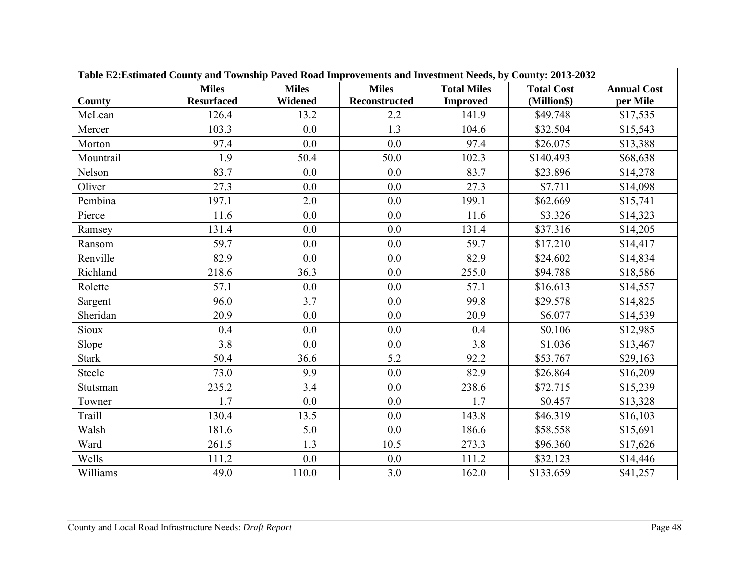**Table E2:Estimated County and Township Paved Road Improvements and Investment Needs, by County: 2013-2032**

| County | Miles Resurfaced | Miles Widened | Miles Reconstructed | Total Miles Improved | Total Cost (Million$) | Annual Cost per Mile |
|---|---|---|---|---|---|---|
| McLean | 126.4 | 13.2 | 2.2 | 141.9 | $49.748 | $17,535 |
| Mercer | 103.3 | 0.0 | 1.3 | 104.6 | $32.504 | $15,543 |
| Morton | 97.4 | 0.0 | 0.0 | 97.4 | $26.075 | $13,388 |
| Mountrail | 1.9 | 50.4 | 50.0 | 102.3 | $140.493 | $68,638 |
| Nelson | 83.7 | 0.0 | 0.0 | 83.7 | $23.896 | $14,278 |
| Oliver | 27.3 | 0.0 | 0.0 | 27.3 | $7.711 | $14,098 |
| Pembina | 197.1 | 2.0 | 0.0 | 199.1 | $62.669 | $15,741 |
| Pierce | 11.6 | 0.0 | 0.0 | 11.6 | $3.326 | $14,323 |
| Ramsey | 131.4 | 0.0 | 0.0 | 131.4 | $37.316 | $14,205 |
| Ransom | 59.7 | 0.0 | 0.0 | 59.7 | $17.210 | $14,417 |
| Renville | 82.9 | 0.0 | 0.0 | 82.9 | $24.602 | $14,834 |
| Richland | 218.6 | 36.3 | 0.0 | 255.0 | $94.788 | $18,586 |
| Rolette | 57.1 | 0.0 | 0.0 | 57.1 | $16.613 | $14,557 |
| Sargent | 96.0 | 3.7 | 0.0 | 99.8 | $29.578 | $14,825 |
| Sheridan | 20.9 | 0.0 | 0.0 | 20.9 | $6.077 | $14,539 |
| Sioux | 0.4 | 0.0 | 0.0 | 0.4 | $0.106 | $12,985 |
| Slope | 3.8 | 0.0 | 0.0 | 3.8 | $1.036 | $13,467 |
| Stark | 50.4 | 36.6 | 5.2 | 92.2 | $53.767 | $29,163 |
| Steele | 73.0 | 9.9 | 0.0 | 82.9 | $26.864 | $16,209 |
| Stutsman | 235.2 | 3.4 | 0.0 | 238.6 | $72.715 | $15,239 |
| Towner | 1.7 | 0.0 | 0.0 | 1.7 | $0.457 | $13,328 |
| Traill | 130.4 | 13.5 | 0.0 | 143.8 | $46.319 | $16,103 |
| Walsh | 181.6 | 5.0 | 0.0 | 186.6 | $58.558 | $15,691 |
| Ward | 261.5 | 1.3 | 10.5 | 273.3 | $96.360 | $17,626 |
| Wells | 111.2 | 0.0 | 0.0 | 111.2 | $32.123 | $14,446 |
| Williams | 49.0 | 110.0 | 3.0 | 162.0 | $133.659 | $41,257 |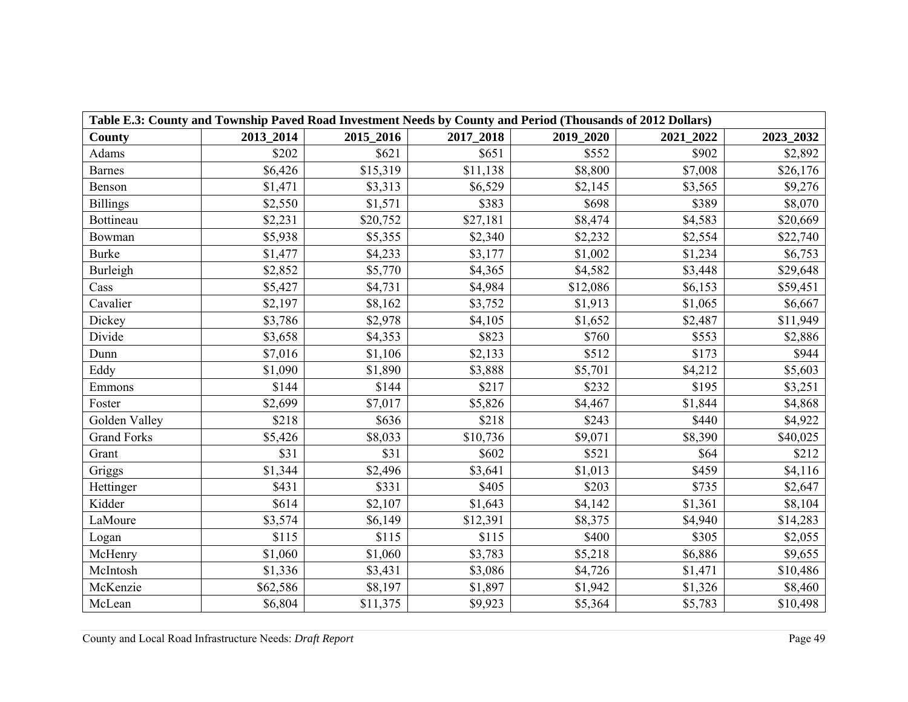| Table E.3: County and Township Paved Road Investment Needs by County and Period (Thousands of 2012 Dollars) | | | | | | |
|---|---|---|---|---|---|---|
| **County** | **2013_2014** | **2015_2016** | **2017_2018** | **2019_2020** | **2021_2022** | **2023_2032** |
| Adams | $202 | $621 | $651 | $552 | $902 | $2,892 |
| Barnes | $6,426 | $15,319 | $11,138 | $8,800 | $7,008 | $26,176 |
| Benson | $1,471 | $3,313 | $6,529 | $2,145 | $3,565 | $9,276 |
| Billings | $2,550 | $1,571 | $383 | $698 | $389 | $8,070 |
| Bottineau | $2,231 | $20,752 | $27,181 | $8,474 | $4,583 | $20,669 |
| Bowman | $5,938 | $5,355 | $2,340 | $2,232 | $2,554 | $22,740 |
| Burke | $1,477 | $4,233 | $3,177 | $1,002 | $1,234 | $6,753 |
| Burleigh | $2,852 | $5,770 | $4,365 | $4,582 | $3,448 | $29,648 |
| Cass | $5,427 | $4,731 | $4,984 | $12,086 | $6,153 | $59,451 |
| Cavalier | $2,197 | $8,162 | $3,752 | $1,913 | $1,065 | $6,667 |
| Dickey | $3,786 | $2,978 | $4,105 | $1,652 | $2,487 | $11,949 |
| Divide | $3,658 | $4,353 | $823 | $760 | $553 | $2,886 |
| Dunn | $7,016 | $1,106 | $2,133 | $512 | $173 | $944 |
| Eddy | $1,090 | $1,890 | $3,888 | $5,701 | $4,212 | $5,603 |
| Emmons | $144 | $144 | $217 | $232 | $195 | $3,251 |
| Foster | $2,699 | $7,017 | $5,826 | $4,467 | $1,844 | $4,868 |
| Golden Valley | $218 | $636 | $218 | $243 | $440 | $4,922 |
| Grand Forks | $5,426 | $8,033 | $10,736 | $9,071 | $8,390 | $40,025 |
| Grant | $31 | $31 | $602 | $521 | $64 | $212 |
| Griggs | $1,344 | $2,496 | $3,641 | $1,013 | $459 | $4,116 |
| Hettinger | $431 | $331 | $405 | $203 | $735 | $2,647 |
| Kidder | $614 | $2,107 | $1,643 | $4,142 | $1,361 | $8,104 |
| LaMoure | $3,574 | $6,149 | $12,391 | $8,375 | $4,940 | $14,283 |
| Logan | $115 | $115 | $115 | $400 | $305 | $2,055 |
| McHenry | $1,060 | $1,060 | $3,783 | $5,218 | $6,886 | $9,655 |
| McIntosh | $1,336 | $3,431 | $3,086 | $4,726 | $1,471 | $10,486 |
| McKenzie | $62,586 | $8,197 | $1,897 | $1,942 | $1,326 | $8,460 |
| McLean | $6,804 | $11,375 | $9,923 | $5,364 | $5,783 | $10,498 |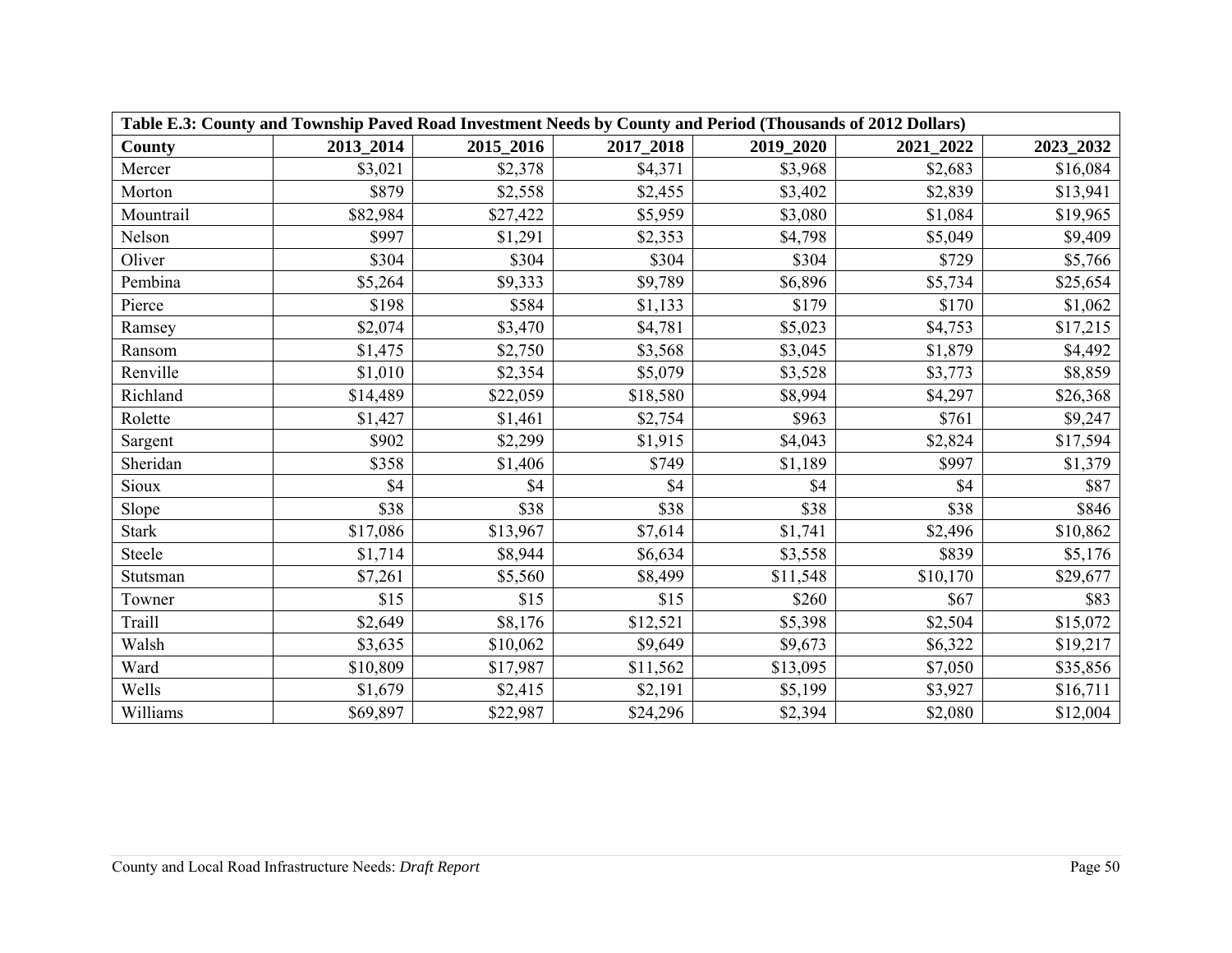| Table E.3: County and Township Paved Road Investment Needs by County and Period (Thousands of 2012 Dollars) | | | | | | |
|---|---|---|---|---|---|---|
| **County** | **2013_2014** | **2015_2016** | **2017_2018** | **2019_2020** | **2021_2022** | **2023_2032** |
| Mercer | $3,021 | $2,378 | $4,371 | $3,968 | $2,683 | $16,084 |
| Morton | $879 | $2,558 | $2,455 | $3,402 | $2,839 | $13,941 |
| Mountrail | $82,984 | $27,422 | $5,959 | $3,080 | $1,084 | $19,965 |
| Nelson | $997 | $1,291 | $2,353 | $4,798 | $5,049 | $9,409 |
| Oliver | $304 | $304 | $304 | $304 | $729 | $5,766 |
| Pembina | $5,264 | $9,333 | $9,789 | $6,896 | $5,734 | $25,654 |
| Pierce | $198 | $584 | $1,133 | $179 | $170 | $1,062 |
| Ramsey | $2,074 | $3,470 | $4,781 | $5,023 | $4,753 | $17,215 |
| Ransom | $1,475 | $2,750 | $3,568 | $3,045 | $1,879 | $4,492 |
| Renville | $1,010 | $2,354 | $5,079 | $3,528 | $3,773 | $8,859 |
| Richland | $14,489 | $22,059 | $18,580 | $8,994 | $4,297 | $26,368 |
| Rolette | $1,427 | $1,461 | $2,754 | $963 | $761 | $9,247 |
| Sargent | $902 | $2,299 | $1,915 | $4,043 | $2,824 | $17,594 |
| Sheridan | $358 | $1,406 | $749 | $1,189 | $997 | $1,379 |
| Sioux | $4 | $4 | $4 | $4 | $4 | $87 |
| Slope | $38 | $38 | $38 | $38 | $38 | $846 |
| Stark | $17,086 | $13,967 | $7,614 | $1,741 | $2,496 | $10,862 |
| Steele | $1,714 | $8,944 | $6,634 | $3,558 | $839 | $5,176 |
| Stutsman | $7,261 | $5,560 | $8,499 | $11,548 | $10,170 | $29,677 |
| Towner | $15 | $15 | $15 | $260 | $67 | $83 |
| Traill | $2,649 | $8,176 | $12,521 | $5,398 | $2,504 | $15,072 |
| Walsh | $3,635 | $10,062 | $9,649 | $9,673 | $6,322 | $19,217 |
| Ward | $10,809 | $17,987 | $11,562 | $13,095 | $7,050 | $35,856 |
| Wells | $1,679 | $2,415 | $2,191 | $5,199 | $3,927 | $16,711 |
| Williams | $69,897 | $22,987 | $24,296 | $2,394 | $2,080 | $12,004 |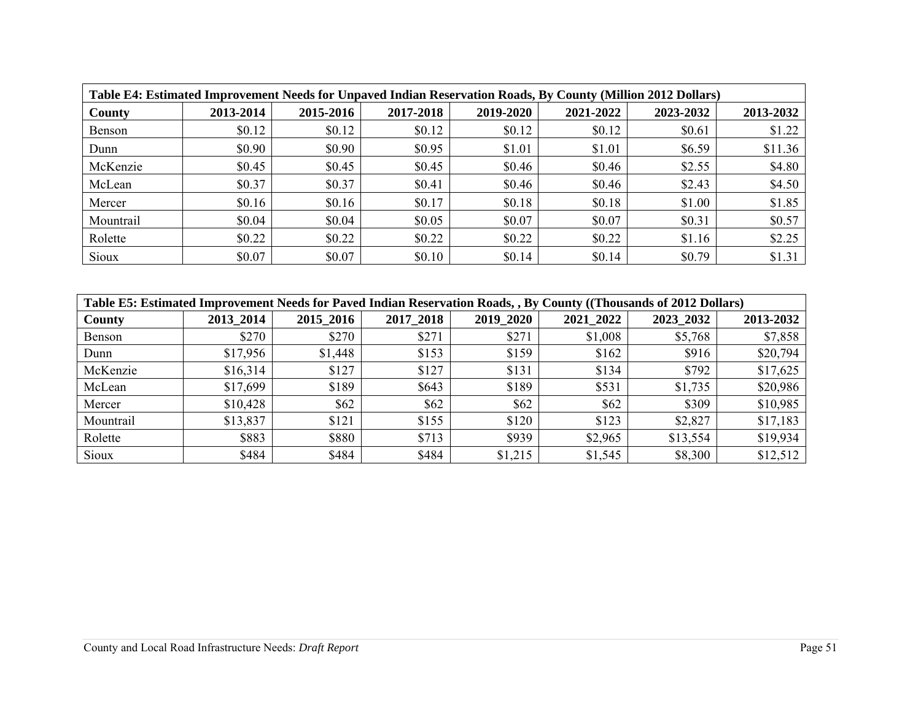| Table E4: Estimated Improvement Needs for Unpaved Indian Reservation Roads, By County (Million 2012 Dollars) | | | | | | | |
|---|---|---|---|---|---|---|---|
| **County** | **2013-2014** | **2015-2016** | **2017-2018** | **2019-2020** | **2021-2022** | **2023-2032** | **2013-2032** |
| Benson | $0.12 | $0.12 | $0.12 | $0.12 | $0.12 | $0.61 | $1.22 |
| Dunn | $0.90 | $0.90 | $0.95 | $1.01 | $1.01 | $6.59 | $11.36 |
| McKenzie | $0.45 | $0.45 | $0.45 | $0.46 | $0.46 | $2.55 | $4.80 |
| McLean | $0.37 | $0.37 | $0.41 | $0.46 | $0.46 | $2.43 | $4.50 |
| Mercer | $0.16 | $0.16 | $0.17 | $0.18 | $0.18 | $1.00 | $1.85 |
| Mountrail | $0.04 | $0.04 | $0.05 | $0.07 | $0.07 | $0.31 | $0.57 |
| Rolette | $0.22 | $0.22 | $0.22 | $0.22 | $0.22 | $1.16 | $2.25 |
| Sioux | $0.07 | $0.07 | $0.10 | $0.14 | $0.14 | $0.79 | $1.31 |

| Table E5: Estimated Improvement Needs for Paved Indian Reservation Roads, , By County ((Thousands of 2012 Dollars) | | | | | | | |
|---|---|---|---|---|---|---|---|
| **County** | **2013_2014** | **2015_2016** | **2017_2018** | **2019_2020** | **2021_2022** | **2023_2032** | **2013-2032** |
| Benson | $270 | $270 | $271 | $271 | $1,008 | $5,768 | $7,858 |
| Dunn | $17,956 | $1,448 | $153 | $159 | $162 | $916 | $20,794 |
| McKenzie | $16,314 | $127 | $127 | $131 | $134 | $792 | $17,625 |
| McLean | $17,699 | $189 | $643 | $189 | $531 | $1,735 | $20,986 |
| Mercer | $10,428 | $62 | $62 | $62 | $62 | $309 | $10,985 |
| Mountrail | $13,837 | $121 | $155 | $120 | $123 | $2,827 | $17,183 |
| Rolette | $883 | $880 | $713 | $939 | $2,965 | $13,554 | $19,934 |
| Sioux | $484 | $484 | $484 | $1,215 | $1,545 | $8,300 | $12,512 |